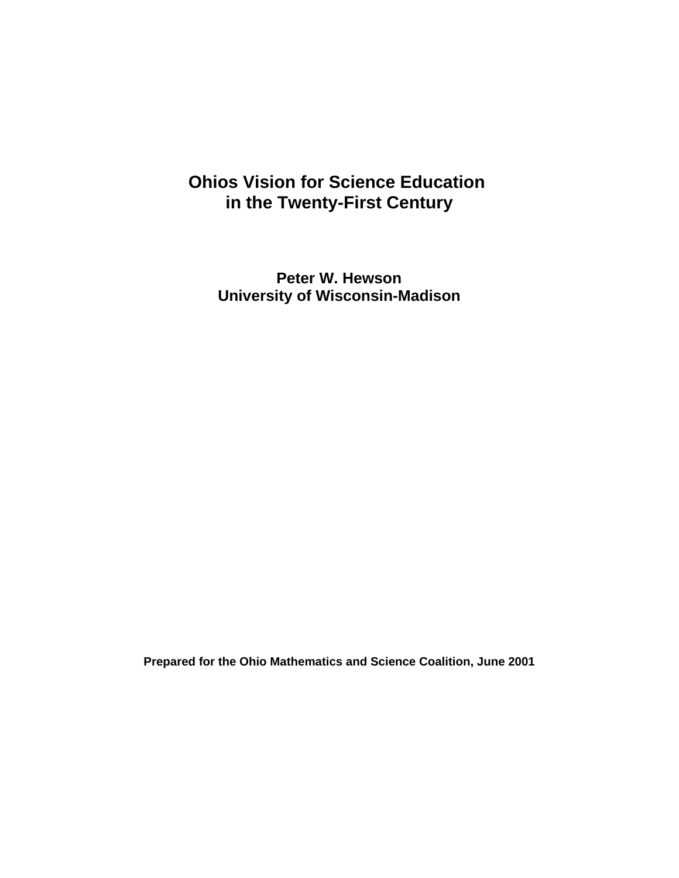# Ohios Vision for Science Education in the Twenty-First Century

**Peter W. Hewson**
**University of Wisconsin-Madison**

**Prepared for the Ohio Mathematics and Science Coalition, June 2001**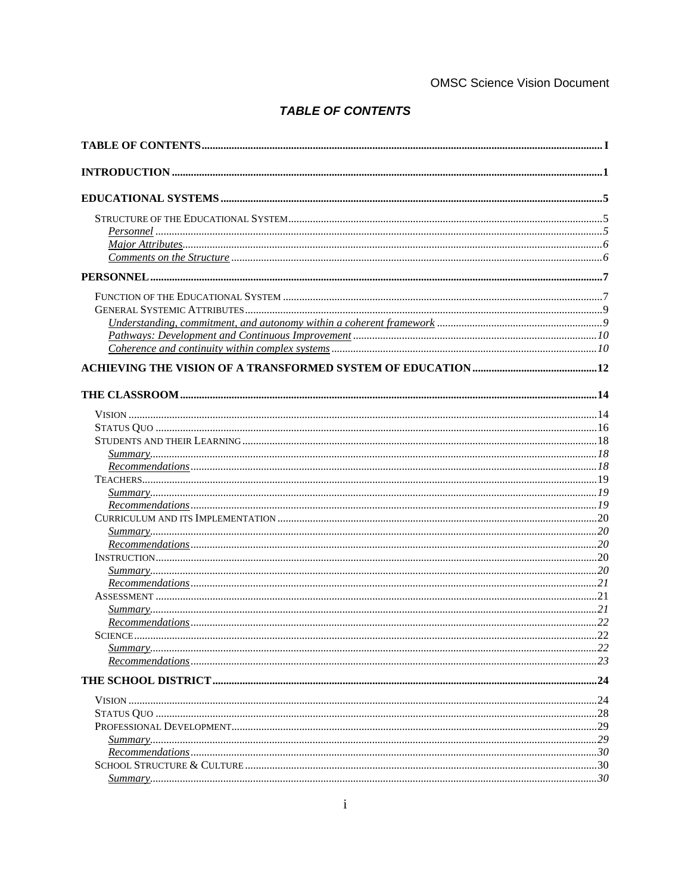## *TABLE OF CONTENTS*

**TABLE OF CONTENTS** ..... I

**INTRODUCTION** ..... 1

**EDUCATIONAL SYSTEMS** ..... 5

- STRUCTURE OF THE EDUCATIONAL SYSTEM ..... 5
  - *Personnel* ..... 5
  - *Major Attributes* ..... 6
  - *Comments on the Structure* ..... 6

**PERSONNEL** ..... 7

- FUNCTION OF THE EDUCATIONAL SYSTEM ..... 7
- GENERAL SYSTEMIC ATTRIBUTES ..... 9
  - *Understanding, commitment, and autonomy within a coherent framework* ..... 9
  - *Pathways: Development and Continuous Improvement* ..... 10
  - *Coherence and continuity within complex systems* ..... 10

**ACHIEVING THE VISION OF A TRANSFORMED SYSTEM OF EDUCATION** ..... 12

**THE CLASSROOM** ..... 14

- VISION ..... 14
- STATUS QUO ..... 16
- STUDENTS AND THEIR LEARNING ..... 18
  - *Summary* ..... 18
  - *Recommendations* ..... 18
- TEACHERS ..... 19
  - *Summary* ..... 19
  - *Recommendations* ..... 19
- CURRICULUM AND ITS IMPLEMENTATION ..... 20
  - *Summary* ..... 20
  - *Recommendations* ..... 20
- INSTRUCTION ..... 20
  - *Summary* ..... 20
  - *Recommendations* ..... 21
- ASSESSMENT ..... 21
  - *Summary* ..... 21
  - *Recommendations* ..... 22
- SCIENCE ..... 22
  - *Summary* ..... 22
  - *Recommendations* ..... 23

**THE SCHOOL DISTRICT** ..... 24

- VISION ..... 24
- STATUS QUO ..... 28
- PROFESSIONAL DEVELOPMENT ..... 29
  - *Summary* ..... 29
  - *Recommendations* ..... 30
- SCHOOL STRUCTURE & CULTURE ..... 30
  - *Summary* ..... 30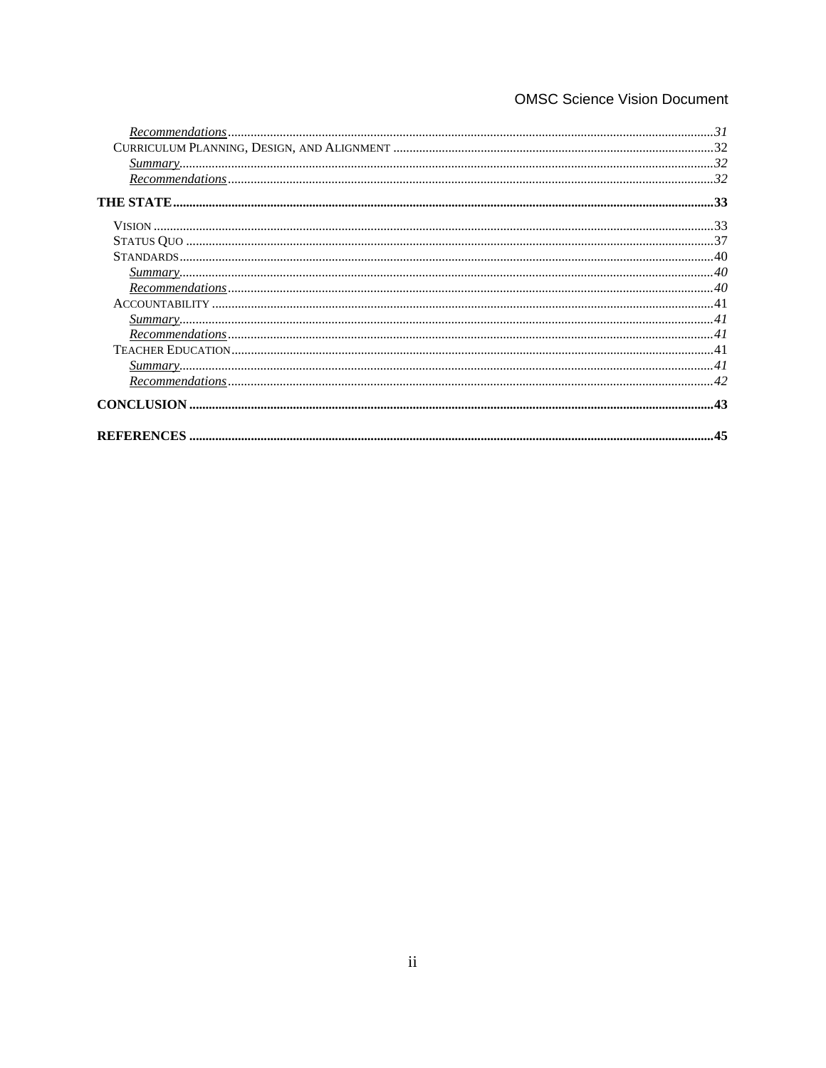*Recommendations* .......... 31

Curriculum Planning, Design, and Alignment .......... 32

*Summary* .......... 32

*Recommendations* .......... 32

**THE STATE .......... 33**

Vision .......... 33

Status Quo .......... 37

Standards .......... 40

*Summary* .......... 40

*Recommendations* .......... 40

Accountability .......... 41

*Summary* .......... 41

*Recommendations* .......... 41

Teacher Education .......... 41

*Summary* .......... 41

*Recommendations* .......... 42

**CONCLUSION .......... 43**

**REFERENCES .......... 45**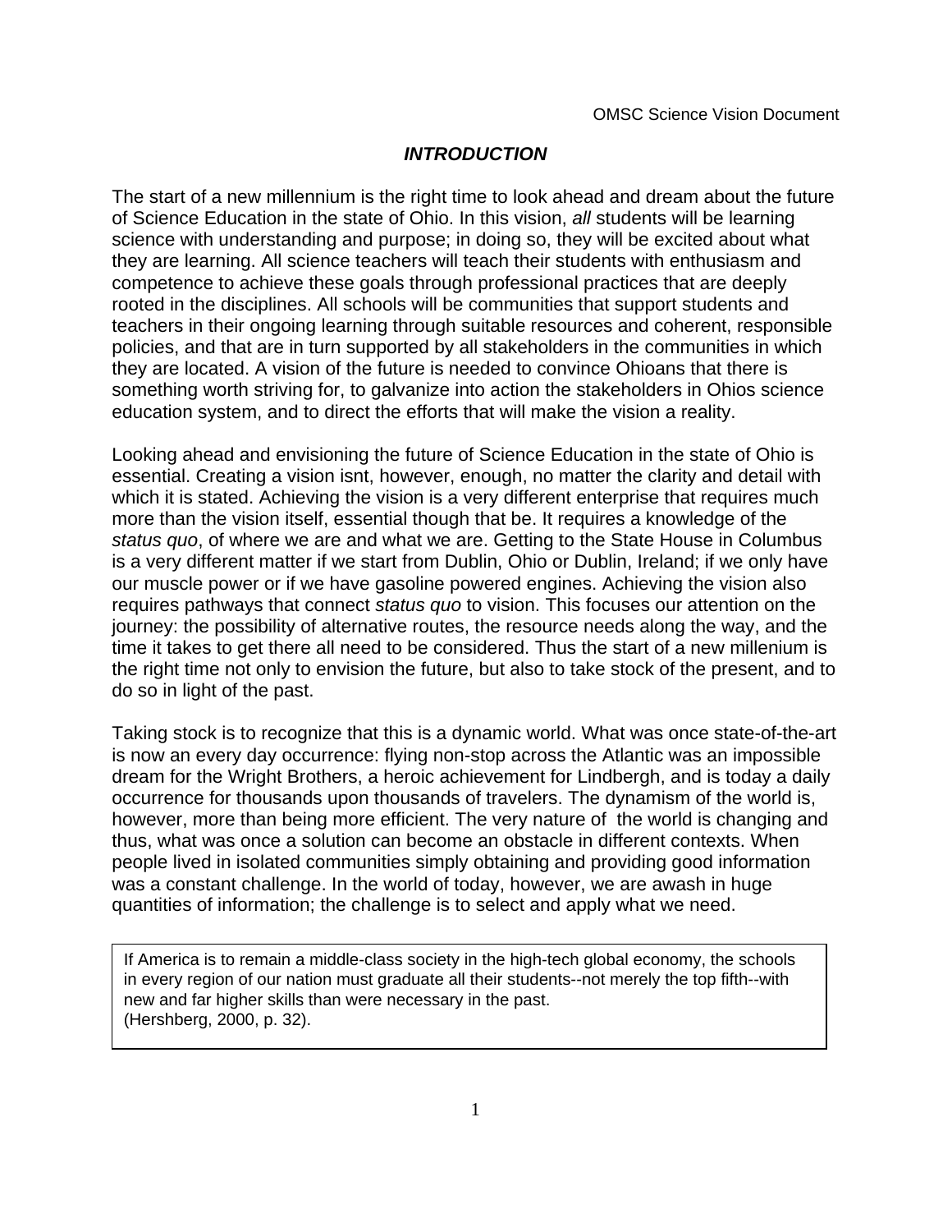## *INTRODUCTION*

The start of a new millennium is the right time to look ahead and dream about the future of Science Education in the state of Ohio. In this vision, *all* students will be learning science with understanding and purpose; in doing so, they will be excited about what they are learning. All science teachers will teach their students with enthusiasm and competence to achieve these goals through professional practices that are deeply rooted in the disciplines. All schools will be communities that support students and teachers in their ongoing learning through suitable resources and coherent, responsible policies, and that are in turn supported by all stakeholders in the communities in which they are located. A vision of the future is needed to convince Ohioans that there is something worth striving for, to galvanize into action the stakeholders in Ohios science education system, and to direct the efforts that will make the vision a reality.

Looking ahead and envisioning the future of Science Education in the state of Ohio is essential. Creating a vision isnt, however, enough, no matter the clarity and detail with which it is stated. Achieving the vision is a very different enterprise that requires much more than the vision itself, essential though that be. It requires a knowledge of the *status quo*, of where we are and what we are. Getting to the State House in Columbus is a very different matter if we start from Dublin, Ohio or Dublin, Ireland; if we only have our muscle power or if we have gasoline powered engines. Achieving the vision also requires pathways that connect *status quo* to vision. This focuses our attention on the journey: the possibility of alternative routes, the resource needs along the way, and the time it takes to get there all need to be considered. Thus the start of a new millenium is the right time not only to envision the future, but also to take stock of the present, and to do so in light of the past.

Taking stock is to recognize that this is a dynamic world. What was once state-of-the-art is now an every day occurrence: flying non-stop across the Atlantic was an impossible dream for the Wright Brothers, a heroic achievement for Lindbergh, and is today a daily occurrence for thousands upon thousands of travelers. The dynamism of the world is, however, more than being more efficient. The very nature of the world is changing and thus, what was once a solution can become an obstacle in different contexts. When people lived in isolated communities simply obtaining and providing good information was a constant challenge. In the world of today, however, we are awash in huge quantities of information; the challenge is to select and apply what we need.

> If America is to remain a middle-class society in the high-tech global economy, the schools in every region of our nation must graduate all their students--not merely the top fifth--with new and far higher skills than were necessary in the past.
> (Hershberg, 2000, p. 32).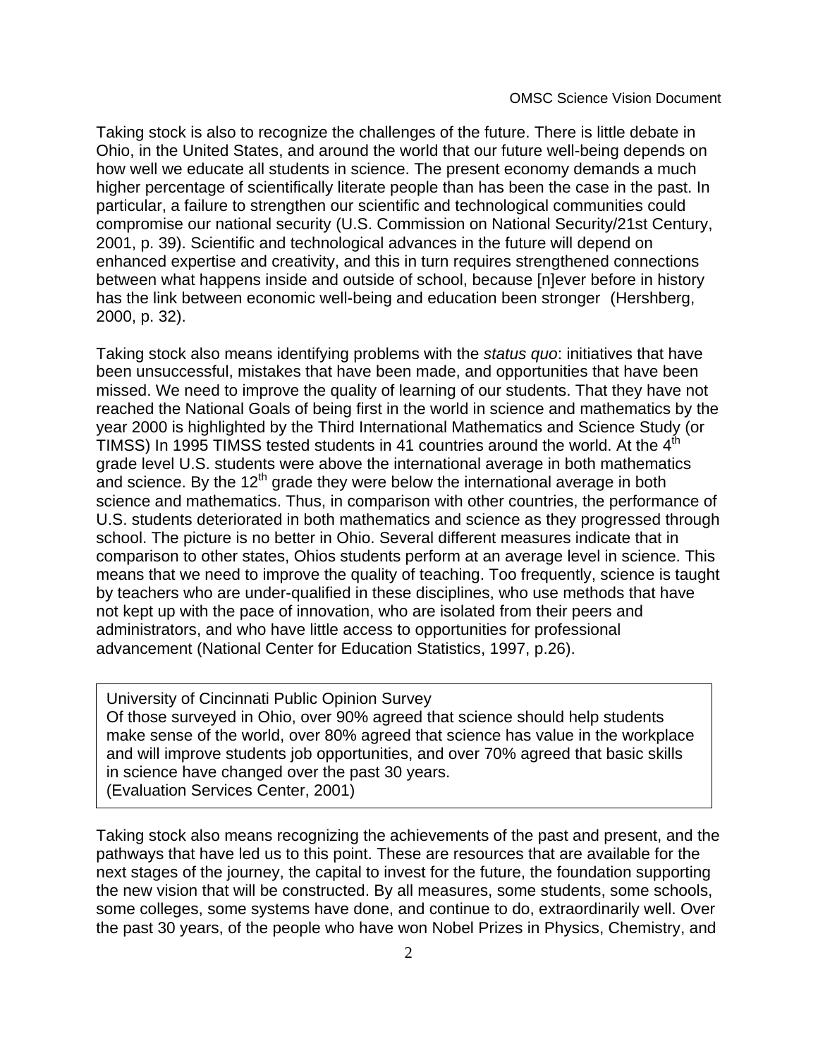Taking stock is also to recognize the challenges of the future. There is little debate in Ohio, in the United States, and around the world that our future well-being depends on how well we educate all students in science. The present economy demands a much higher percentage of scientifically literate people than has been the case in the past. In particular, a failure to strengthen our scientific and technological communities could compromise our national security (U.S. Commission on National Security/21st Century, 2001, p. 39). Scientific and technological advances in the future will depend on enhanced expertise and creativity, and this in turn requires strengthened connections between what happens inside and outside of school, because [n]ever before in history has the link between economic well-being and education been stronger  (Hershberg, 2000, p. 32).

Taking stock also means identifying problems with the *status quo*: initiatives that have been unsuccessful, mistakes that have been made, and opportunities that have been missed. We need to improve the quality of learning of our students. That they have not reached the National Goals of being first in the world in science and mathematics by the year 2000 is highlighted by the Third International Mathematics and Science Study (or TIMSS) In 1995 TIMSS tested students in 41 countries around the world. At the 4th grade level U.S. students were above the international average in both mathematics and science. By the 12th grade they were below the international average in both science and mathematics. Thus, in comparison with other countries, the performance of U.S. students deteriorated in both mathematics and science as they progressed through school. The picture is no better in Ohio. Several different measures indicate that in comparison to other states, Ohios students perform at an average level in science. This means that we need to improve the quality of teaching. Too frequently, science is taught by teachers who are under-qualified in these disciplines, who use methods that have not kept up with the pace of innovation, who are isolated from their peers and administrators, and who have little access to opportunities for professional advancement (National Center for Education Statistics, 1997, p.26).

> University of Cincinnati Public Opinion Survey
> Of those surveyed in Ohio, over 90% agreed that science should help students make sense of the world, over 80% agreed that science has value in the workplace and will improve students job opportunities, and over 70% agreed that basic skills in science have changed over the past 30 years.
> (Evaluation Services Center, 2001)

Taking stock also means recognizing the achievements of the past and present, and the pathways that have led us to this point. These are resources that are available for the next stages of the journey, the capital to invest for the future, the foundation supporting the new vision that will be constructed. By all measures, some students, some schools, some colleges, some systems have done, and continue to do, extraordinarily well. Over the past 30 years, of the people who have won Nobel Prizes in Physics, Chemistry, and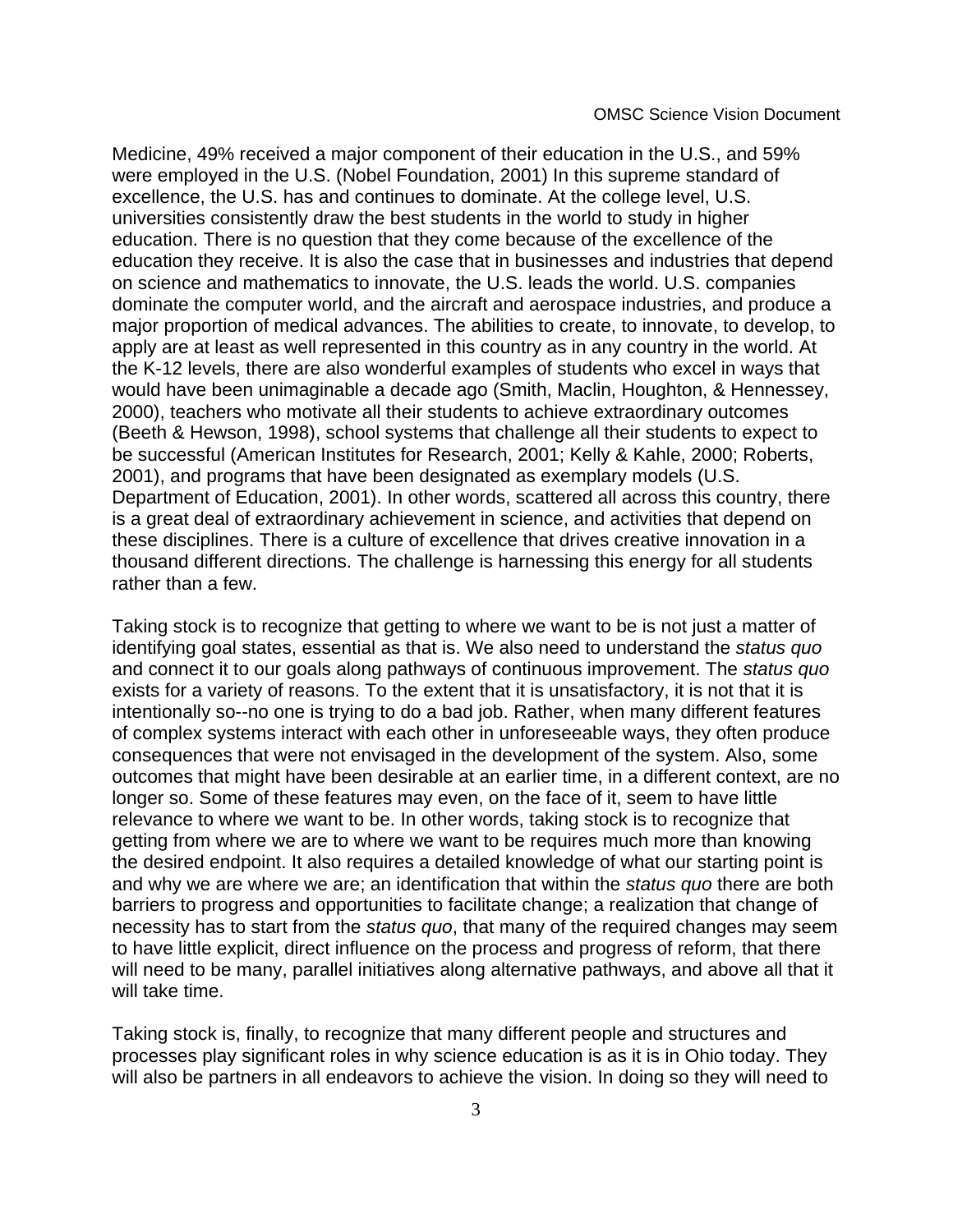Medicine, 49% received a major component of their education in the U.S., and 59% were employed in the U.S. (Nobel Foundation, 2001) In this supreme standard of excellence, the U.S. has and continues to dominate. At the college level, U.S. universities consistently draw the best students in the world to study in higher education. There is no question that they come because of the excellence of the education they receive. It is also the case that in businesses and industries that depend on science and mathematics to innovate, the U.S. leads the world. U.S. companies dominate the computer world, and the aircraft and aerospace industries, and produce a major proportion of medical advances. The abilities to create, to innovate, to develop, to apply are at least as well represented in this country as in any country in the world. At the K-12 levels, there are also wonderful examples of students who excel in ways that would have been unimaginable a decade ago (Smith, Maclin, Houghton, & Hennessey, 2000), teachers who motivate all their students to achieve extraordinary outcomes (Beeth & Hewson, 1998), school systems that challenge all their students to expect to be successful (American Institutes for Research, 2001; Kelly & Kahle, 2000; Roberts, 2001), and programs that have been designated as exemplary models (U.S. Department of Education, 2001). In other words, scattered all across this country, there is a great deal of extraordinary achievement in science, and activities that depend on these disciplines. There is a culture of excellence that drives creative innovation in a thousand different directions. The challenge is harnessing this energy for all students rather than a few.

Taking stock is to recognize that getting to where we want to be is not just a matter of identifying goal states, essential as that is. We also need to understand the *status quo* and connect it to our goals along pathways of continuous improvement. The *status quo* exists for a variety of reasons. To the extent that it is unsatisfactory, it is not that it is intentionally so--no one is trying to do a bad job. Rather, when many different features of complex systems interact with each other in unforeseeable ways, they often produce consequences that were not envisaged in the development of the system. Also, some outcomes that might have been desirable at an earlier time, in a different context, are no longer so. Some of these features may even, on the face of it, seem to have little relevance to where we want to be. In other words, taking stock is to recognize that getting from where we are to where we want to be requires much more than knowing the desired endpoint. It also requires a detailed knowledge of what our starting point is and why we are where we are; an identification that within the *status quo* there are both barriers to progress and opportunities to facilitate change; a realization that change of necessity has to start from the *status quo*, that many of the required changes may seem to have little explicit, direct influence on the process and progress of reform, that there will need to be many, parallel initiatives along alternative pathways, and above all that it will take time.

Taking stock is, finally, to recognize that many different people and structures and processes play significant roles in why science education is as it is in Ohio today. They will also be partners in all endeavors to achieve the vision. In doing so they will need to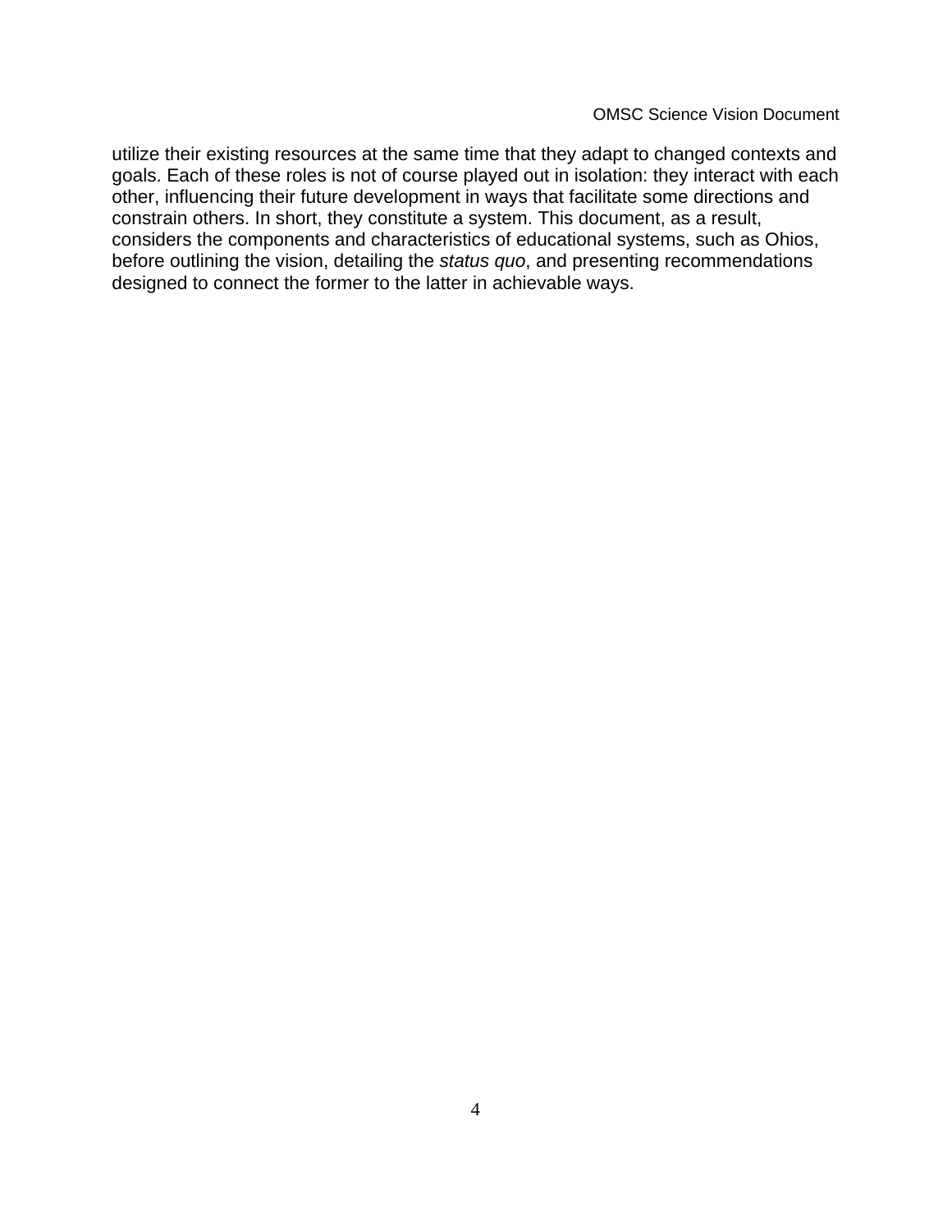utilize their existing resources at the same time that they adapt to changed contexts and goals. Each of these roles is not of course played out in isolation: they interact with each other, influencing their future development in ways that facilitate some directions and constrain others. In short, they constitute a system. This document, as a result, considers the components and characteristics of educational systems, such as Ohios, before outlining the vision, detailing the *status quo*, and presenting recommendations designed to connect the former to the latter in achievable ways.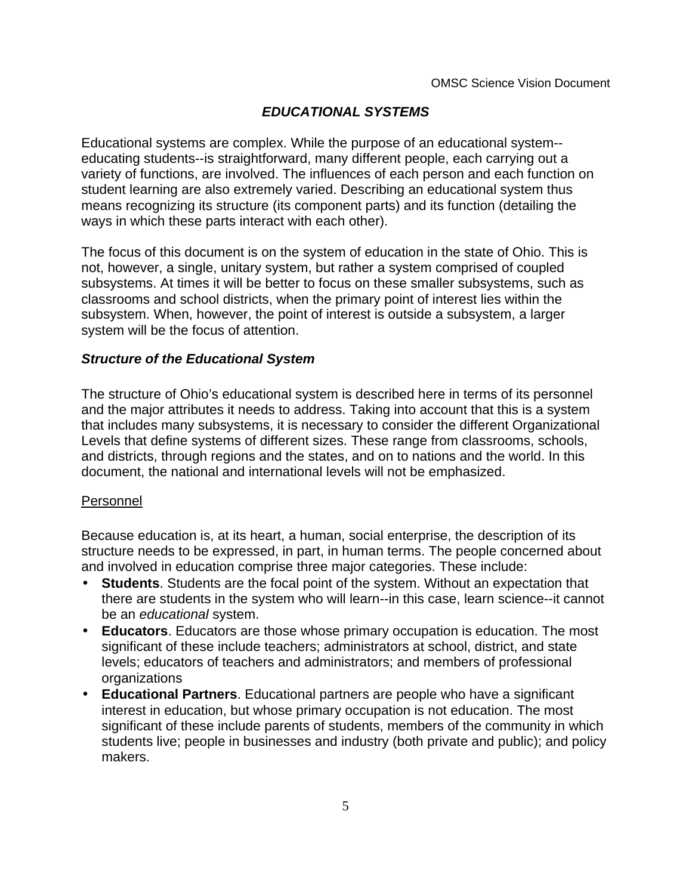## *EDUCATIONAL SYSTEMS*

Educational systems are complex. While the purpose of an educational system--educating students--is straightforward, many different people, each carrying out a variety of functions, are involved. The influences of each person and each function on student learning are also extremely varied. Describing an educational system thus means recognizing its structure (its component parts) and its function (detailing the ways in which these parts interact with each other).

The focus of this document is on the system of education in the state of Ohio. This is not, however, a single, unitary system, but rather a system comprised of coupled subsystems. At times it will be better to focus on these smaller subsystems, such as classrooms and school districts, when the primary point of interest lies within the subsystem. When, however, the point of interest is outside a subsystem, a larger system will be the focus of attention.

### *Structure of the Educational System*

The structure of Ohio's educational system is described here in terms of its personnel and the major attributes it needs to address. Taking into account that this is a system that includes many subsystems, it is necessary to consider the different Organizational Levels that define systems of different sizes. These range from classrooms, schools, and districts, through regions and the states, and on to nations and the world. In this document, the national and international levels will not be emphasized.

#### Personnel

Because education is, at its heart, a human, social enterprise, the description of its structure needs to be expressed, in part, in human terms. The people concerned about and involved in education comprise three major categories. These include:

- **Students**. Students are the focal point of the system. Without an expectation that there are students in the system who will learn--in this case, learn science--it cannot be an *educational* system.
- **Educators**. Educators are those whose primary occupation is education. The most significant of these include teachers; administrators at school, district, and state levels; educators of teachers and administrators; and members of professional organizations
- **Educational Partners**. Educational partners are people who have a significant interest in education, but whose primary occupation is not education. The most significant of these include parents of students, members of the community in which students live; people in businesses and industry (both private and public); and policy makers.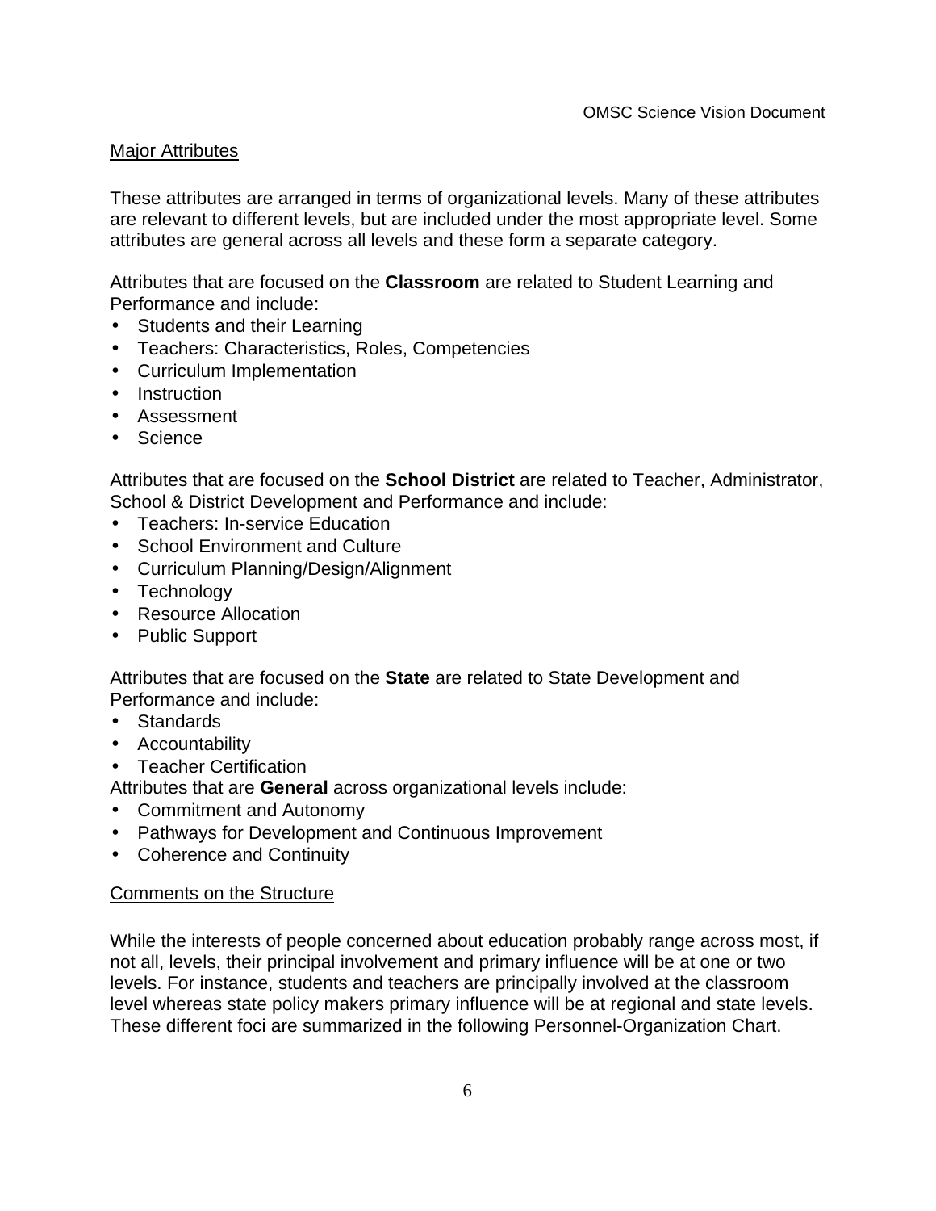## Major Attributes

These attributes are arranged in terms of organizational levels. Many of these attributes are relevant to different levels, but are included under the most appropriate level. Some attributes are general across all levels and these form a separate category.

Attributes that are focused on the **Classroom** are related to Student Learning and Performance and include:

- Students and their Learning
- Teachers: Characteristics, Roles, Competencies
- Curriculum Implementation
- Instruction
- Assessment
- Science

Attributes that are focused on the **School District** are related to Teacher, Administrator, School & District Development and Performance and include:

- Teachers: In-service Education
- School Environment and Culture
- Curriculum Planning/Design/Alignment
- Technology
- Resource Allocation
- Public Support

Attributes that are focused on the **State** are related to State Development and Performance and include:

- Standards
- Accountability
- Teacher Certification

Attributes that are **General** across organizational levels include:

- Commitment and Autonomy
- Pathways for Development and Continuous Improvement
- Coherence and Continuity

## Comments on the Structure

While the interests of people concerned about education probably range across most, if not all, levels, their principal involvement and primary influence will be at one or two levels. For instance, students and teachers are principally involved at the classroom level whereas state policy makers primary influence will be at regional and state levels. These different foci are summarized in the following Personnel-Organization Chart.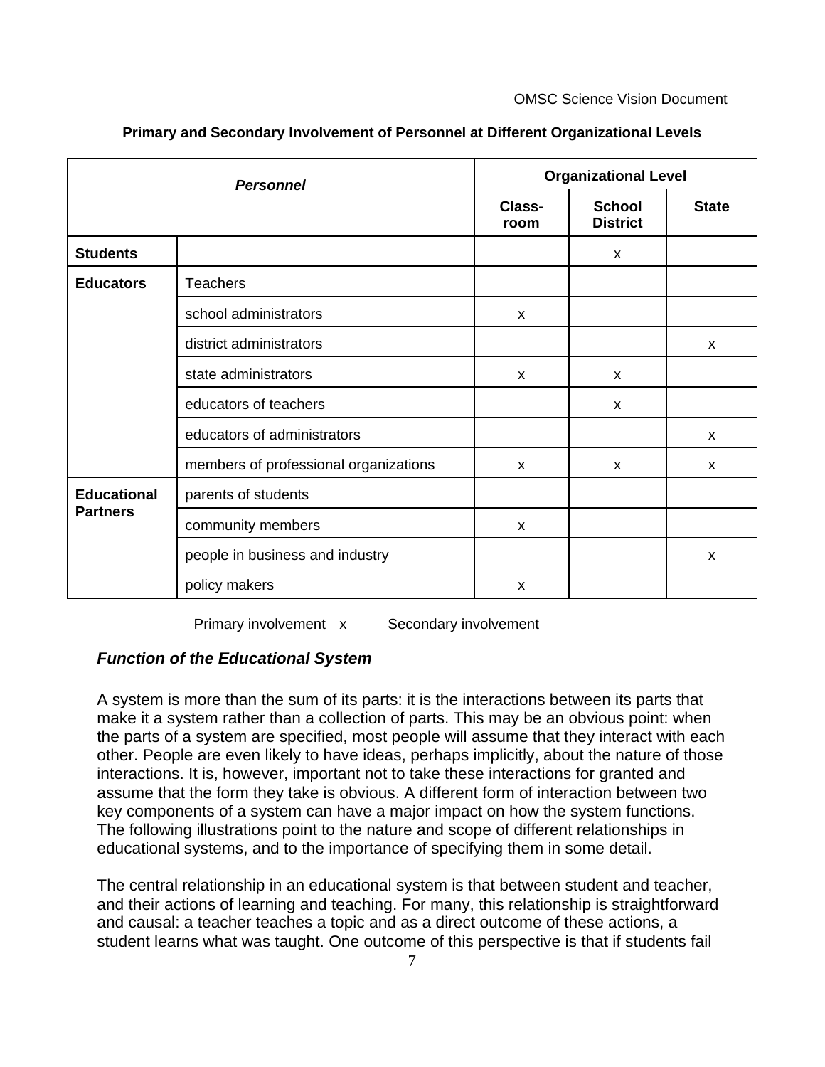**Primary and Secondary Involvement of Personnel at Different Organizational Levels**

| *Personnel* | | Organizational Level | | |
|---|---|---|---|---|
| | | Class-room | School District | State |
| **Students** | | | x | |
| **Educators** | Teachers | | | |
| | school administrators | x | | |
| | district administrators | | | x |
| | state administrators | x | x | |
| | educators of teachers | | x | |
| | educators of administrators | | | x |
| | members of professional organizations | x | x | x |
| **Educational Partners** | parents of students | | | |
| | community members | x | | |
| | people in business and industry | | | x |
| | policy makers | x | | |

Primary involvement x Secondary involvement

### *Function of the Educational System*

A system is more than the sum of its parts: it is the interactions between its parts that make it a system rather than a collection of parts. This may be an obvious point: when the parts of a system are specified, most people will assume that they interact with each other. People are even likely to have ideas, perhaps implicitly, about the nature of those interactions. It is, however, important not to take these interactions for granted and assume that the form they take is obvious. A different form of interaction between two key components of a system can have a major impact on how the system functions. The following illustrations point to the nature and scope of different relationships in educational systems, and to the importance of specifying them in some detail.

The central relationship in an educational system is that between student and teacher, and their actions of learning and teaching. For many, this relationship is straightforward and causal: a teacher teaches a topic and as a direct outcome of these actions, a student learns what was taught. One outcome of this perspective is that if students fail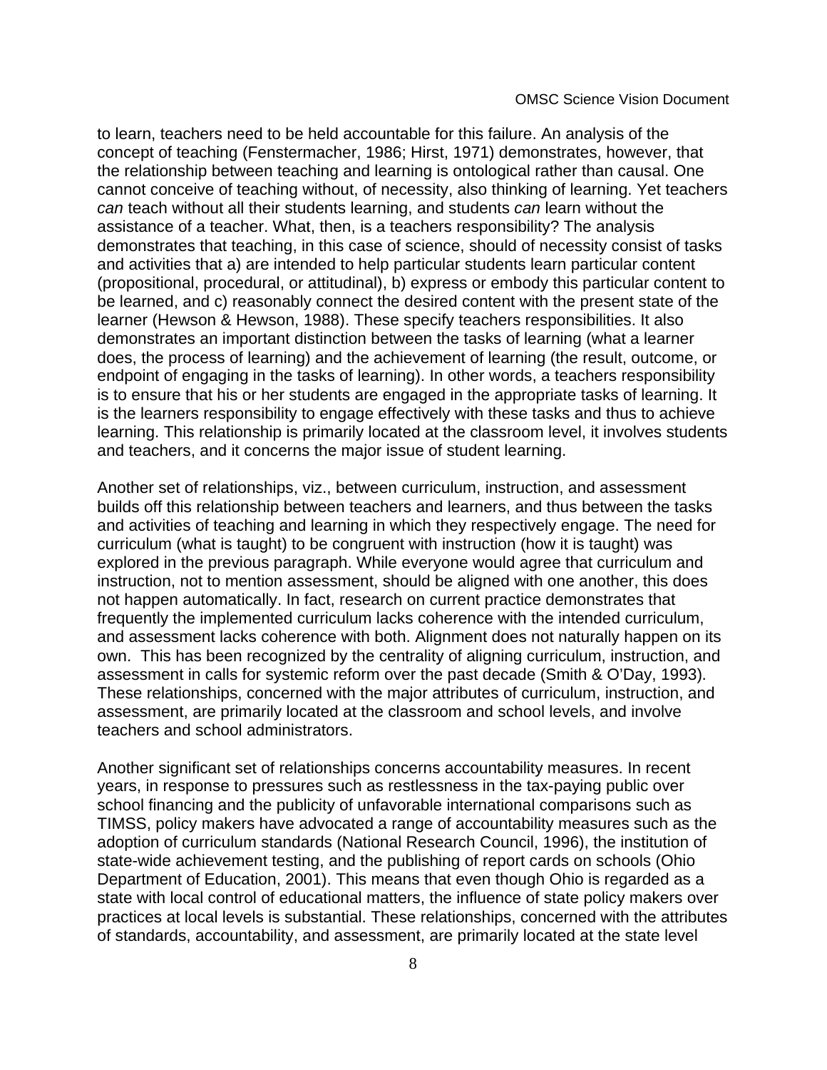to learn, teachers need to be held accountable for this failure. An analysis of the concept of teaching (Fenstermacher, 1986; Hirst, 1971) demonstrates, however, that the relationship between teaching and learning is ontological rather than causal. One cannot conceive of teaching without, of necessity, also thinking of learning. Yet teachers *can* teach without all their students learning, and students *can* learn without the assistance of a teacher. What, then, is a teachers responsibility? The analysis demonstrates that teaching, in this case of science, should of necessity consist of tasks and activities that a) are intended to help particular students learn particular content (propositional, procedural, or attitudinal), b) express or embody this particular content to be learned, and c) reasonably connect the desired content with the present state of the learner (Hewson & Hewson, 1988). These specify teachers responsibilities. It also demonstrates an important distinction between the tasks of learning (what a learner does, the process of learning) and the achievement of learning (the result, outcome, or endpoint of engaging in the tasks of learning). In other words, a teachers responsibility is to ensure that his or her students are engaged in the appropriate tasks of learning. It is the learners responsibility to engage effectively with these tasks and thus to achieve learning. This relationship is primarily located at the classroom level, it involves students and teachers, and it concerns the major issue of student learning.

Another set of relationships, viz., between curriculum, instruction, and assessment builds off this relationship between teachers and learners, and thus between the tasks and activities of teaching and learning in which they respectively engage. The need for curriculum (what is taught) to be congruent with instruction (how it is taught) was explored in the previous paragraph. While everyone would agree that curriculum and instruction, not to mention assessment, should be aligned with one another, this does not happen automatically. In fact, research on current practice demonstrates that frequently the implemented curriculum lacks coherence with the intended curriculum, and assessment lacks coherence with both. Alignment does not naturally happen on its own. This has been recognized by the centrality of aligning curriculum, instruction, and assessment in calls for systemic reform over the past decade (Smith & O'Day, 1993). These relationships, concerned with the major attributes of curriculum, instruction, and assessment, are primarily located at the classroom and school levels, and involve teachers and school administrators.

Another significant set of relationships concerns accountability measures. In recent years, in response to pressures such as restlessness in the tax-paying public over school financing and the publicity of unfavorable international comparisons such as TIMSS, policy makers have advocated a range of accountability measures such as the adoption of curriculum standards (National Research Council, 1996), the institution of state-wide achievement testing, and the publishing of report cards on schools (Ohio Department of Education, 2001). This means that even though Ohio is regarded as a state with local control of educational matters, the influence of state policy makers over practices at local levels is substantial. These relationships, concerned with the attributes of standards, accountability, and assessment, are primarily located at the state level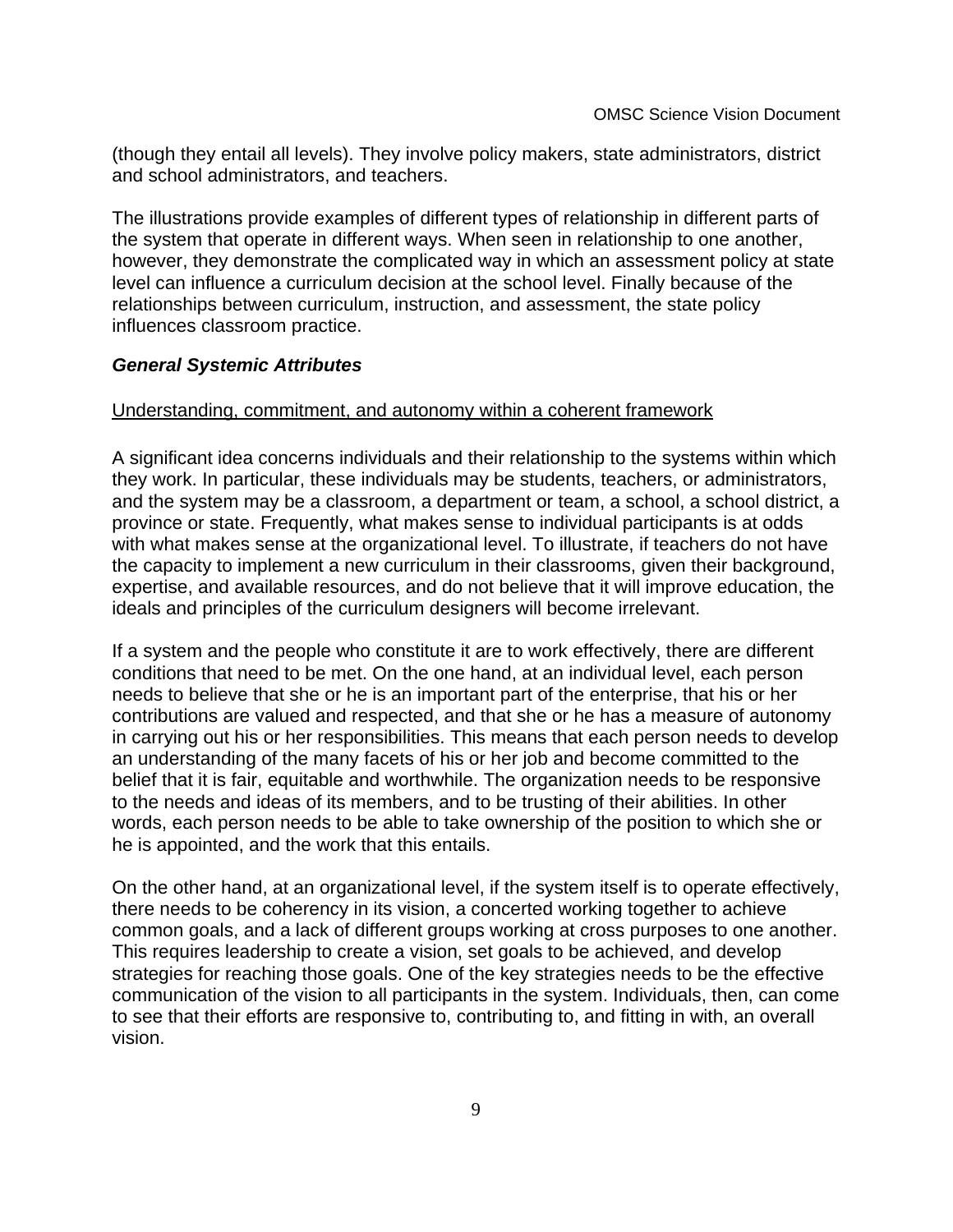(though they entail all levels). They involve policy makers, state administrators, district and school administrators, and teachers.

The illustrations provide examples of different types of relationship in different parts of the system that operate in different ways. When seen in relationship to one another, however, they demonstrate the complicated way in which an assessment policy at state level can influence a curriculum decision at the school level. Finally because of the relationships between curriculum, instruction, and assessment, the state policy influences classroom practice.

***General Systemic Attributes***

<u>Understanding, commitment, and autonomy within a coherent framework</u>

A significant idea concerns individuals and their relationship to the systems within which they work. In particular, these individuals may be students, teachers, or administrators, and the system may be a classroom, a department or team, a school, a school district, a province or state. Frequently, what makes sense to individual participants is at odds with what makes sense at the organizational level. To illustrate, if teachers do not have the capacity to implement a new curriculum in their classrooms, given their background, expertise, and available resources, and do not believe that it will improve education, the ideals and principles of the curriculum designers will become irrelevant.

If a system and the people who constitute it are to work effectively, there are different conditions that need to be met. On the one hand, at an individual level, each person needs to believe that she or he is an important part of the enterprise, that his or her contributions are valued and respected, and that she or he has a measure of autonomy in carrying out his or her responsibilities. This means that each person needs to develop an understanding of the many facets of his or her job and become committed to the belief that it is fair, equitable and worthwhile. The organization needs to be responsive to the needs and ideas of its members, and to be trusting of their abilities. In other words, each person needs to be able to take ownership of the position to which she or he is appointed, and the work that this entails.

On the other hand, at an organizational level, if the system itself is to operate effectively, there needs to be coherency in its vision, a concerted working together to achieve common goals, and a lack of different groups working at cross purposes to one another. This requires leadership to create a vision, set goals to be achieved, and develop strategies for reaching those goals. One of the key strategies needs to be the effective communication of the vision to all participants in the system. Individuals, then, can come to see that their efforts are responsive to, contributing to, and fitting in with, an overall vision.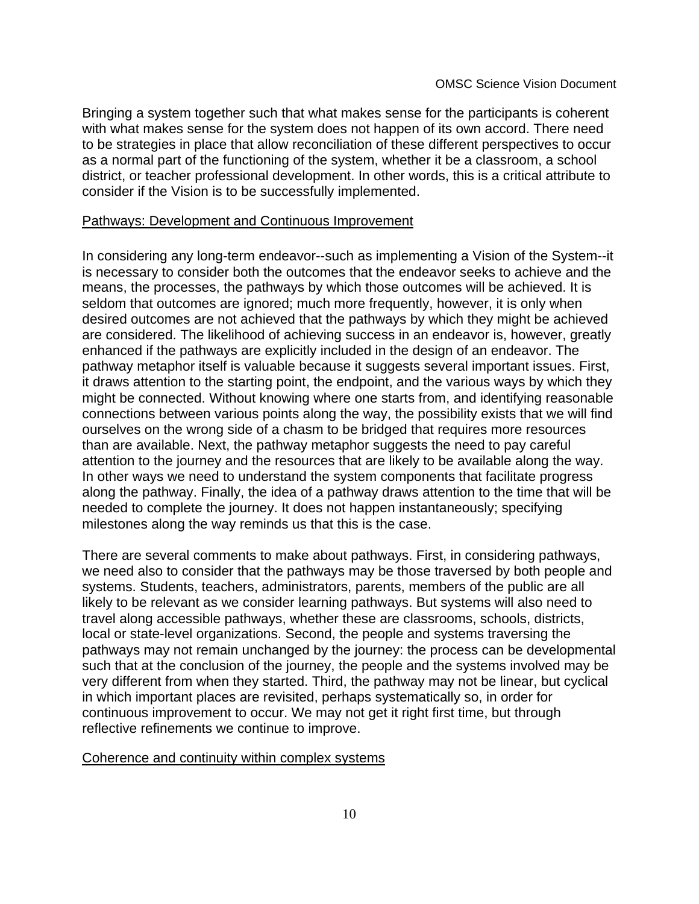Bringing a system together such that what makes sense for the participants is coherent with what makes sense for the system does not happen of its own accord. There need to be strategies in place that allow reconciliation of these different perspectives to occur as a normal part of the functioning of the system, whether it be a classroom, a school district, or teacher professional development. In other words, this is a critical attribute to consider if the Vision is to be successfully implemented.

<u>Pathways: Development and Continuous Improvement</u>

In considering any long-term endeavor--such as implementing a Vision of the System--it is necessary to consider both the outcomes that the endeavor seeks to achieve and the means, the processes, the pathways by which those outcomes will be achieved. It is seldom that outcomes are ignored; much more frequently, however, it is only when desired outcomes are not achieved that the pathways by which they might be achieved are considered. The likelihood of achieving success in an endeavor is, however, greatly enhanced if the pathways are explicitly included in the design of an endeavor. The pathway metaphor itself is valuable because it suggests several important issues. First, it draws attention to the starting point, the endpoint, and the various ways by which they might be connected. Without knowing where one starts from, and identifying reasonable connections between various points along the way, the possibility exists that we will find ourselves on the wrong side of a chasm to be bridged that requires more resources than are available. Next, the pathway metaphor suggests the need to pay careful attention to the journey and the resources that are likely to be available along the way. In other ways we need to understand the system components that facilitate progress along the pathway. Finally, the idea of a pathway draws attention to the time that will be needed to complete the journey. It does not happen instantaneously; specifying milestones along the way reminds us that this is the case.

There are several comments to make about pathways. First, in considering pathways, we need also to consider that the pathways may be those traversed by both people and systems. Students, teachers, administrators, parents, members of the public are all likely to be relevant as we consider learning pathways. But systems will also need to travel along accessible pathways, whether these are classrooms, schools, districts, local or state-level organizations. Second, the people and systems traversing the pathways may not remain unchanged by the journey: the process can be developmental such that at the conclusion of the journey, the people and the systems involved may be very different from when they started. Third, the pathway may not be linear, but cyclical in which important places are revisited, perhaps systematically so, in order for continuous improvement to occur. We may not get it right first time, but through reflective refinements we continue to improve.

<u>Coherence and continuity within complex systems</u>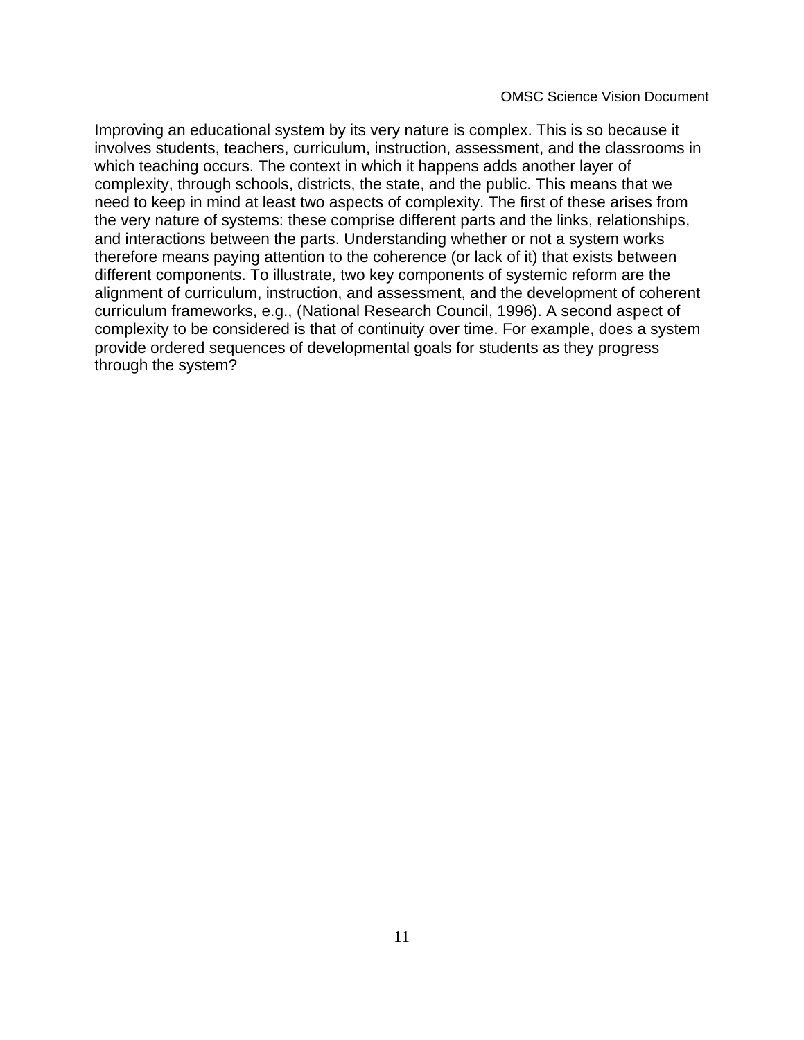Improving an educational system by its very nature is complex. This is so because it involves students, teachers, curriculum, instruction, assessment, and the classrooms in which teaching occurs. The context in which it happens adds another layer of complexity, through schools, districts, the state, and the public. This means that we need to keep in mind at least two aspects of complexity. The first of these arises from the very nature of systems: these comprise different parts and the links, relationships, and interactions between the parts. Understanding whether or not a system works therefore means paying attention to the coherence (or lack of it) that exists between different components. To illustrate, two key components of systemic reform are the alignment of curriculum, instruction, and assessment, and the development of coherent curriculum frameworks, e.g., (National Research Council, 1996). A second aspect of complexity to be considered is that of continuity over time. For example, does a system provide ordered sequences of developmental goals for students as they progress through the system?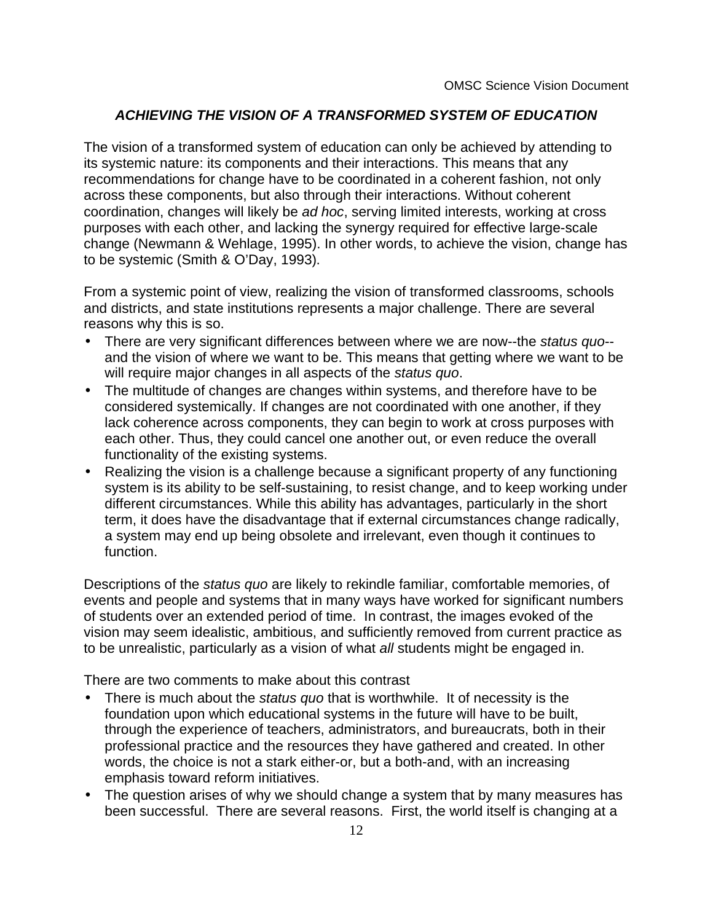## *ACHIEVING THE VISION OF A TRANSFORMED SYSTEM OF EDUCATION*

The vision of a transformed system of education can only be achieved by attending to its systemic nature: its components and their interactions. This means that any recommendations for change have to be coordinated in a coherent fashion, not only across these components, but also through their interactions. Without coherent coordination, changes will likely be *ad hoc*, serving limited interests, working at cross purposes with each other, and lacking the synergy required for effective large-scale change (Newmann & Wehlage, 1995). In other words, to achieve the vision, change has to be systemic (Smith & O'Day, 1993).

From a systemic point of view, realizing the vision of transformed classrooms, schools and districts, and state institutions represents a major challenge. There are several reasons why this is so.

- There are very significant differences between where we are now--the *status quo*--and the vision of where we want to be. This means that getting where we want to be will require major changes in all aspects of the *status quo*.
- The multitude of changes are changes within systems, and therefore have to be considered systemically. If changes are not coordinated with one another, if they lack coherence across components, they can begin to work at cross purposes with each other. Thus, they could cancel one another out, or even reduce the overall functionality of the existing systems.
- Realizing the vision is a challenge because a significant property of any functioning system is its ability to be self-sustaining, to resist change, and to keep working under different circumstances. While this ability has advantages, particularly in the short term, it does have the disadvantage that if external circumstances change radically, a system may end up being obsolete and irrelevant, even though it continues to function.

Descriptions of the *status quo* are likely to rekindle familiar, comfortable memories, of events and people and systems that in many ways have worked for significant numbers of students over an extended period of time. In contrast, the images evoked of the vision may seem idealistic, ambitious, and sufficiently removed from current practice as to be unrealistic, particularly as a vision of what *all* students might be engaged in.

There are two comments to make about this contrast

- There is much about the *status quo* that is worthwhile. It of necessity is the foundation upon which educational systems in the future will have to be built, through the experience of teachers, administrators, and bureaucrats, both in their professional practice and the resources they have gathered and created. In other words, the choice is not a stark either-or, but a both-and, with an increasing emphasis toward reform initiatives.
- The question arises of why we should change a system that by many measures has been successful. There are several reasons. First, the world itself is changing at a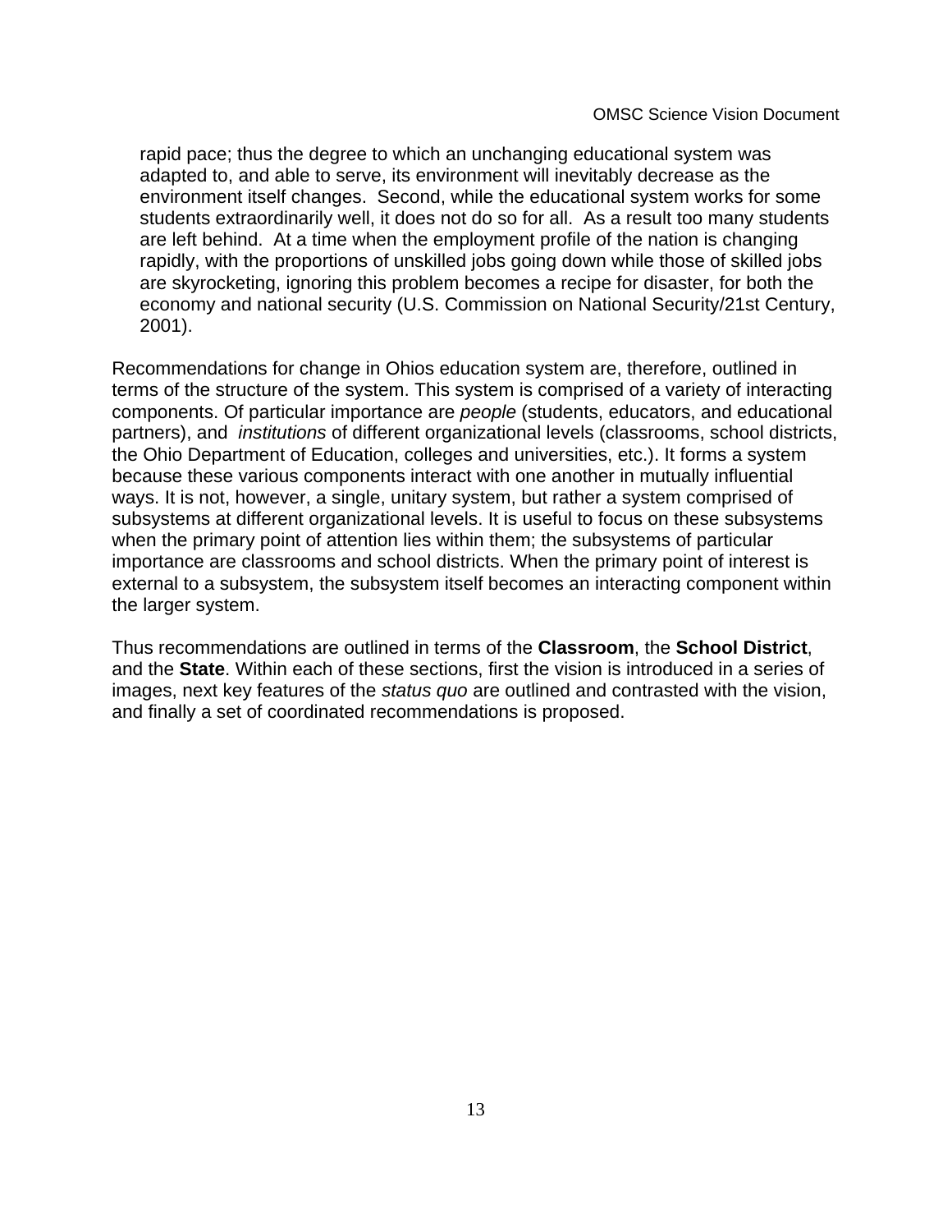rapid pace; thus the degree to which an unchanging educational system was adapted to, and able to serve, its environment will inevitably decrease as the environment itself changes. Second, while the educational system works for some students extraordinarily well, it does not do so for all. As a result too many students are left behind. At a time when the employment profile of the nation is changing rapidly, with the proportions of unskilled jobs going down while those of skilled jobs are skyrocketing, ignoring this problem becomes a recipe for disaster, for both the economy and national security (U.S. Commission on National Security/21st Century, 2001).

Recommendations for change in Ohios education system are, therefore, outlined in terms of the structure of the system. This system is comprised of a variety of interacting components. Of particular importance are *people* (students, educators, and educational partners), and *institutions* of different organizational levels (classrooms, school districts, the Ohio Department of Education, colleges and universities, etc.). It forms a system because these various components interact with one another in mutually influential ways. It is not, however, a single, unitary system, but rather a system comprised of subsystems at different organizational levels. It is useful to focus on these subsystems when the primary point of attention lies within them; the subsystems of particular importance are classrooms and school districts. When the primary point of interest is external to a subsystem, the subsystem itself becomes an interacting component within the larger system.

Thus recommendations are outlined in terms of the **Classroom**, the **School District**, and the **State**. Within each of these sections, first the vision is introduced in a series of images, next key features of the *status quo* are outlined and contrasted with the vision, and finally a set of coordinated recommendations is proposed.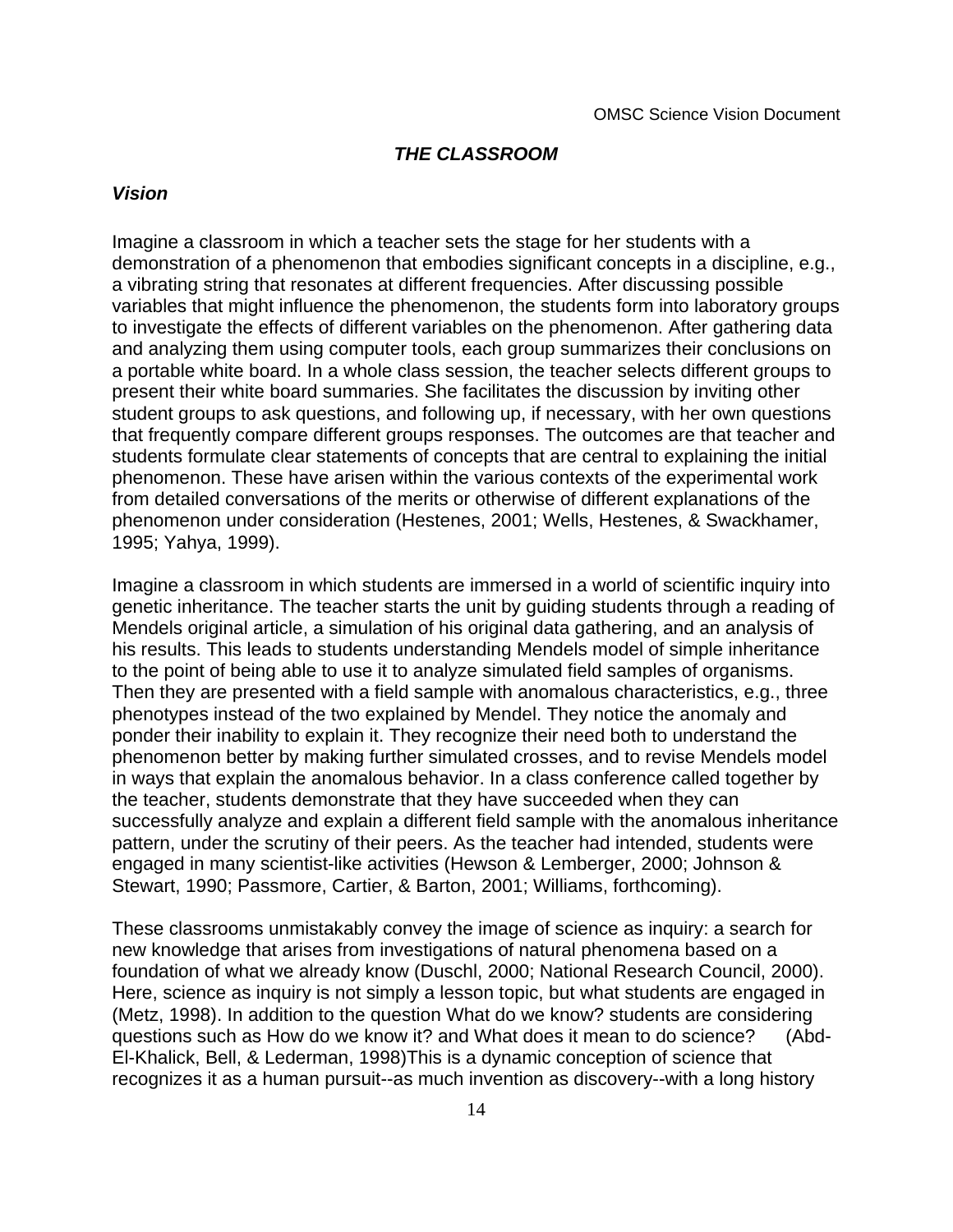## *THE CLASSROOM*

### *Vision*

Imagine a classroom in which a teacher sets the stage for her students with a demonstration of a phenomenon that embodies significant concepts in a discipline, e.g., a vibrating string that resonates at different frequencies. After discussing possible variables that might influence the phenomenon, the students form into laboratory groups to investigate the effects of different variables on the phenomenon. After gathering data and analyzing them using computer tools, each group summarizes their conclusions on a portable white board. In a whole class session, the teacher selects different groups to present their white board summaries. She facilitates the discussion by inviting other student groups to ask questions, and following up, if necessary, with her own questions that frequently compare different groups responses. The outcomes are that teacher and students formulate clear statements of concepts that are central to explaining the initial phenomenon. These have arisen within the various contexts of the experimental work from detailed conversations of the merits or otherwise of different explanations of the phenomenon under consideration (Hestenes, 2001; Wells, Hestenes, & Swackhamer, 1995; Yahya, 1999).

Imagine a classroom in which students are immersed in a world of scientific inquiry into genetic inheritance. The teacher starts the unit by guiding students through a reading of Mendels original article, a simulation of his original data gathering, and an analysis of his results. This leads to students understanding Mendels model of simple inheritance to the point of being able to use it to analyze simulated field samples of organisms. Then they are presented with a field sample with anomalous characteristics, e.g., three phenotypes instead of the two explained by Mendel. They notice the anomaly and ponder their inability to explain it. They recognize their need both to understand the phenomenon better by making further simulated crosses, and to revise Mendels model in ways that explain the anomalous behavior. In a class conference called together by the teacher, students demonstrate that they have succeeded when they can successfully analyze and explain a different field sample with the anomalous inheritance pattern, under the scrutiny of their peers. As the teacher had intended, students were engaged in many scientist-like activities (Hewson & Lemberger, 2000; Johnson & Stewart, 1990; Passmore, Cartier, & Barton, 2001; Williams, forthcoming).

These classrooms unmistakably convey the image of science as inquiry: a search for new knowledge that arises from investigations of natural phenomena based on a foundation of what we already know (Duschl, 2000; National Research Council, 2000). Here, science as inquiry is not simply a lesson topic, but what students are engaged in (Metz, 1998). In addition to the question What do we know? students are considering questions such as How do we know it? and What does it mean to do science? (Abd-El-Khalick, Bell, & Lederman, 1998)This is a dynamic conception of science that recognizes it as a human pursuit--as much invention as discovery--with a long history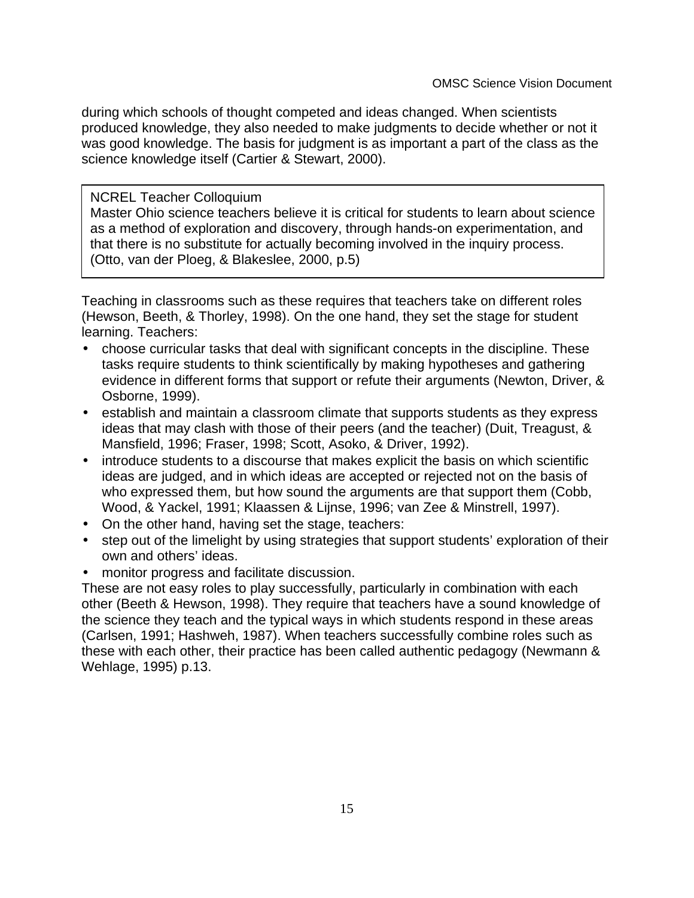during which schools of thought competed and ideas changed. When scientists produced knowledge, they also needed to make judgments to decide whether or not it was good knowledge. The basis for judgment is as important a part of the class as the science knowledge itself (Cartier & Stewart, 2000).

> NCREL Teacher Colloquium
> Master Ohio science teachers believe it is critical for students to learn about science as a method of exploration and discovery, through hands-on experimentation, and that there is no substitute for actually becoming involved in the inquiry process. (Otto, van der Ploeg, & Blakeslee, 2000, p.5)

Teaching in classrooms such as these requires that teachers take on different roles (Hewson, Beeth, & Thorley, 1998). On the one hand, they set the stage for student learning. Teachers:

- choose curricular tasks that deal with significant concepts in the discipline. These tasks require students to think scientifically by making hypotheses and gathering evidence in different forms that support or refute their arguments (Newton, Driver, & Osborne, 1999).
- establish and maintain a classroom climate that supports students as they express ideas that may clash with those of their peers (and the teacher) (Duit, Treagust, & Mansfield, 1996; Fraser, 1998; Scott, Asoko, & Driver, 1992).
- introduce students to a discourse that makes explicit the basis on which scientific ideas are judged, and in which ideas are accepted or rejected not on the basis of who expressed them, but how sound the arguments are that support them (Cobb, Wood, & Yackel, 1991; Klaassen & Lijnse, 1996; van Zee & Minstrell, 1997).
- On the other hand, having set the stage, teachers:
- step out of the limelight by using strategies that support students' exploration of their own and others' ideas.
- monitor progress and facilitate discussion.

These are not easy roles to play successfully, particularly in combination with each other (Beeth & Hewson, 1998). They require that teachers have a sound knowledge of the science they teach and the typical ways in which students respond in these areas (Carlsen, 1991; Hashweh, 1987). When teachers successfully combine roles such as these with each other, their practice has been called authentic pedagogy (Newmann & Wehlage, 1995) p.13.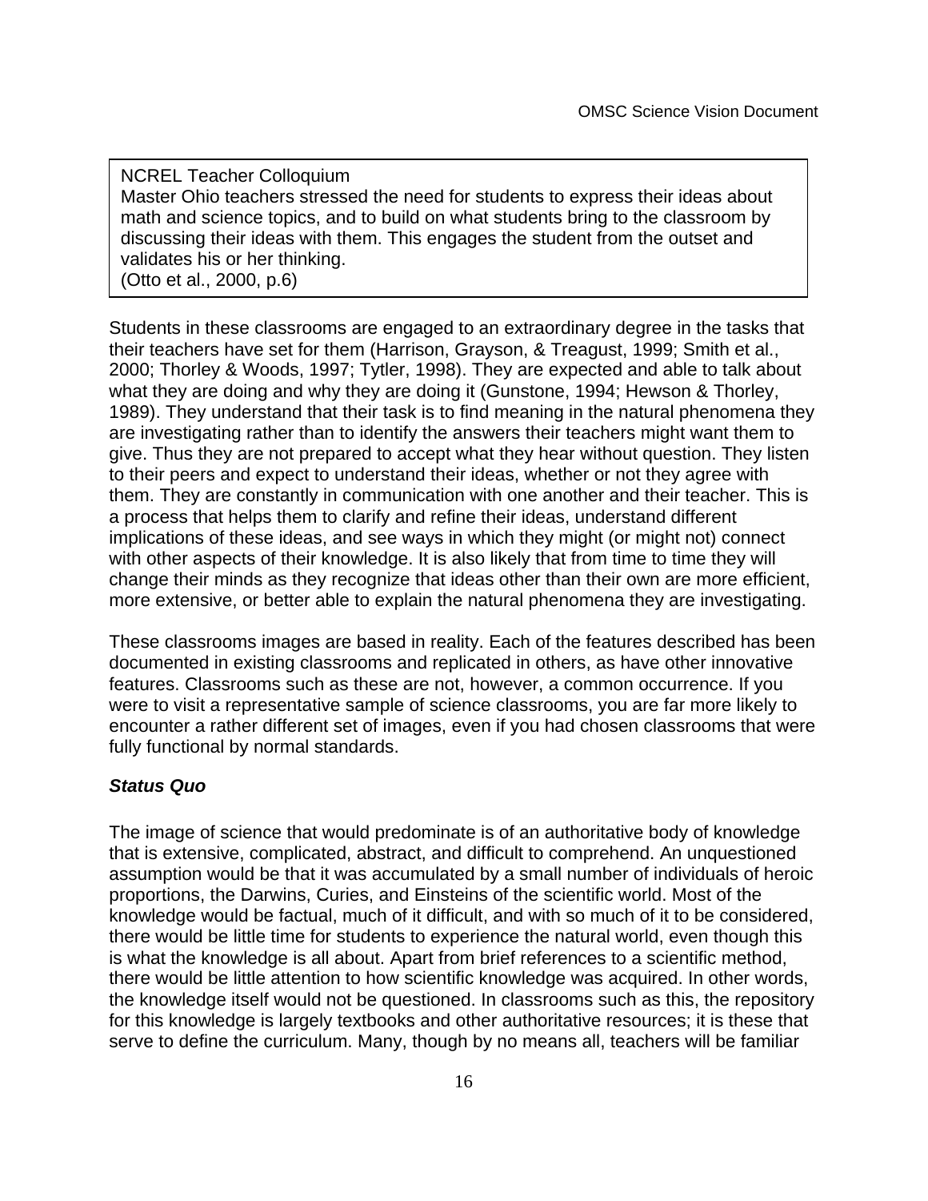> NCREL Teacher Colloquium
> Master Ohio teachers stressed the need for students to express their ideas about math and science topics, and to build on what students bring to the classroom by discussing their ideas with them. This engages the student from the outset and validates his or her thinking.
> (Otto et al., 2000, p.6)

Students in these classrooms are engaged to an extraordinary degree in the tasks that their teachers have set for them (Harrison, Grayson, & Treagust, 1999; Smith et al., 2000; Thorley & Woods, 1997; Tytler, 1998). They are expected and able to talk about what they are doing and why they are doing it (Gunstone, 1994; Hewson & Thorley, 1989). They understand that their task is to find meaning in the natural phenomena they are investigating rather than to identify the answers their teachers might want them to give. Thus they are not prepared to accept what they hear without question. They listen to their peers and expect to understand their ideas, whether or not they agree with them. They are constantly in communication with one another and their teacher. This is a process that helps them to clarify and refine their ideas, understand different implications of these ideas, and see ways in which they might (or might not) connect with other aspects of their knowledge. It is also likely that from time to time they will change their minds as they recognize that ideas other than their own are more efficient, more extensive, or better able to explain the natural phenomena they are investigating.

These classrooms images are based in reality. Each of the features described has been documented in existing classrooms and replicated in others, as have other innovative features. Classrooms such as these are not, however, a common occurrence. If you were to visit a representative sample of science classrooms, you are far more likely to encounter a rather different set of images, even if you had chosen classrooms that were fully functional by normal standards.

### ***Status Quo***

The image of science that would predominate is of an authoritative body of knowledge that is extensive, complicated, abstract, and difficult to comprehend. An unquestioned assumption would be that it was accumulated by a small number of individuals of heroic proportions, the Darwins, Curies, and Einsteins of the scientific world. Most of the knowledge would be factual, much of it difficult, and with so much of it to be considered, there would be little time for students to experience the natural world, even though this is what the knowledge is all about. Apart from brief references to a scientific method, there would be little attention to how scientific knowledge was acquired. In other words, the knowledge itself would not be questioned. In classrooms such as this, the repository for this knowledge is largely textbooks and other authoritative resources; it is these that serve to define the curriculum. Many, though by no means all, teachers will be familiar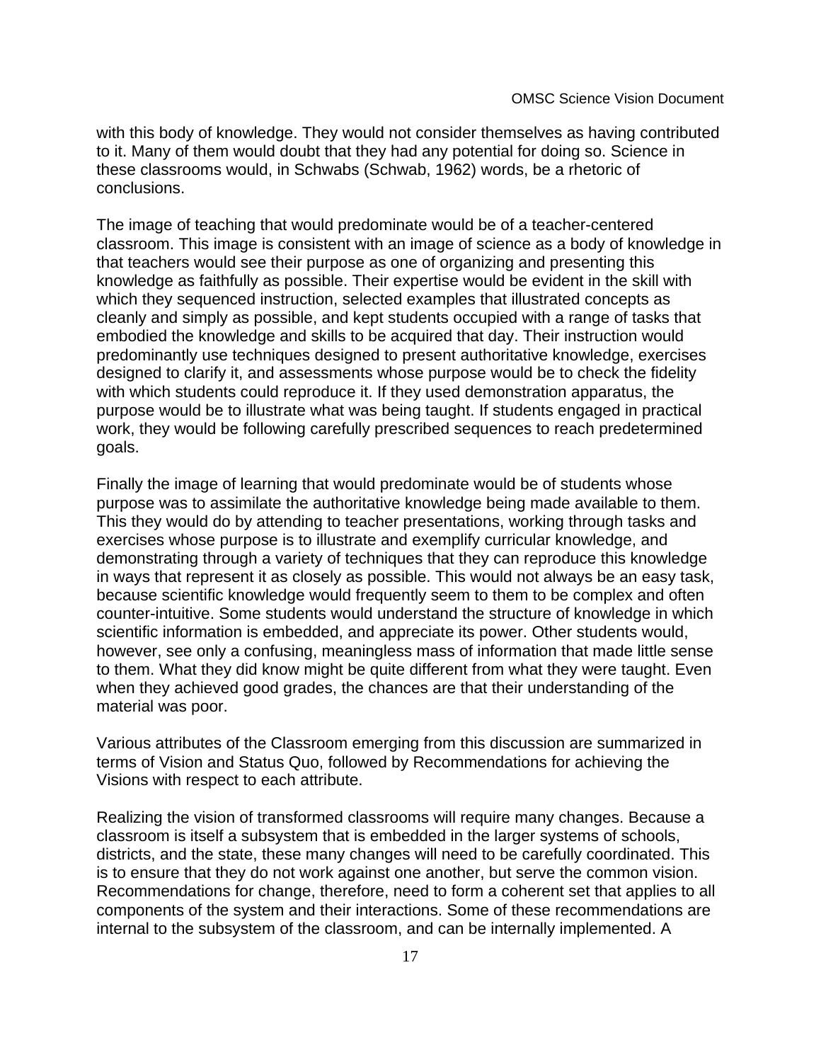with this body of knowledge. They would not consider themselves as having contributed to it. Many of them would doubt that they had any potential for doing so. Science in these classrooms would, in Schwabs (Schwab, 1962) words, be a rhetoric of conclusions.

The image of teaching that would predominate would be of a teacher-centered classroom. This image is consistent with an image of science as a body of knowledge in that teachers would see their purpose as one of organizing and presenting this knowledge as faithfully as possible. Their expertise would be evident in the skill with which they sequenced instruction, selected examples that illustrated concepts as cleanly and simply as possible, and kept students occupied with a range of tasks that embodied the knowledge and skills to be acquired that day. Their instruction would predominantly use techniques designed to present authoritative knowledge, exercises designed to clarify it, and assessments whose purpose would be to check the fidelity with which students could reproduce it. If they used demonstration apparatus, the purpose would be to illustrate what was being taught. If students engaged in practical work, they would be following carefully prescribed sequences to reach predetermined goals.

Finally the image of learning that would predominate would be of students whose purpose was to assimilate the authoritative knowledge being made available to them. This they would do by attending to teacher presentations, working through tasks and exercises whose purpose is to illustrate and exemplify curricular knowledge, and demonstrating through a variety of techniques that they can reproduce this knowledge in ways that represent it as closely as possible. This would not always be an easy task, because scientific knowledge would frequently seem to them to be complex and often counter-intuitive. Some students would understand the structure of knowledge in which scientific information is embedded, and appreciate its power. Other students would, however, see only a confusing, meaningless mass of information that made little sense to them. What they did know might be quite different from what they were taught. Even when they achieved good grades, the chances are that their understanding of the material was poor.

Various attributes of the Classroom emerging from this discussion are summarized in terms of Vision and Status Quo, followed by Recommendations for achieving the Visions with respect to each attribute.

Realizing the vision of transformed classrooms will require many changes. Because a classroom is itself a subsystem that is embedded in the larger systems of schools, districts, and the state, these many changes will need to be carefully coordinated. This is to ensure that they do not work against one another, but serve the common vision. Recommendations for change, therefore, need to form a coherent set that applies to all components of the system and their interactions. Some of these recommendations are internal to the subsystem of the classroom, and can be internally implemented. A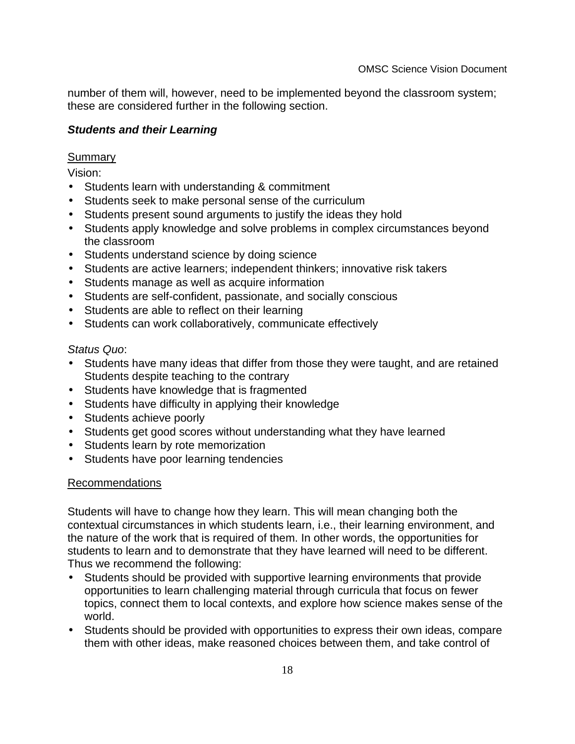number of them will, however, need to be implemented beyond the classroom system; these are considered further in the following section.

### *Students and their Learning*

Summary

Vision:

- Students learn with understanding & commitment
- Students seek to make personal sense of the curriculum
- Students present sound arguments to justify the ideas they hold
- Students apply knowledge and solve problems in complex circumstances beyond the classroom
- Students understand science by doing science
- Students are active learners; independent thinkers; innovative risk takers
- Students manage as well as acquire information
- Students are self-confident, passionate, and socially conscious
- Students are able to reflect on their learning
- Students can work collaboratively, communicate effectively

*Status Quo*:

- Students have many ideas that differ from those they were taught, and are retained Students despite teaching to the contrary
- Students have knowledge that is fragmented
- Students have difficulty in applying their knowledge
- Students achieve poorly
- Students get good scores without understanding what they have learned
- Students learn by rote memorization
- Students have poor learning tendencies

Recommendations

Students will have to change how they learn. This will mean changing both the contextual circumstances in which students learn, i.e., their learning environment, and the nature of the work that is required of them. In other words, the opportunities for students to learn and to demonstrate that they have learned will need to be different. Thus we recommend the following:

- Students should be provided with supportive learning environments that provide opportunities to learn challenging material through curricula that focus on fewer topics, connect them to local contexts, and explore how science makes sense of the world.
- Students should be provided with opportunities to express their own ideas, compare them with other ideas, make reasoned choices between them, and take control of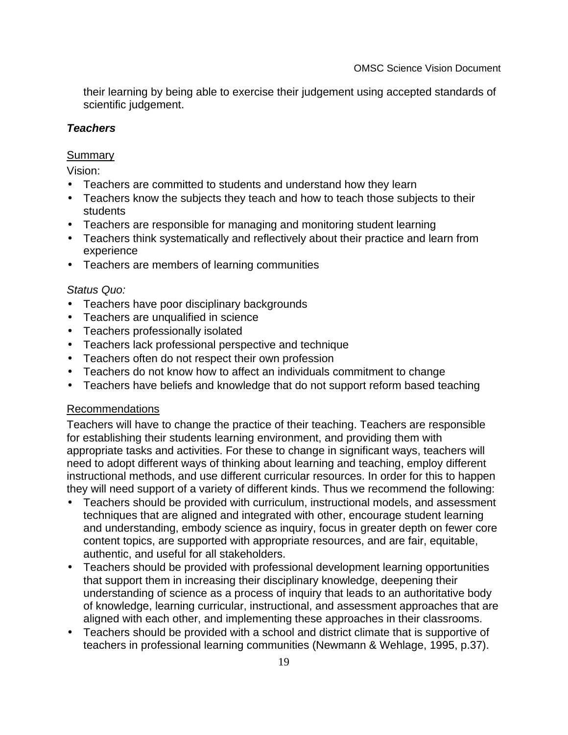their learning by being able to exercise their judgement using accepted standards of scientific judgement.

***Teachers***

<u>Summary</u>

Vision:

- Teachers are committed to students and understand how they learn
- Teachers know the subjects they teach and how to teach those subjects to their students
- Teachers are responsible for managing and monitoring student learning
- Teachers think systematically and reflectively about their practice and learn from experience
- Teachers are members of learning communities

*Status Quo:*

- Teachers have poor disciplinary backgrounds
- Teachers are unqualified in science
- Teachers professionally isolated
- Teachers lack professional perspective and technique
- Teachers often do not respect their own profession
- Teachers do not know how to affect an individuals commitment to change
- Teachers have beliefs and knowledge that do not support reform based teaching

<u>Recommendations</u>

Teachers will have to change the practice of their teaching. Teachers are responsible for establishing their students learning environment, and providing them with appropriate tasks and activities. For these to change in significant ways, teachers will need to adopt different ways of thinking about learning and teaching, employ different instructional methods, and use different curricular resources. In order for this to happen they will need support of a variety of different kinds. Thus we recommend the following:

- Teachers should be provided with curriculum, instructional models, and assessment techniques that are aligned and integrated with other, encourage student learning and understanding, embody science as inquiry, focus in greater depth on fewer core content topics, are supported with appropriate resources, and are fair, equitable, authentic, and useful for all stakeholders.
- Teachers should be provided with professional development learning opportunities that support them in increasing their disciplinary knowledge, deepening their understanding of science as a process of inquiry that leads to an authoritative body of knowledge, learning curricular, instructional, and assessment approaches that are aligned with each other, and implementing these approaches in their classrooms.
- Teachers should be provided with a school and district climate that is supportive of teachers in professional learning communities (Newmann & Wehlage, 1995, p.37).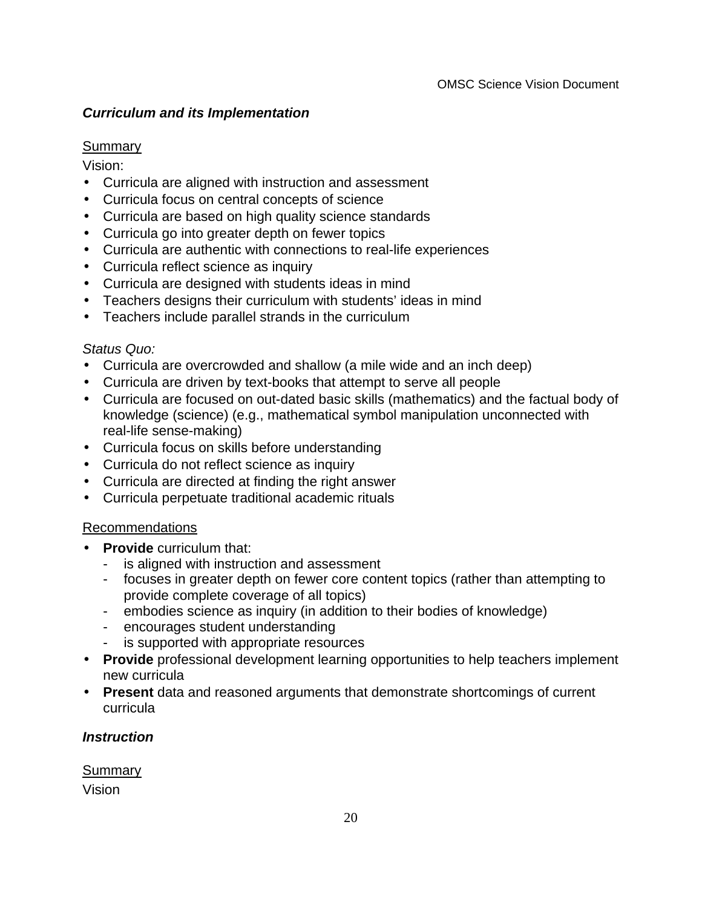### *Curriculum and its Implementation*

Summary

Vision:

- Curricula are aligned with instruction and assessment
- Curricula focus on central concepts of science
- Curricula are based on high quality science standards
- Curricula go into greater depth on fewer topics
- Curricula are authentic with connections to real-life experiences
- Curricula reflect science as inquiry
- Curricula are designed with students ideas in mind
- Teachers designs their curriculum with students' ideas in mind
- Teachers include parallel strands in the curriculum

*Status Quo:*

- Curricula are overcrowded and shallow (a mile wide and an inch deep)
- Curricula are driven by text-books that attempt to serve all people
- Curricula are focused on out-dated basic skills (mathematics) and the factual body of knowledge (science) (e.g., mathematical symbol manipulation unconnected with real-life sense-making)
- Curricula focus on skills before understanding
- Curricula do not reflect science as inquiry
- Curricula are directed at finding the right answer
- Curricula perpetuate traditional academic rituals

Recommendations

- **Provide** curriculum that:
  - is aligned with instruction and assessment
  - focuses in greater depth on fewer core content topics (rather than attempting to provide complete coverage of all topics)
  - embodies science as inquiry (in addition to their bodies of knowledge)
  - encourages student understanding
  - is supported with appropriate resources
- **Provide** professional development learning opportunities to help teachers implement new curricula
- **Present** data and reasoned arguments that demonstrate shortcomings of current curricula

### *Instruction*

Summary

Vision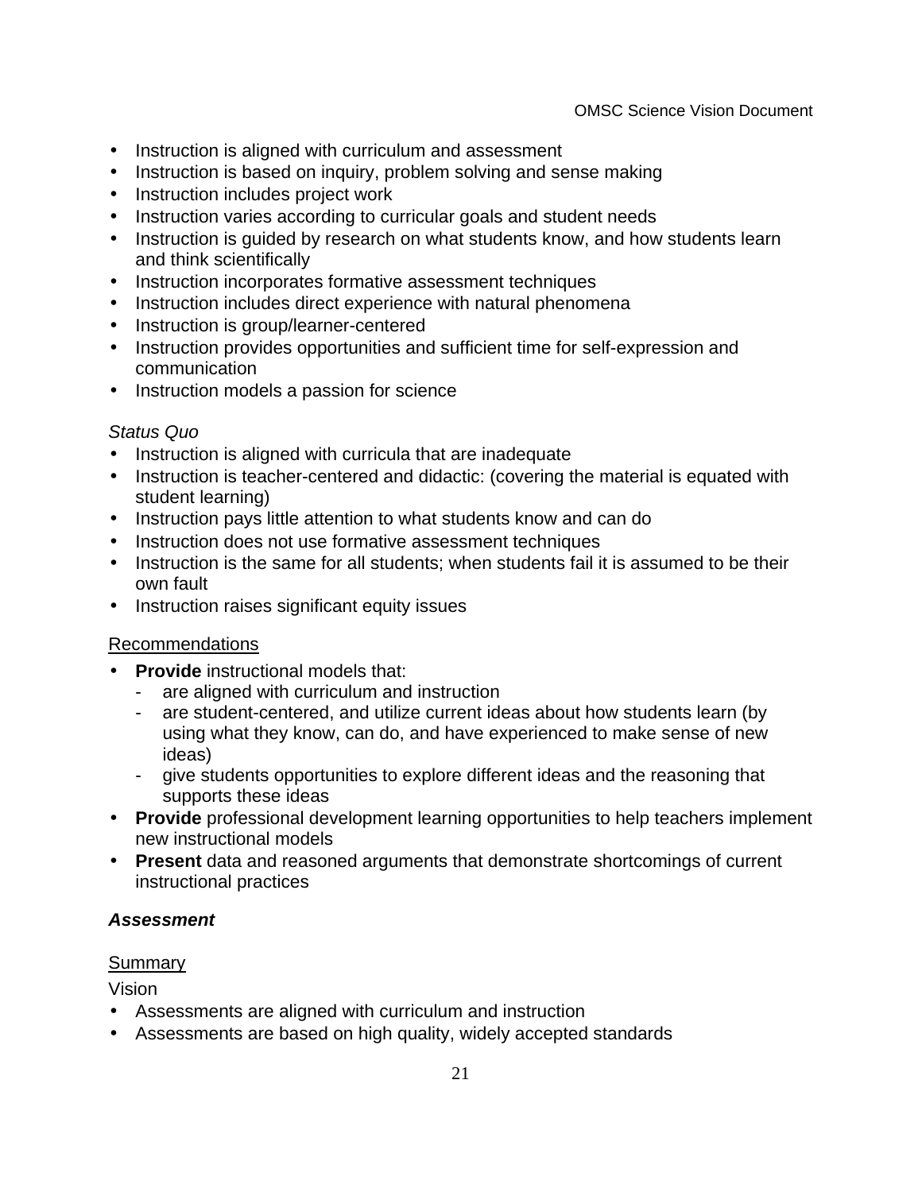- Instruction is aligned with curriculum and assessment
- Instruction is based on inquiry, problem solving and sense making
- Instruction includes project work
- Instruction varies according to curricular goals and student needs
- Instruction is guided by research on what students know, and how students learn and think scientifically
- Instruction incorporates formative assessment techniques
- Instruction includes direct experience with natural phenomena
- Instruction is group/learner-centered
- Instruction provides opportunities and sufficient time for self-expression and communication
- Instruction models a passion for science

*Status Quo*

- Instruction is aligned with curricula that are inadequate
- Instruction is teacher-centered and didactic: (covering the material is equated with student learning)
- Instruction pays little attention to what students know and can do
- Instruction does not use formative assessment techniques
- Instruction is the same for all students; when students fail it is assumed to be their own fault
- Instruction raises significant equity issues

<u>Recommendations</u>

- **Provide** instructional models that:
  - are aligned with curriculum and instruction
  - are student-centered, and utilize current ideas about how students learn (by using what they know, can do, and have experienced to make sense of new ideas)
  - give students opportunities to explore different ideas and the reasoning that supports these ideas
- **Provide** professional development learning opportunities to help teachers implement new instructional models
- **Present** data and reasoned arguments that demonstrate shortcomings of current instructional practices

### ***Assessment***

<u>Summary</u>

Vision

- Assessments are aligned with curriculum and instruction
- Assessments are based on high quality, widely accepted standards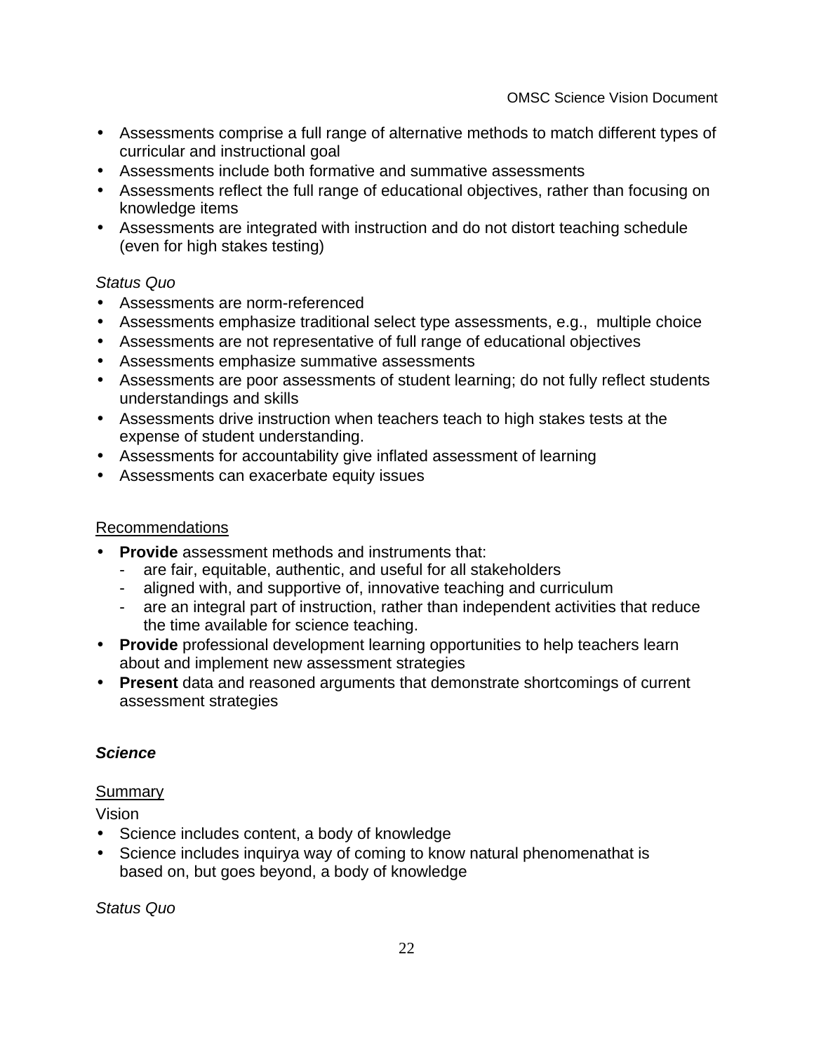- Assessments comprise a full range of alternative methods to match different types of curricular and instructional goal
- Assessments include both formative and summative assessments
- Assessments reflect the full range of educational objectives, rather than focusing on knowledge items
- Assessments are integrated with instruction and do not distort teaching schedule (even for high stakes testing)

*Status Quo*

- Assessments are norm-referenced
- Assessments emphasize traditional select type assessments, e.g., multiple choice
- Assessments are not representative of full range of educational objectives
- Assessments emphasize summative assessments
- Assessments are poor assessments of student learning; do not fully reflect students understandings and skills
- Assessments drive instruction when teachers teach to high stakes tests at the expense of student understanding.
- Assessments for accountability give inflated assessment of learning
- Assessments can exacerbate equity issues

Recommendations

- **Provide** assessment methods and instruments that:
  - are fair, equitable, authentic, and useful for all stakeholders
  - aligned with, and supportive of, innovative teaching and curriculum
  - are an integral part of instruction, rather than independent activities that reduce the time available for science teaching.
- **Provide** professional development learning opportunities to help teachers learn about and implement new assessment strategies
- **Present** data and reasoned arguments that demonstrate shortcomings of current assessment strategies

### *Science*

Summary

Vision

- Science includes content, a body of knowledge
- Science includes inquirya way of coming to know natural phenomenathat is based on, but goes beyond, a body of knowledge

*Status Quo*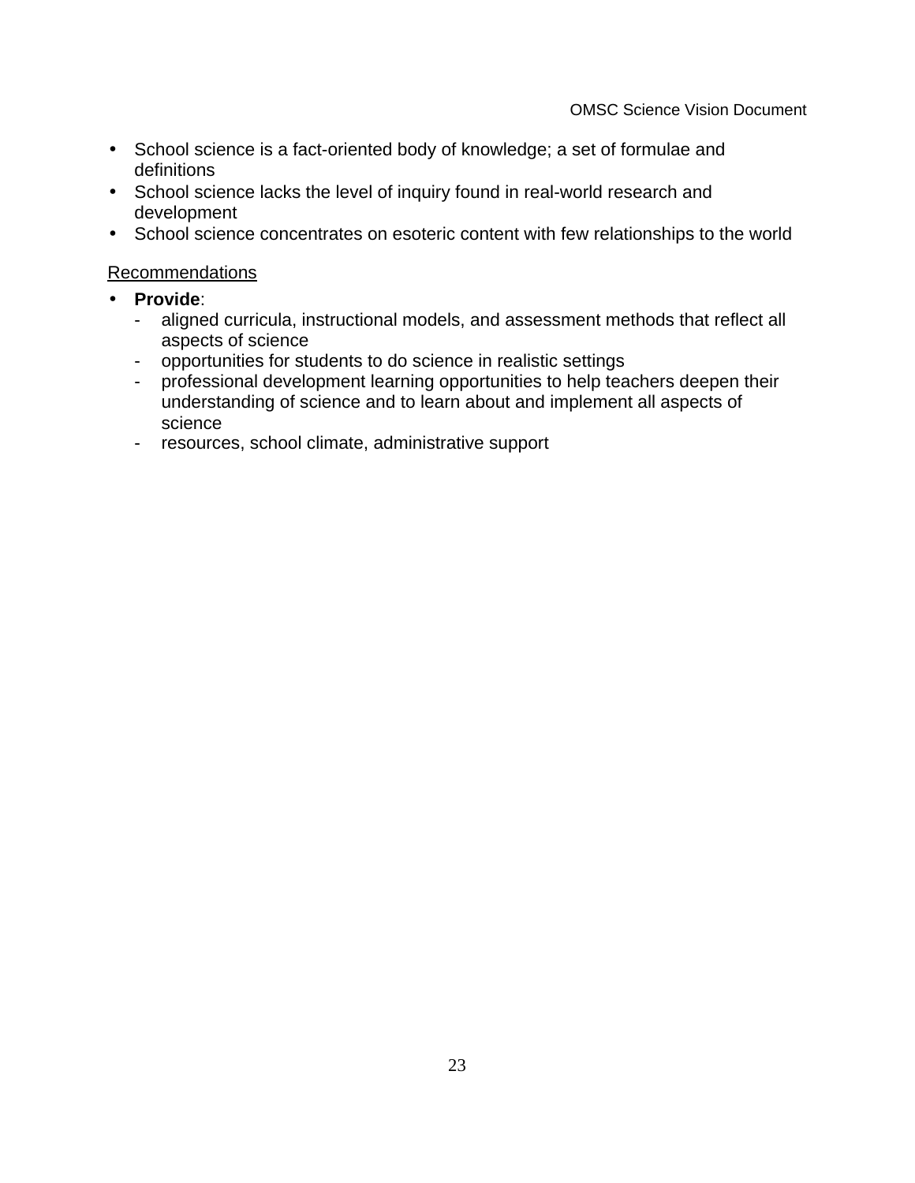- School science is a fact-oriented body of knowledge; a set of formulae and definitions
- School science lacks the level of inquiry found in real-world research and development
- School science concentrates on esoteric content with few relationships to the world

Recommendations

- **Provide**:
  - aligned curricula, instructional models, and assessment methods that reflect all aspects of science
  - opportunities for students to do science in realistic settings
  - professional development learning opportunities to help teachers deepen their understanding of science and to learn about and implement all aspects of science
  - resources, school climate, administrative support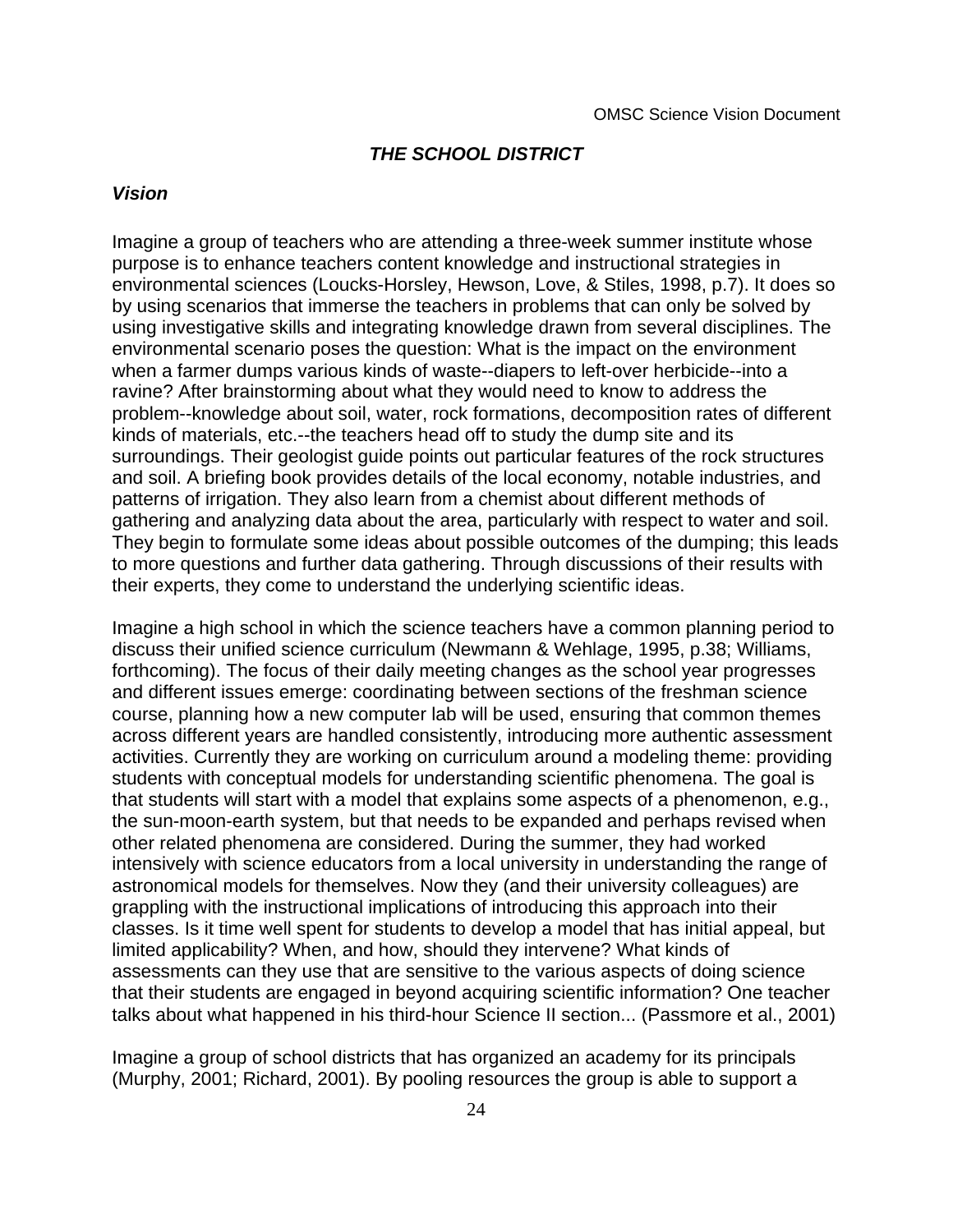## *THE SCHOOL DISTRICT*

### *Vision*

Imagine a group of teachers who are attending a three-week summer institute whose purpose is to enhance teachers content knowledge and instructional strategies in environmental sciences (Loucks-Horsley, Hewson, Love, & Stiles, 1998, p.7). It does so by using scenarios that immerse the teachers in problems that can only be solved by using investigative skills and integrating knowledge drawn from several disciplines. The environmental scenario poses the question: What is the impact on the environment when a farmer dumps various kinds of waste--diapers to left-over herbicide--into a ravine? After brainstorming about what they would need to know to address the problem--knowledge about soil, water, rock formations, decomposition rates of different kinds of materials, etc.--the teachers head off to study the dump site and its surroundings. Their geologist guide points out particular features of the rock structures and soil. A briefing book provides details of the local economy, notable industries, and patterns of irrigation. They also learn from a chemist about different methods of gathering and analyzing data about the area, particularly with respect to water and soil. They begin to formulate some ideas about possible outcomes of the dumping; this leads to more questions and further data gathering. Through discussions of their results with their experts, they come to understand the underlying scientific ideas.

Imagine a high school in which the science teachers have a common planning period to discuss their unified science curriculum (Newmann & Wehlage, 1995, p.38; Williams, forthcoming). The focus of their daily meeting changes as the school year progresses and different issues emerge: coordinating between sections of the freshman science course, planning how a new computer lab will be used, ensuring that common themes across different years are handled consistently, introducing more authentic assessment activities. Currently they are working on curriculum around a modeling theme: providing students with conceptual models for understanding scientific phenomena. The goal is that students will start with a model that explains some aspects of a phenomenon, e.g., the sun-moon-earth system, but that needs to be expanded and perhaps revised when other related phenomena are considered. During the summer, they had worked intensively with science educators from a local university in understanding the range of astronomical models for themselves. Now they (and their university colleagues) are grappling with the instructional implications of introducing this approach into their classes. Is it time well spent for students to develop a model that has initial appeal, but limited applicability? When, and how, should they intervene? What kinds of assessments can they use that are sensitive to the various aspects of doing science that their students are engaged in beyond acquiring scientific information? One teacher talks about what happened in his third-hour Science II section... (Passmore et al., 2001)

Imagine a group of school districts that has organized an academy for its principals (Murphy, 2001; Richard, 2001). By pooling resources the group is able to support a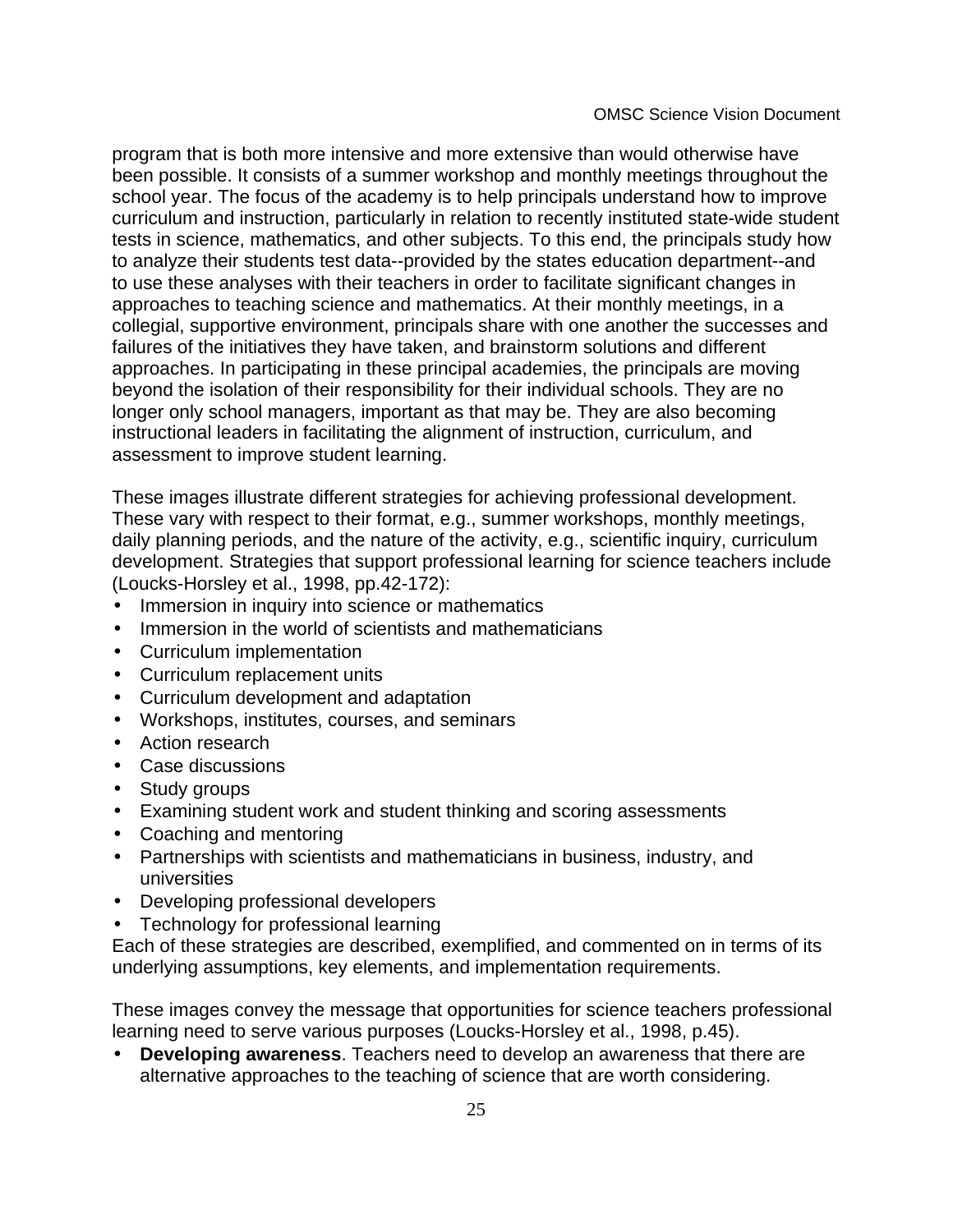program that is both more intensive and more extensive than would otherwise have been possible. It consists of a summer workshop and monthly meetings throughout the school year. The focus of the academy is to help principals understand how to improve curriculum and instruction, particularly in relation to recently instituted state-wide student tests in science, mathematics, and other subjects. To this end, the principals study how to analyze their students test data--provided by the states education department--and to use these analyses with their teachers in order to facilitate significant changes in approaches to teaching science and mathematics. At their monthly meetings, in a collegial, supportive environment, principals share with one another the successes and failures of the initiatives they have taken, and brainstorm solutions and different approaches. In participating in these principal academies, the principals are moving beyond the isolation of their responsibility for their individual schools. They are no longer only school managers, important as that may be. They are also becoming instructional leaders in facilitating the alignment of instruction, curriculum, and assessment to improve student learning.

These images illustrate different strategies for achieving professional development. These vary with respect to their format, e.g., summer workshops, monthly meetings, daily planning periods, and the nature of the activity, e.g., scientific inquiry, curriculum development. Strategies that support professional learning for science teachers include (Loucks-Horsley et al., 1998, pp.42-172):

- Immersion in inquiry into science or mathematics
- Immersion in the world of scientists and mathematicians
- Curriculum implementation
- Curriculum replacement units
- Curriculum development and adaptation
- Workshops, institutes, courses, and seminars
- Action research
- Case discussions
- Study groups
- Examining student work and student thinking and scoring assessments
- Coaching and mentoring
- Partnerships with scientists and mathematicians in business, industry, and universities
- Developing professional developers
- Technology for professional learning

Each of these strategies are described, exemplified, and commented on in terms of its underlying assumptions, key elements, and implementation requirements.

These images convey the message that opportunities for science teachers professional learning need to serve various purposes (Loucks-Horsley et al., 1998, p.45).

- **Developing awareness**. Teachers need to develop an awareness that there are alternative approaches to the teaching of science that are worth considering.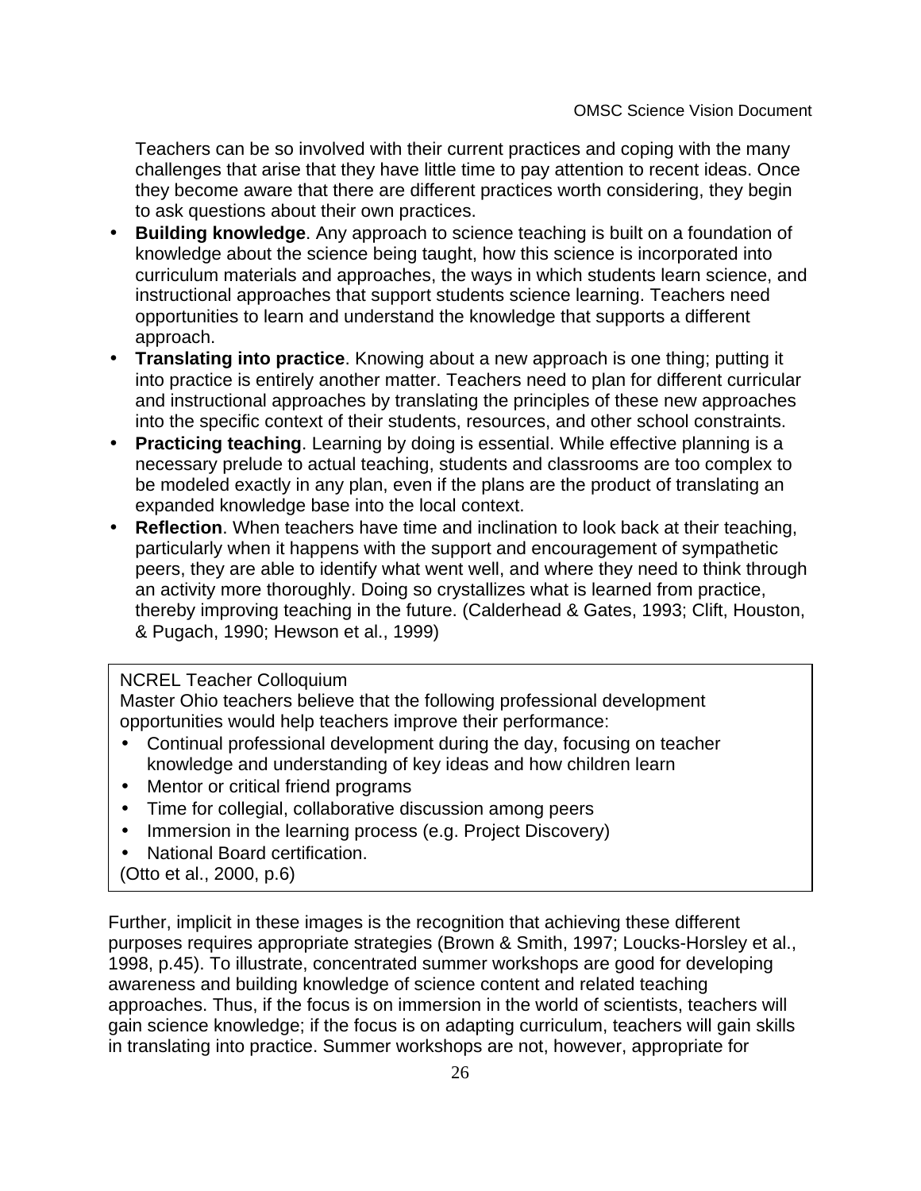Teachers can be so involved with their current practices and coping with the many challenges that arise that they have little time to pay attention to recent ideas. Once they become aware that there are different practices worth considering, they begin to ask questions about their own practices.

- **Building knowledge**. Any approach to science teaching is built on a foundation of knowledge about the science being taught, how this science is incorporated into curriculum materials and approaches, the ways in which students learn science, and instructional approaches that support students science learning. Teachers need opportunities to learn and understand the knowledge that supports a different approach.
- **Translating into practice**. Knowing about a new approach is one thing; putting it into practice is entirely another matter. Teachers need to plan for different curricular and instructional approaches by translating the principles of these new approaches into the specific context of their students, resources, and other school constraints.
- **Practicing teaching**. Learning by doing is essential. While effective planning is a necessary prelude to actual teaching, students and classrooms are too complex to be modeled exactly in any plan, even if the plans are the product of translating an expanded knowledge base into the local context.
- **Reflection**. When teachers have time and inclination to look back at their teaching, particularly when it happens with the support and encouragement of sympathetic peers, they are able to identify what went well, and where they need to think through an activity more thoroughly. Doing so crystallizes what is learned from practice, thereby improving teaching in the future. (Calderhead & Gates, 1993; Clift, Houston, & Pugach, 1990; Hewson et al., 1999)

> NCREL Teacher Colloquium
> Master Ohio teachers believe that the following professional development opportunities would help teachers improve their performance:
>
> - Continual professional development during the day, focusing on teacher knowledge and understanding of key ideas and how children learn
> - Mentor or critical friend programs
> - Time for collegial, collaborative discussion among peers
> - Immersion in the learning process (e.g. Project Discovery)
> - National Board certification.
>
> (Otto et al., 2000, p.6)

Further, implicit in these images is the recognition that achieving these different purposes requires appropriate strategies (Brown & Smith, 1997; Loucks-Horsley et al., 1998, p.45). To illustrate, concentrated summer workshops are good for developing awareness and building knowledge of science content and related teaching approaches. Thus, if the focus is on immersion in the world of scientists, teachers will gain science knowledge; if the focus is on adapting curriculum, teachers will gain skills in translating into practice. Summer workshops are not, however, appropriate for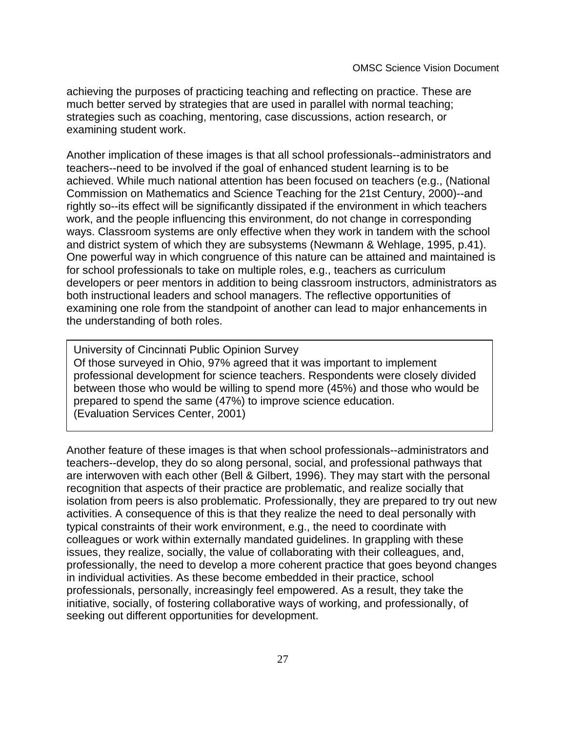achieving the purposes of practicing teaching and reflecting on practice. These are much better served by strategies that are used in parallel with normal teaching; strategies such as coaching, mentoring, case discussions, action research, or examining student work.

Another implication of these images is that all school professionals--administrators and teachers--need to be involved if the goal of enhanced student learning is to be achieved. While much national attention has been focused on teachers (e.g., (National Commission on Mathematics and Science Teaching for the 21st Century, 2000)--and rightly so--its effect will be significantly dissipated if the environment in which teachers work, and the people influencing this environment, do not change in corresponding ways. Classroom systems are only effective when they work in tandem with the school and district system of which they are subsystems (Newmann & Wehlage, 1995, p.41). One powerful way in which congruence of this nature can be attained and maintained is for school professionals to take on multiple roles, e.g., teachers as curriculum developers or peer mentors in addition to being classroom instructors, administrators as both instructional leaders and school managers. The reflective opportunities of examining one role from the standpoint of another can lead to major enhancements in the understanding of both roles.

> University of Cincinnati Public Opinion Survey
> Of those surveyed in Ohio, 97% agreed that it was important to implement professional development for science teachers. Respondents were closely divided between those who would be willing to spend more (45%) and those who would be prepared to spend the same (47%) to improve science education.
> (Evaluation Services Center, 2001)

Another feature of these images is that when school professionals--administrators and teachers--develop, they do so along personal, social, and professional pathways that are interwoven with each other (Bell & Gilbert, 1996). They may start with the personal recognition that aspects of their practice are problematic, and realize socially that isolation from peers is also problematic. Professionally, they are prepared to try out new activities. A consequence of this is that they realize the need to deal personally with typical constraints of their work environment, e.g., the need to coordinate with colleagues or work within externally mandated guidelines. In grappling with these issues, they realize, socially, the value of collaborating with their colleagues, and, professionally, the need to develop a more coherent practice that goes beyond changes in individual activities. As these become embedded in their practice, school professionals, personally, increasingly feel empowered. As a result, they take the initiative, socially, of fostering collaborative ways of working, and professionally, of seeking out different opportunities for development.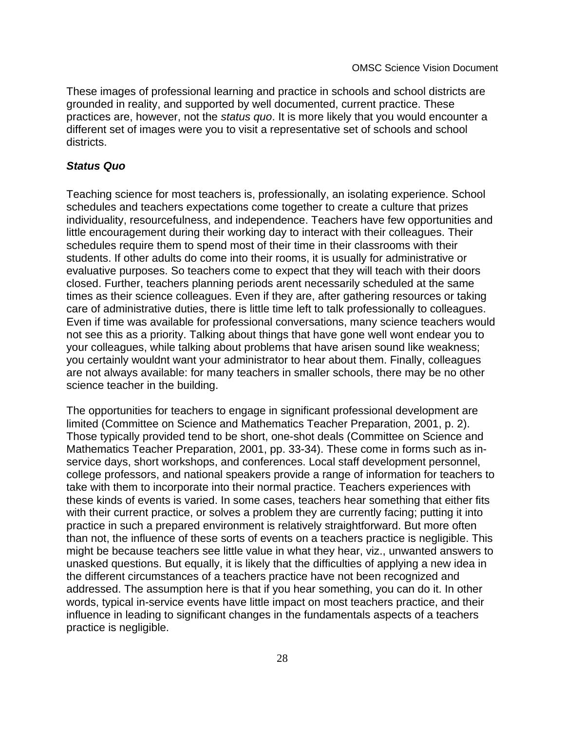These images of professional learning and practice in schools and school districts are grounded in reality, and supported by well documented, current practice. These practices are, however, not the *status quo*. It is more likely that you would encounter a different set of images were you to visit a representative set of schools and school districts.

***Status Quo***

Teaching science for most teachers is, professionally, an isolating experience. School schedules and teachers expectations come together to create a culture that prizes individuality, resourcefulness, and independence. Teachers have few opportunities and little encouragement during their working day to interact with their colleagues. Their schedules require them to spend most of their time in their classrooms with their students. If other adults do come into their rooms, it is usually for administrative or evaluative purposes. So teachers come to expect that they will teach with their doors closed. Further, teachers planning periods arent necessarily scheduled at the same times as their science colleagues. Even if they are, after gathering resources or taking care of administrative duties, there is little time left to talk professionally to colleagues. Even if time was available for professional conversations, many science teachers would not see this as a priority. Talking about things that have gone well wont endear you to your colleagues, while talking about problems that have arisen sound like weakness; you certainly wouldnt want your administrator to hear about them. Finally, colleagues are not always available: for many teachers in smaller schools, there may be no other science teacher in the building.

The opportunities for teachers to engage in significant professional development are limited (Committee on Science and Mathematics Teacher Preparation, 2001, p. 2). Those typically provided tend to be short, one-shot deals (Committee on Science and Mathematics Teacher Preparation, 2001, pp. 33-34). These come in forms such as in-service days, short workshops, and conferences. Local staff development personnel, college professors, and national speakers provide a range of information for teachers to take with them to incorporate into their normal practice. Teachers experiences with these kinds of events is varied. In some cases, teachers hear something that either fits with their current practice, or solves a problem they are currently facing; putting it into practice in such a prepared environment is relatively straightforward. But more often than not, the influence of these sorts of events on a teachers practice is negligible. This might be because teachers see little value in what they hear, viz., unwanted answers to unasked questions. But equally, it is likely that the difficulties of applying a new idea in the different circumstances of a teachers practice have not been recognized and addressed. The assumption here is that if you hear something, you can do it. In other words, typical in-service events have little impact on most teachers practice, and their influence in leading to significant changes in the fundamentals aspects of a teachers practice is negligible.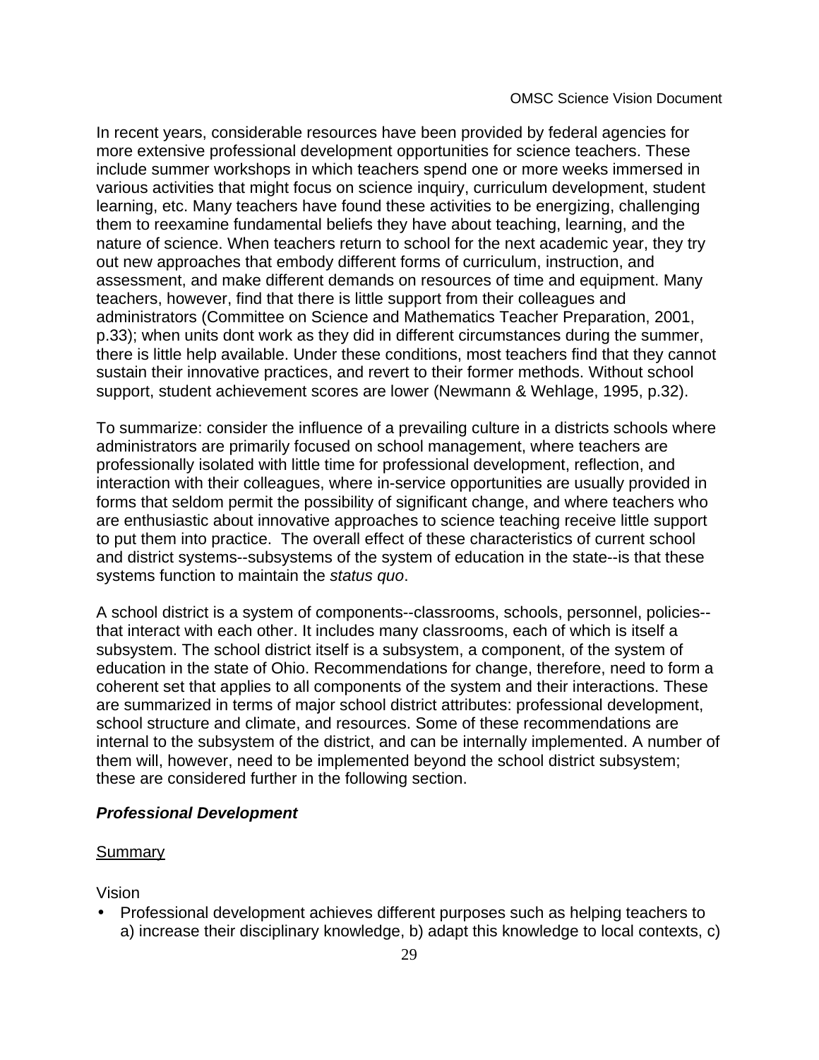In recent years, considerable resources have been provided by federal agencies for more extensive professional development opportunities for science teachers. These include summer workshops in which teachers spend one or more weeks immersed in various activities that might focus on science inquiry, curriculum development, student learning, etc. Many teachers have found these activities to be energizing, challenging them to reexamine fundamental beliefs they have about teaching, learning, and the nature of science. When teachers return to school for the next academic year, they try out new approaches that embody different forms of curriculum, instruction, and assessment, and make different demands on resources of time and equipment. Many teachers, however, find that there is little support from their colleagues and administrators (Committee on Science and Mathematics Teacher Preparation, 2001, p.33); when units dont work as they did in different circumstances during the summer, there is little help available. Under these conditions, most teachers find that they cannot sustain their innovative practices, and revert to their former methods. Without school support, student achievement scores are lower (Newmann & Wehlage, 1995, p.32).

To summarize: consider the influence of a prevailing culture in a districts schools where administrators are primarily focused on school management, where teachers are professionally isolated with little time for professional development, reflection, and interaction with their colleagues, where in-service opportunities are usually provided in forms that seldom permit the possibility of significant change, and where teachers who are enthusiastic about innovative approaches to science teaching receive little support to put them into practice. The overall effect of these characteristics of current school and district systems--subsystems of the system of education in the state--is that these systems function to maintain the *status quo*.

A school district is a system of components--classrooms, schools, personnel, policies--that interact with each other. It includes many classrooms, each of which is itself a subsystem. The school district itself is a subsystem, a component, of the system of education in the state of Ohio. Recommendations for change, therefore, need to form a coherent set that applies to all components of the system and their interactions. These are summarized in terms of major school district attributes: professional development, school structure and climate, and resources. Some of these recommendations are internal to the subsystem of the district, and can be internally implemented. A number of them will, however, need to be implemented beyond the school district subsystem; these are considered further in the following section.

### ***Professional Development***

<u>Summary</u>

Vision

- Professional development achieves different purposes such as helping teachers to a) increase their disciplinary knowledge, b) adapt this knowledge to local contexts, c)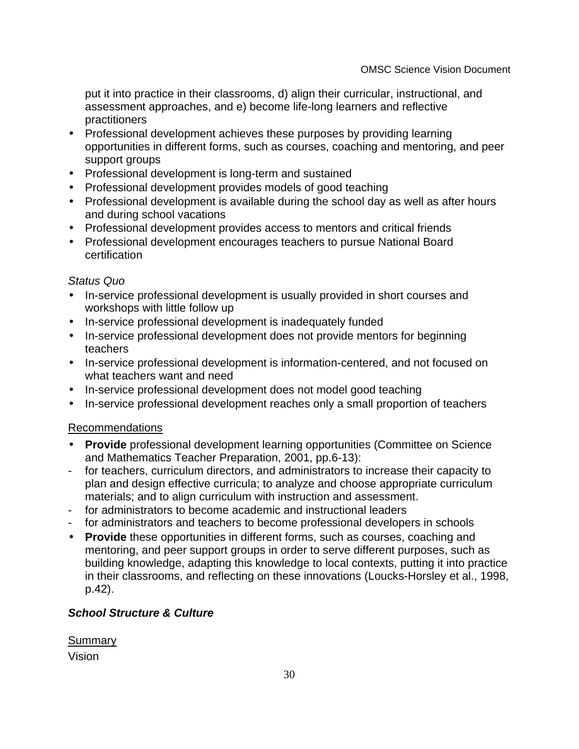put it into practice in their classrooms, d) align their curricular, instructional, and assessment approaches, and e) become life-long learners and reflective practitioners

- Professional development achieves these purposes by providing learning opportunities in different forms, such as courses, coaching and mentoring, and peer support groups
- Professional development is long-term and sustained
- Professional development provides models of good teaching
- Professional development is available during the school day as well as after hours and during school vacations
- Professional development provides access to mentors and critical friends
- Professional development encourages teachers to pursue National Board certification

*Status Quo*

- In-service professional development is usually provided in short courses and workshops with little follow up
- In-service professional development is inadequately funded
- In-service professional development does not provide mentors for beginning teachers
- In-service professional development is information-centered, and not focused on what teachers want and need
- In-service professional development does not model good teaching
- In-service professional development reaches only a small proportion of teachers

<u>Recommendations</u>

- **Provide** professional development learning opportunities (Committee on Science and Mathematics Teacher Preparation, 2001, pp.6-13):
  - for teachers, curriculum directors, and administrators to increase their capacity to plan and design effective curricula; to analyze and choose appropriate curriculum materials; and to align curriculum with instruction and assessment.
  - for administrators to become academic and instructional leaders
  - for administrators and teachers to become professional developers in schools
- **Provide** these opportunities in different forms, such as courses, coaching and mentoring, and peer support groups in order to serve different purposes, such as building knowledge, adapting this knowledge to local contexts, putting it into practice in their classrooms, and reflecting on these innovations (Loucks-Horsley et al., 1998, p.42).

### ***School Structure & Culture***

<u>Summary</u>

Vision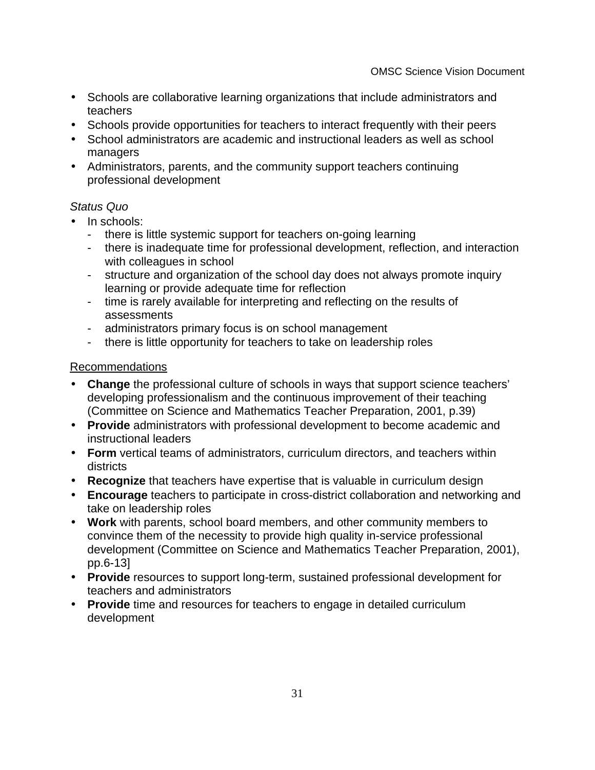- Schools are collaborative learning organizations that include administrators and teachers
- Schools provide opportunities for teachers to interact frequently with their peers
- School administrators are academic and instructional leaders as well as school managers
- Administrators, parents, and the community support teachers continuing professional development

*Status Quo*

- In schools:
  - there is little systemic support for teachers on-going learning
  - there is inadequate time for professional development, reflection, and interaction with colleagues in school
  - structure and organization of the school day does not always promote inquiry learning or provide adequate time for reflection
  - time is rarely available for interpreting and reflecting on the results of assessments
  - administrators primary focus is on school management
  - there is little opportunity for teachers to take on leadership roles

<u>Recommendations</u>

- **Change** the professional culture of schools in ways that support science teachers' developing professionalism and the continuous improvement of their teaching (Committee on Science and Mathematics Teacher Preparation, 2001, p.39)
- **Provide** administrators with professional development to become academic and instructional leaders
- **Form** vertical teams of administrators, curriculum directors, and teachers within districts
- **Recognize** that teachers have expertise that is valuable in curriculum design
- **Encourage** teachers to participate in cross-district collaboration and networking and take on leadership roles
- **Work** with parents, school board members, and other community members to convince them of the necessity to provide high quality in-service professional development (Committee on Science and Mathematics Teacher Preparation, 2001), pp.6-13]
- **Provide** resources to support long-term, sustained professional development for teachers and administrators
- **Provide** time and resources for teachers to engage in detailed curriculum development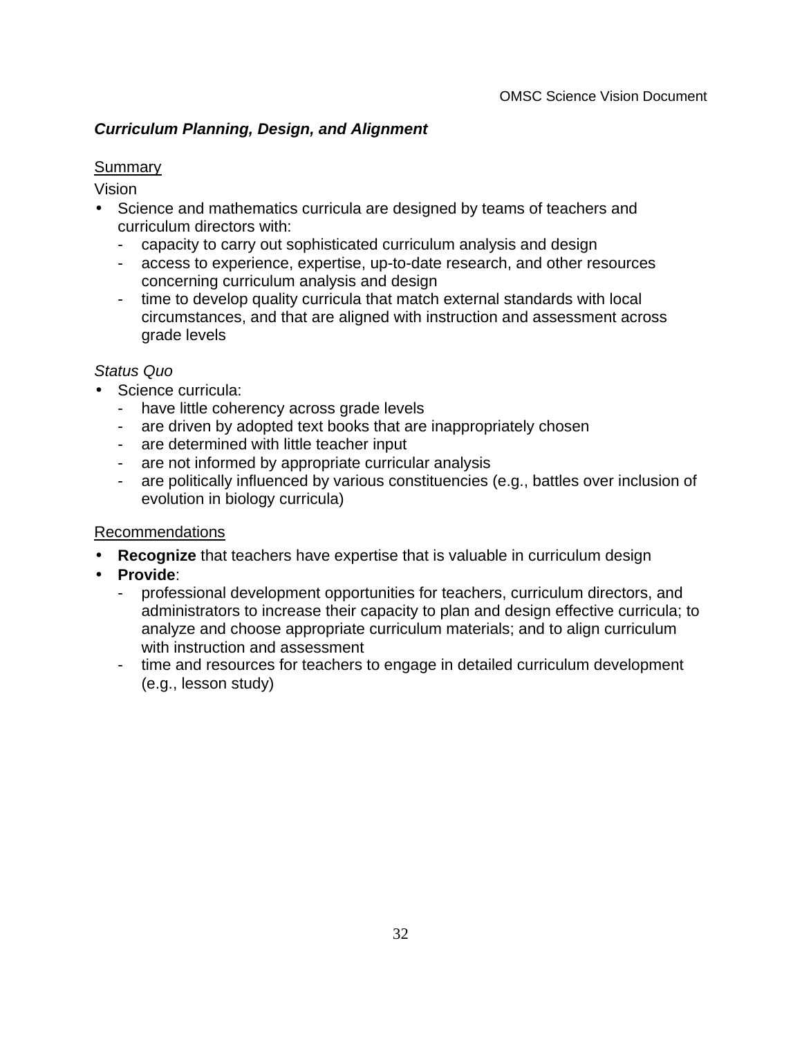### ***Curriculum Planning, Design, and Alignment***

<u>Summary</u>

Vision

- Science and mathematics curricula are designed by teams of teachers and curriculum directors with:
  - capacity to carry out sophisticated curriculum analysis and design
  - access to experience, expertise, up-to-date research, and other resources concerning curriculum analysis and design
  - time to develop quality curricula that match external standards with local circumstances, and that are aligned with instruction and assessment across grade levels

*Status Quo*

- Science curricula:
  - have little coherency across grade levels
  - are driven by adopted text books that are inappropriately chosen
  - are determined with little teacher input
  - are not informed by appropriate curricular analysis
  - are politically influenced by various constituencies (e.g., battles over inclusion of evolution in biology curricula)

<u>Recommendations</u>

- **Recognize** that teachers have expertise that is valuable in curriculum design
- **Provide**:
  - professional development opportunities for teachers, curriculum directors, and administrators to increase their capacity to plan and design effective curricula; to analyze and choose appropriate curriculum materials; and to align curriculum with instruction and assessment
  - time and resources for teachers to engage in detailed curriculum development (e.g., lesson study)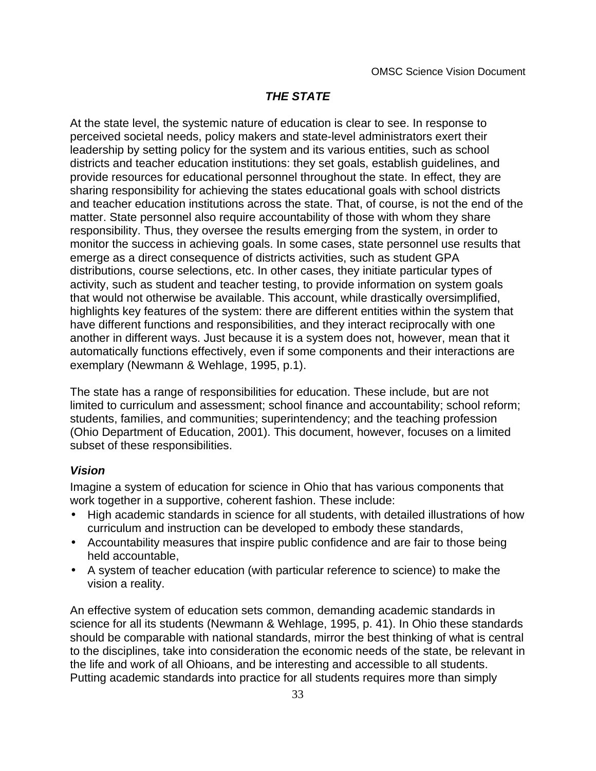## *THE STATE*

At the state level, the systemic nature of education is clear to see. In response to perceived societal needs, policy makers and state-level administrators exert their leadership by setting policy for the system and its various entities, such as school districts and teacher education institutions: they set goals, establish guidelines, and provide resources for educational personnel throughout the state. In effect, they are sharing responsibility for achieving the states educational goals with school districts and teacher education institutions across the state. That, of course, is not the end of the matter. State personnel also require accountability of those with whom they share responsibility. Thus, they oversee the results emerging from the system, in order to monitor the success in achieving goals. In some cases, state personnel use results that emerge as a direct consequence of districts activities, such as student GPA distributions, course selections, etc. In other cases, they initiate particular types of activity, such as student and teacher testing, to provide information on system goals that would not otherwise be available. This account, while drastically oversimplified, highlights key features of the system: there are different entities within the system that have different functions and responsibilities, and they interact reciprocally with one another in different ways. Just because it is a system does not, however, mean that it automatically functions effectively, even if some components and their interactions are exemplary (Newmann & Wehlage, 1995, p.1).

The state has a range of responsibilities for education. These include, but are not limited to curriculum and assessment; school finance and accountability; school reform; students, families, and communities; superintendency; and the teaching profession (Ohio Department of Education, 2001). This document, however, focuses on a limited subset of these responsibilities.

### *Vision*

Imagine a system of education for science in Ohio that has various components that work together in a supportive, coherent fashion. These include:

- High academic standards in science for all students, with detailed illustrations of how curriculum and instruction can be developed to embody these standards,
- Accountability measures that inspire public confidence and are fair to those being held accountable,
- A system of teacher education (with particular reference to science) to make the vision a reality.

An effective system of education sets common, demanding academic standards in science for all its students (Newmann & Wehlage, 1995, p. 41). In Ohio these standards should be comparable with national standards, mirror the best thinking of what is central to the disciplines, take into consideration the economic needs of the state, be relevant in the life and work of all Ohioans, and be interesting and accessible to all students. Putting academic standards into practice for all students requires more than simply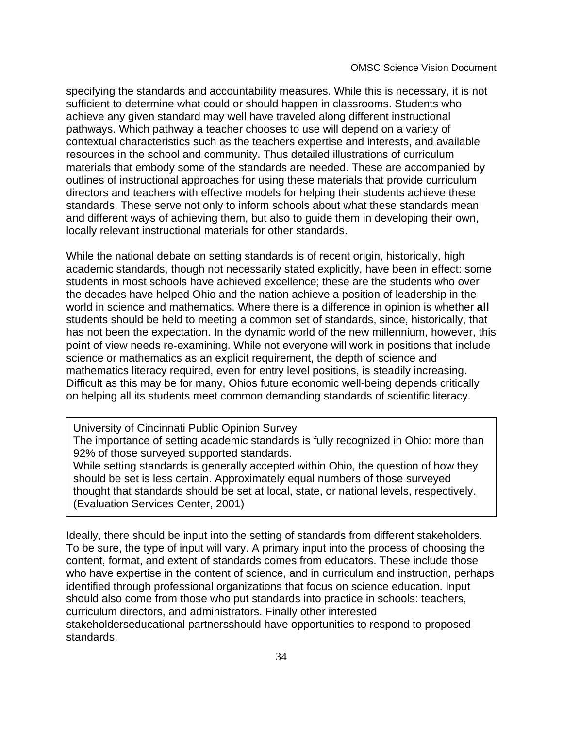specifying the standards and accountability measures. While this is necessary, it is not sufficient to determine what could or should happen in classrooms. Students who achieve any given standard may well have traveled along different instructional pathways. Which pathway a teacher chooses to use will depend on a variety of contextual characteristics such as the teachers expertise and interests, and available resources in the school and community. Thus detailed illustrations of curriculum materials that embody some of the standards are needed. These are accompanied by outlines of instructional approaches for using these materials that provide curriculum directors and teachers with effective models for helping their students achieve these standards. These serve not only to inform schools about what these standards mean and different ways of achieving them, but also to guide them in developing their own, locally relevant instructional materials for other standards.

While the national debate on setting standards is of recent origin, historically, high academic standards, though not necessarily stated explicitly, have been in effect: some students in most schools have achieved excellence; these are the students who over the decades have helped Ohio and the nation achieve a position of leadership in the world in science and mathematics. Where there is a difference in opinion is whether **all** students should be held to meeting a common set of standards, since, historically, that has not been the expectation. In the dynamic world of the new millennium, however, this point of view needs re-examining. While not everyone will work in positions that include science or mathematics as an explicit requirement, the depth of science and mathematics literacy required, even for entry level positions, is steadily increasing. Difficult as this may be for many, Ohios future economic well-being depends critically on helping all its students meet common demanding standards of scientific literacy.

> University of Cincinnati Public Opinion Survey
> The importance of setting academic standards is fully recognized in Ohio: more than 92% of those surveyed supported standards.
> While setting standards is generally accepted within Ohio, the question of how they should be set is less certain. Approximately equal numbers of those surveyed thought that standards should be set at local, state, or national levels, respectively. (Evaluation Services Center, 2001)

Ideally, there should be input into the setting of standards from different stakeholders. To be sure, the type of input will vary. A primary input into the process of choosing the content, format, and extent of standards comes from educators. These include those who have expertise in the content of science, and in curriculum and instruction, perhaps identified through professional organizations that focus on science education. Input should also come from those who put standards into practice in schools: teachers, curriculum directors, and administrators. Finally other interested stakeholderseducational partnersshould have opportunities to respond to proposed standards.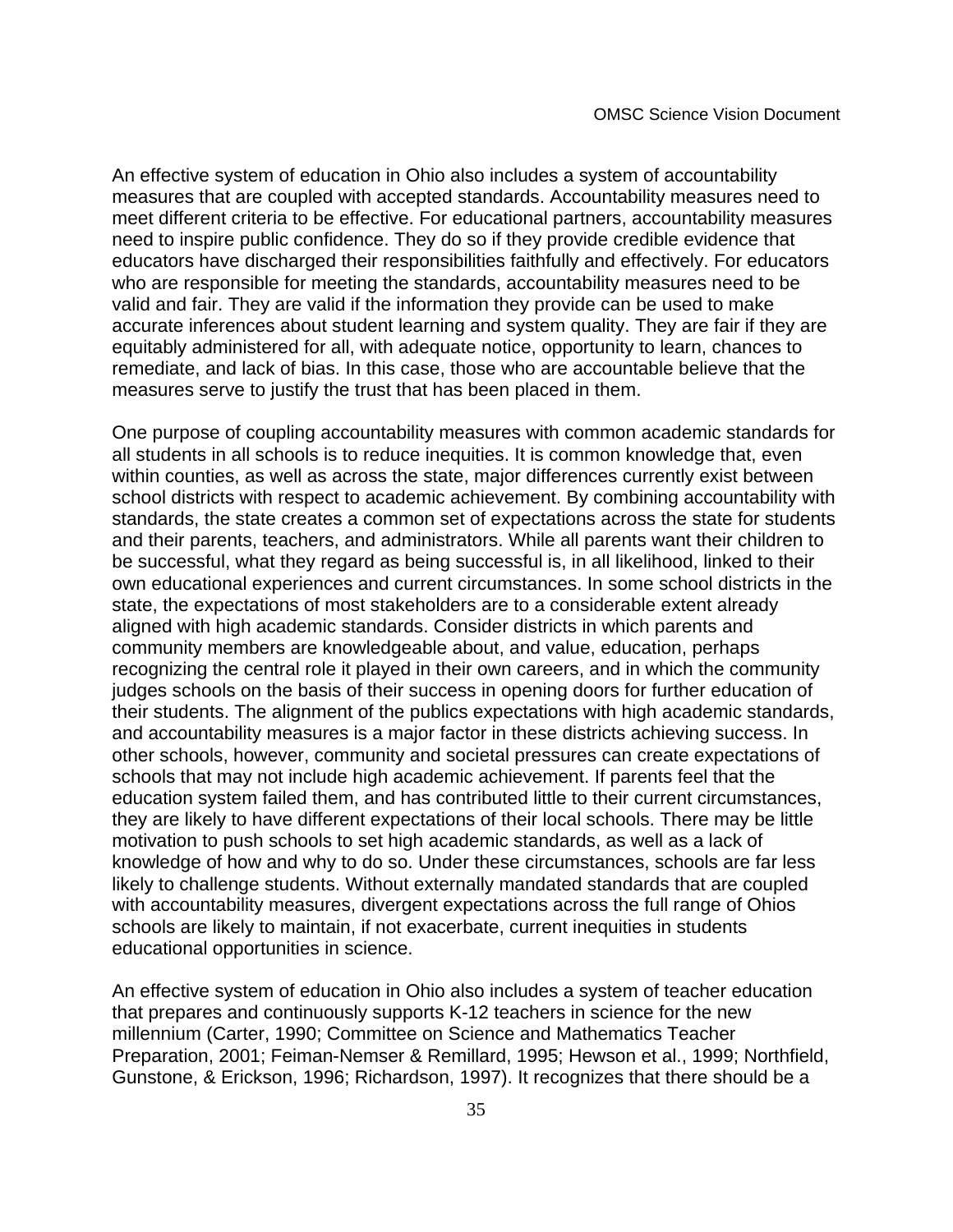An effective system of education in Ohio also includes a system of accountability measures that are coupled with accepted standards. Accountability measures need to meet different criteria to be effective. For educational partners, accountability measures need to inspire public confidence. They do so if they provide credible evidence that educators have discharged their responsibilities faithfully and effectively. For educators who are responsible for meeting the standards, accountability measures need to be valid and fair. They are valid if the information they provide can be used to make accurate inferences about student learning and system quality. They are fair if they are equitably administered for all, with adequate notice, opportunity to learn, chances to remediate, and lack of bias. In this case, those who are accountable believe that the measures serve to justify the trust that has been placed in them.

One purpose of coupling accountability measures with common academic standards for all students in all schools is to reduce inequities. It is common knowledge that, even within counties, as well as across the state, major differences currently exist between school districts with respect to academic achievement. By combining accountability with standards, the state creates a common set of expectations across the state for students and their parents, teachers, and administrators. While all parents want their children to be successful, what they regard as being successful is, in all likelihood, linked to their own educational experiences and current circumstances. In some school districts in the state, the expectations of most stakeholders are to a considerable extent already aligned with high academic standards. Consider districts in which parents and community members are knowledgeable about, and value, education, perhaps recognizing the central role it played in their own careers, and in which the community judges schools on the basis of their success in opening doors for further education of their students. The alignment of the publics expectations with high academic standards, and accountability measures is a major factor in these districts achieving success. In other schools, however, community and societal pressures can create expectations of schools that may not include high academic achievement. If parents feel that the education system failed them, and has contributed little to their current circumstances, they are likely to have different expectations of their local schools. There may be little motivation to push schools to set high academic standards, as well as a lack of knowledge of how and why to do so. Under these circumstances, schools are far less likely to challenge students. Without externally mandated standards that are coupled with accountability measures, divergent expectations across the full range of Ohios schools are likely to maintain, if not exacerbate, current inequities in students educational opportunities in science.

An effective system of education in Ohio also includes a system of teacher education that prepares and continuously supports K-12 teachers in science for the new millennium (Carter, 1990; Committee on Science and Mathematics Teacher Preparation, 2001; Feiman-Nemser & Remillard, 1995; Hewson et al., 1999; Northfield, Gunstone, & Erickson, 1996; Richardson, 1997). It recognizes that there should be a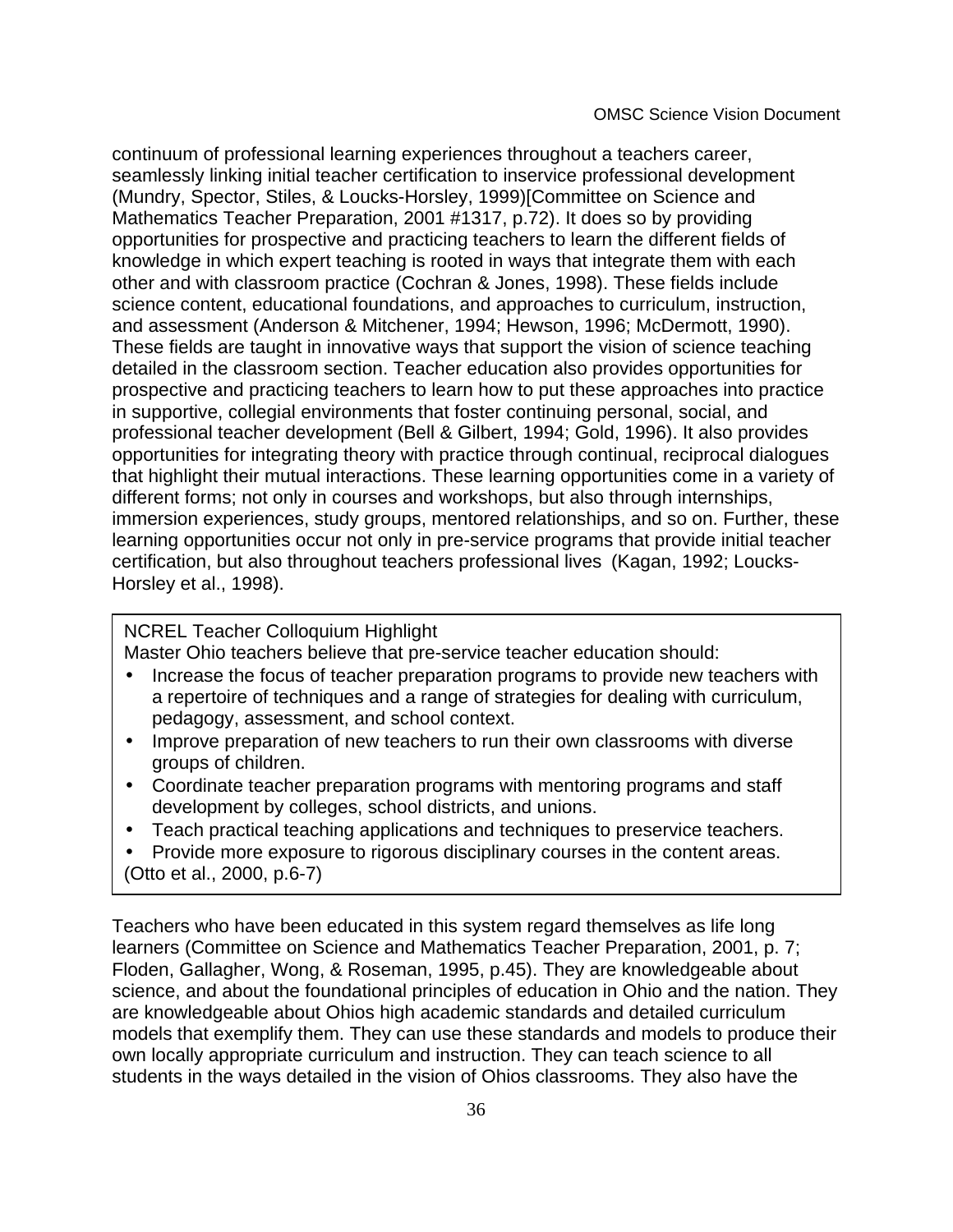continuum of professional learning experiences throughout a teachers career, seamlessly linking initial teacher certification to inservice professional development (Mundry, Spector, Stiles, & Loucks-Horsley, 1999)[Committee on Science and Mathematics Teacher Preparation, 2001 #1317, p.72). It does so by providing opportunities for prospective and practicing teachers to learn the different fields of knowledge in which expert teaching is rooted in ways that integrate them with each other and with classroom practice (Cochran & Jones, 1998). These fields include science content, educational foundations, and approaches to curriculum, instruction, and assessment (Anderson & Mitchener, 1994; Hewson, 1996; McDermott, 1990). These fields are taught in innovative ways that support the vision of science teaching detailed in the classroom section. Teacher education also provides opportunities for prospective and practicing teachers to learn how to put these approaches into practice in supportive, collegial environments that foster continuing personal, social, and professional teacher development (Bell & Gilbert, 1994; Gold, 1996). It also provides opportunities for integrating theory with practice through continual, reciprocal dialogues that highlight their mutual interactions. These learning opportunities come in a variety of different forms; not only in courses and workshops, but also through internships, immersion experiences, study groups, mentored relationships, and so on. Further, these learning opportunities occur not only in pre-service programs that provide initial teacher certification, but also throughout teachers professional lives (Kagan, 1992; Loucks-Horsley et al., 1998).

> NCREL Teacher Colloquium Highlight
> Master Ohio teachers believe that pre-service teacher education should:
>
> - Increase the focus of teacher preparation programs to provide new teachers with a repertoire of techniques and a range of strategies for dealing with curriculum, pedagogy, assessment, and school context.
> - Improve preparation of new teachers to run their own classrooms with diverse groups of children.
> - Coordinate teacher preparation programs with mentoring programs and staff development by colleges, school districts, and unions.
> - Teach practical teaching applications and techniques to preservice teachers.
> - Provide more exposure to rigorous disciplinary courses in the content areas.
>
> (Otto et al., 2000, p.6-7)

Teachers who have been educated in this system regard themselves as life long learners (Committee on Science and Mathematics Teacher Preparation, 2001, p. 7; Floden, Gallagher, Wong, & Roseman, 1995, p.45). They are knowledgeable about science, and about the foundational principles of education in Ohio and the nation. They are knowledgeable about Ohios high academic standards and detailed curriculum models that exemplify them. They can use these standards and models to produce their own locally appropriate curriculum and instruction. They can teach science to all students in the ways detailed in the vision of Ohios classrooms. They also have the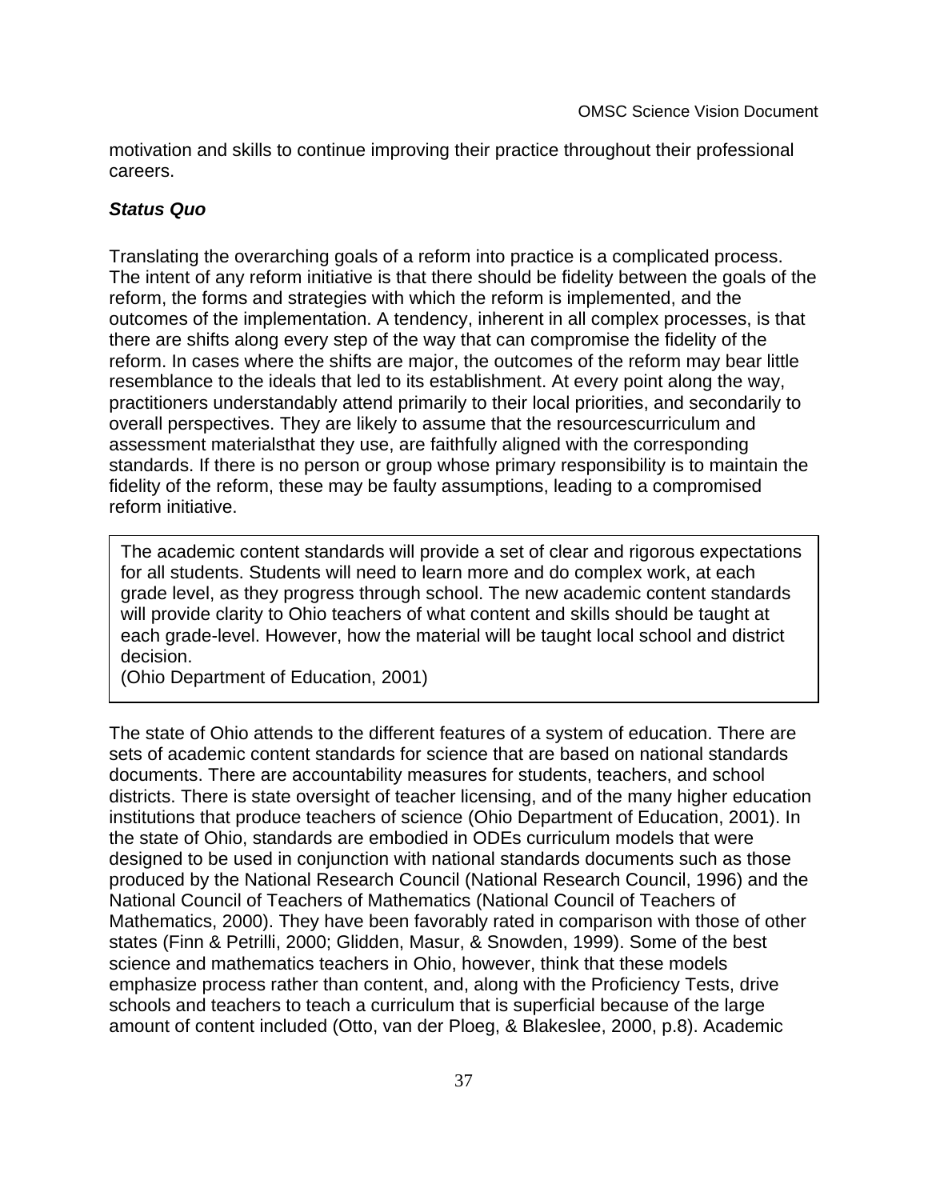motivation and skills to continue improving their practice throughout their professional careers.

***Status Quo***

Translating the overarching goals of a reform into practice is a complicated process. The intent of any reform initiative is that there should be fidelity between the goals of the reform, the forms and strategies with which the reform is implemented, and the outcomes of the implementation. A tendency, inherent in all complex processes, is that there are shifts along every step of the way that can compromise the fidelity of the reform. In cases where the shifts are major, the outcomes of the reform may bear little resemblance to the ideals that led to its establishment. At every point along the way, practitioners understandably attend primarily to their local priorities, and secondarily to overall perspectives. They are likely to assume that the resourcescurriculum and assessment materialsthat they use, are faithfully aligned with the corresponding standards. If there is no person or group whose primary responsibility is to maintain the fidelity of the reform, these may be faulty assumptions, leading to a compromised reform initiative.

> The academic content standards will provide a set of clear and rigorous expectations for all students. Students will need to learn more and do complex work, at each grade level, as they progress through school. The new academic content standards will provide clarity to Ohio teachers of what content and skills should be taught at each grade-level. However, how the material will be taught local school and district decision.
> (Ohio Department of Education, 2001)

The state of Ohio attends to the different features of a system of education. There are sets of academic content standards for science that are based on national standards documents. There are accountability measures for students, teachers, and school districts. There is state oversight of teacher licensing, and of the many higher education institutions that produce teachers of science (Ohio Department of Education, 2001). In the state of Ohio, standards are embodied in ODEs curriculum models that were designed to be used in conjunction with national standards documents such as those produced by the National Research Council (National Research Council, 1996) and the National Council of Teachers of Mathematics (National Council of Teachers of Mathematics, 2000). They have been favorably rated in comparison with those of other states (Finn & Petrilli, 2000; Glidden, Masur, & Snowden, 1999). Some of the best science and mathematics teachers in Ohio, however, think that these models emphasize process rather than content, and, along with the Proficiency Tests, drive schools and teachers to teach a curriculum that is superficial because of the large amount of content included (Otto, van der Ploeg, & Blakeslee, 2000, p.8). Academic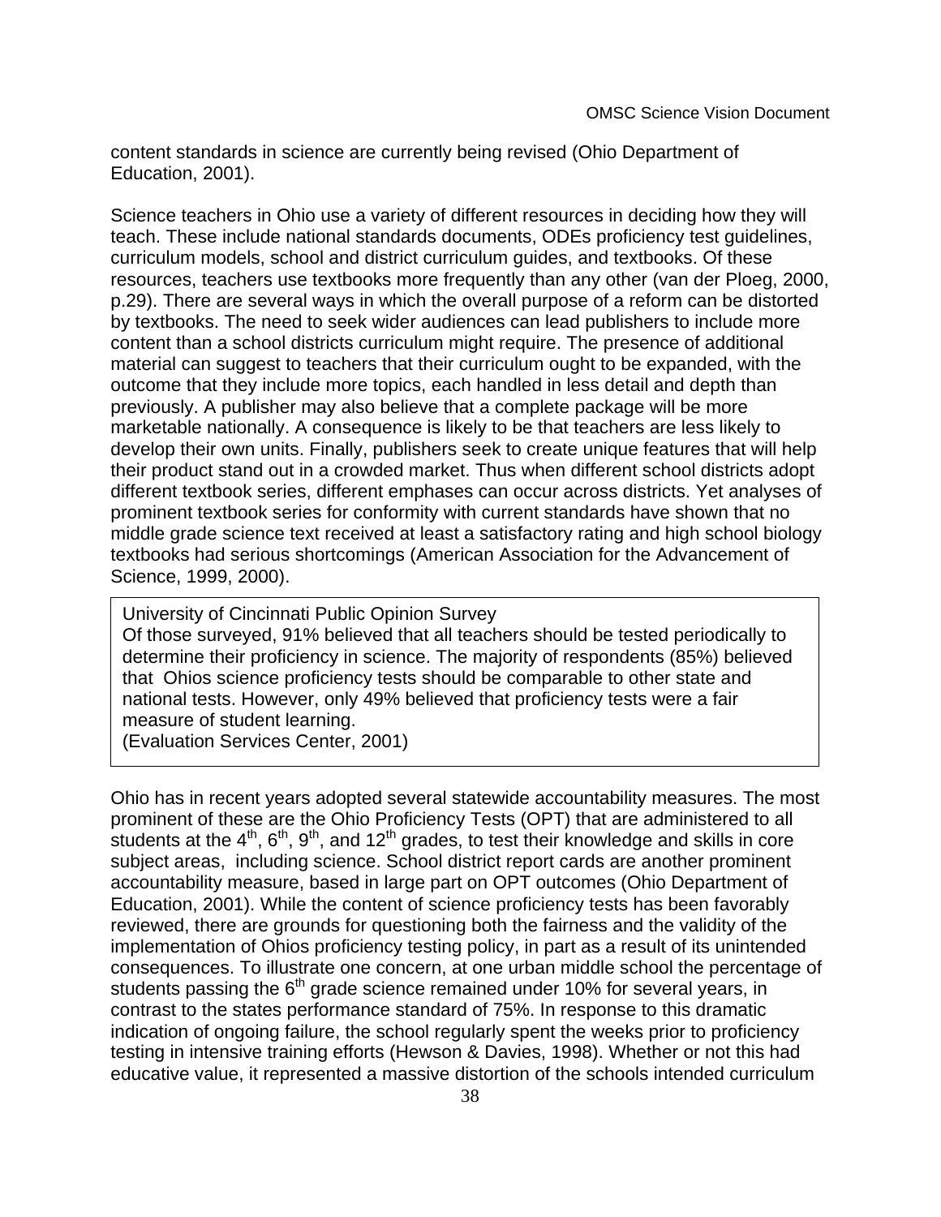content standards in science are currently being revised (Ohio Department of Education, 2001).

Science teachers in Ohio use a variety of different resources in deciding how they will teach. These include national standards documents, ODEs proficiency test guidelines, curriculum models, school and district curriculum guides, and textbooks. Of these resources, teachers use textbooks more frequently than any other (van der Ploeg, 2000, p.29). There are several ways in which the overall purpose of a reform can be distorted by textbooks. The need to seek wider audiences can lead publishers to include more content than a school districts curriculum might require. The presence of additional material can suggest to teachers that their curriculum ought to be expanded, with the outcome that they include more topics, each handled in less detail and depth than previously. A publisher may also believe that a complete package will be more marketable nationally. A consequence is likely to be that teachers are less likely to develop their own units. Finally, publishers seek to create unique features that will help their product stand out in a crowded market. Thus when different school districts adopt different textbook series, different emphases can occur across districts. Yet analyses of prominent textbook series for conformity with current standards have shown that no middle grade science text received at least a satisfactory rating and high school biology textbooks had serious shortcomings (American Association for the Advancement of Science, 1999, 2000).

> University of Cincinnati Public Opinion Survey
> Of those surveyed, 91% believed that all teachers should be tested periodically to determine their proficiency in science. The majority of respondents (85%) believed that Ohios science proficiency tests should be comparable to other state and national tests. However, only 49% believed that proficiency tests were a fair measure of student learning.
> (Evaluation Services Center, 2001)

Ohio has in recent years adopted several statewide accountability measures. The most prominent of these are the Ohio Proficiency Tests (OPT) that are administered to all students at the 4th, 6th, 9th, and 12th grades, to test their knowledge and skills in core subject areas, including science. School district report cards are another prominent accountability measure, based in large part on OPT outcomes (Ohio Department of Education, 2001). While the content of science proficiency tests has been favorably reviewed, there are grounds for questioning both the fairness and the validity of the implementation of Ohios proficiency testing policy, in part as a result of its unintended consequences. To illustrate one concern, at one urban middle school the percentage of students passing the 6th grade science remained under 10% for several years, in contrast to the states performance standard of 75%. In response to this dramatic indication of ongoing failure, the school regularly spent the weeks prior to proficiency testing in intensive training efforts (Hewson & Davies, 1998). Whether or not this had educative value, it represented a massive distortion of the schools intended curriculum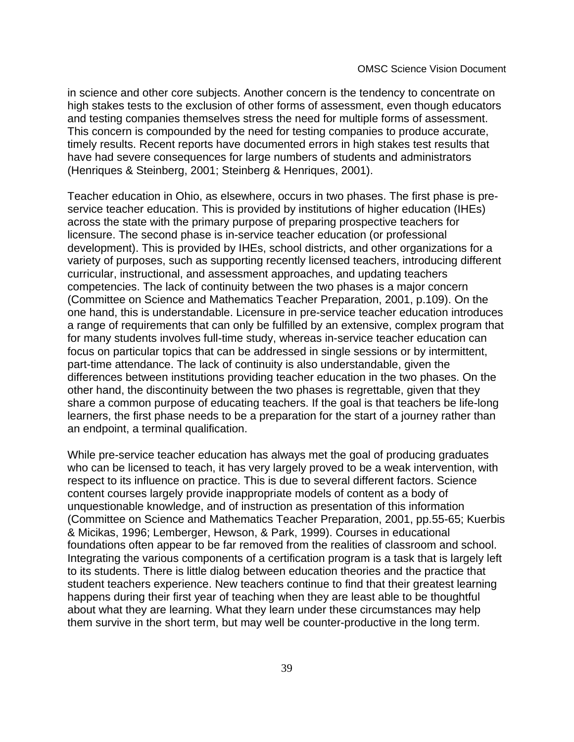in science and other core subjects. Another concern is the tendency to concentrate on high stakes tests to the exclusion of other forms of assessment, even though educators and testing companies themselves stress the need for multiple forms of assessment. This concern is compounded by the need for testing companies to produce accurate, timely results. Recent reports have documented errors in high stakes test results that have had severe consequences for large numbers of students and administrators (Henriques & Steinberg, 2001; Steinberg & Henriques, 2001).

Teacher education in Ohio, as elsewhere, occurs in two phases. The first phase is pre-service teacher education. This is provided by institutions of higher education (IHEs) across the state with the primary purpose of preparing prospective teachers for licensure. The second phase is in-service teacher education (or professional development). This is provided by IHEs, school districts, and other organizations for a variety of purposes, such as supporting recently licensed teachers, introducing different curricular, instructional, and assessment approaches, and updating teachers competencies. The lack of continuity between the two phases is a major concern (Committee on Science and Mathematics Teacher Preparation, 2001, p.109). On the one hand, this is understandable. Licensure in pre-service teacher education introduces a range of requirements that can only be fulfilled by an extensive, complex program that for many students involves full-time study, whereas in-service teacher education can focus on particular topics that can be addressed in single sessions or by intermittent, part-time attendance. The lack of continuity is also understandable, given the differences between institutions providing teacher education in the two phases. On the other hand, the discontinuity between the two phases is regrettable, given that they share a common purpose of educating teachers. If the goal is that teachers be life-long learners, the first phase needs to be a preparation for the start of a journey rather than an endpoint, a terminal qualification.

While pre-service teacher education has always met the goal of producing graduates who can be licensed to teach, it has very largely proved to be a weak intervention, with respect to its influence on practice. This is due to several different factors. Science content courses largely provide inappropriate models of content as a body of unquestionable knowledge, and of instruction as presentation of this information (Committee on Science and Mathematics Teacher Preparation, 2001, pp.55-65; Kuerbis & Micikas, 1996; Lemberger, Hewson, & Park, 1999). Courses in educational foundations often appear to be far removed from the realities of classroom and school. Integrating the various components of a certification program is a task that is largely left to its students. There is little dialog between education theories and the practice that student teachers experience. New teachers continue to find that their greatest learning happens during their first year of teaching when they are least able to be thoughtful about what they are learning. What they learn under these circumstances may help them survive in the short term, but may well be counter-productive in the long term.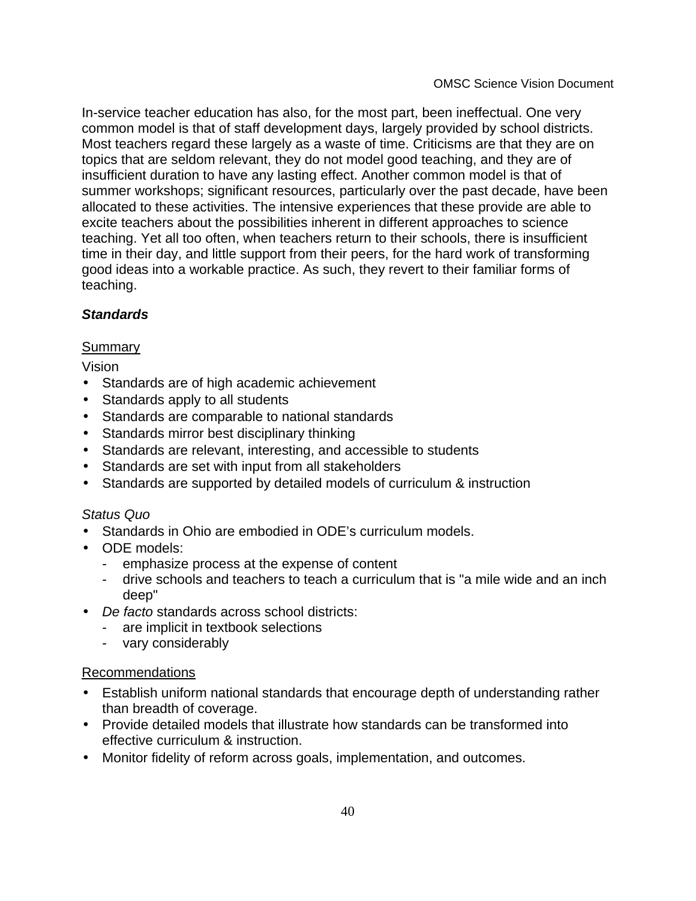In-service teacher education has also, for the most part, been ineffectual. One very common model is that of staff development days, largely provided by school districts. Most teachers regard these largely as a waste of time. Criticisms are that they are on topics that are seldom relevant, they do not model good teaching, and they are of insufficient duration to have any lasting effect. Another common model is that of summer workshops; significant resources, particularly over the past decade, have been allocated to these activities. The intensive experiences that these provide are able to excite teachers about the possibilities inherent in different approaches to science teaching. Yet all too often, when teachers return to their schools, there is insufficient time in their day, and little support from their peers, for the hard work of transforming good ideas into a workable practice. As such, they revert to their familiar forms of teaching.

### ***Standards***

<u>Summary</u>

Vision

- Standards are of high academic achievement
- Standards apply to all students
- Standards are comparable to national standards
- Standards mirror best disciplinary thinking
- Standards are relevant, interesting, and accessible to students
- Standards are set with input from all stakeholders
- Standards are supported by detailed models of curriculum & instruction

*Status Quo*

- Standards in Ohio are embodied in ODE's curriculum models.
- ODE models:
  - emphasize process at the expense of content
  - drive schools and teachers to teach a curriculum that is "a mile wide and an inch deep"
- *De facto* standards across school districts:
  - are implicit in textbook selections
  - vary considerably

<u>Recommendations</u>

- Establish uniform national standards that encourage depth of understanding rather than breadth of coverage.
- Provide detailed models that illustrate how standards can be transformed into effective curriculum & instruction.
- Monitor fidelity of reform across goals, implementation, and outcomes.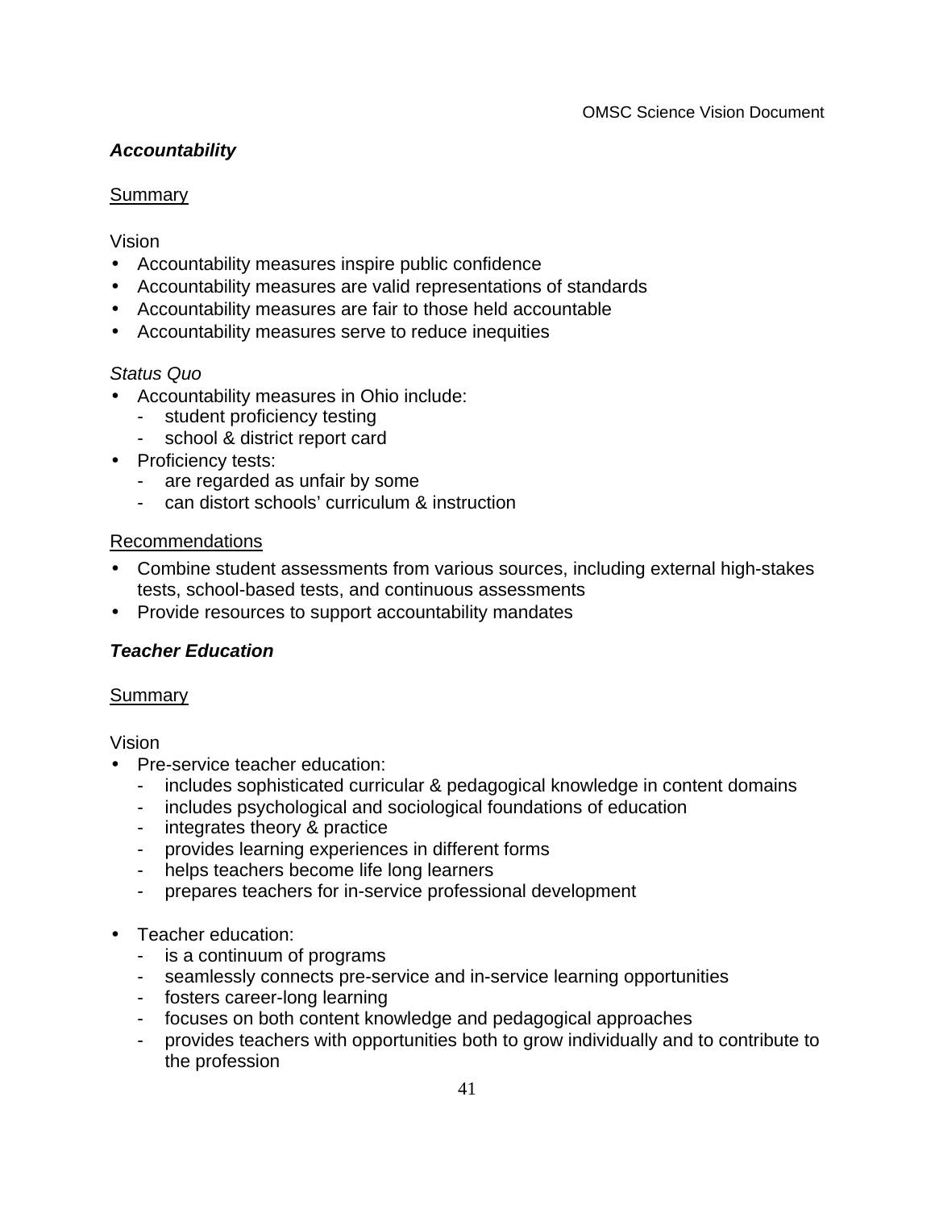### ***Accountability***

Summary

Vision

- Accountability measures inspire public confidence
- Accountability measures are valid representations of standards
- Accountability measures are fair to those held accountable
- Accountability measures serve to reduce inequities

*Status Quo*

- Accountability measures in Ohio include:
  - student proficiency testing
  - school & district report card
- Proficiency tests:
  - are regarded as unfair by some
  - can distort schools' curriculum & instruction

Recommendations

- Combine student assessments from various sources, including external high-stakes tests, school-based tests, and continuous assessments
- Provide resources to support accountability mandates

### ***Teacher Education***

Summary

Vision

- Pre-service teacher education:
  - includes sophisticated curricular & pedagogical knowledge in content domains
  - includes psychological and sociological foundations of education
  - integrates theory & practice
  - provides learning experiences in different forms
  - helps teachers become life long learners
  - prepares teachers for in-service professional development

- Teacher education:
  - is a continuum of programs
  - seamlessly connects pre-service and in-service learning opportunities
  - fosters career-long learning
  - focuses on both content knowledge and pedagogical approaches
  - provides teachers with opportunities both to grow individually and to contribute to the profession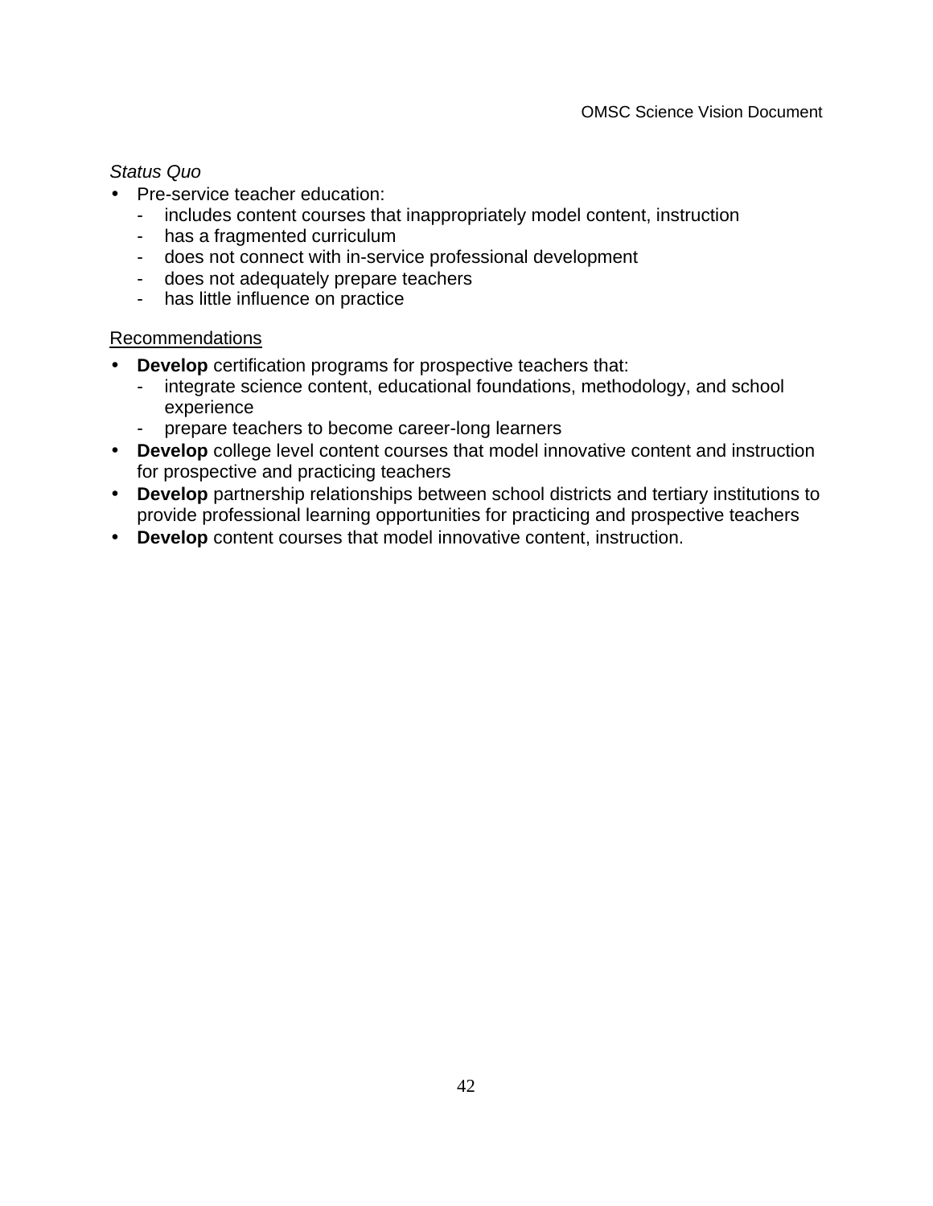*Status Quo*

- Pre-service teacher education:
  - includes content courses that inappropriately model content, instruction
  - has a fragmented curriculum
  - does not connect with in-service professional development
  - does not adequately prepare teachers
  - has little influence on practice

<u>Recommendations</u>

- **Develop** certification programs for prospective teachers that:
  - integrate science content, educational foundations, methodology, and school experience
  - prepare teachers to become career-long learners
- **Develop** college level content courses that model innovative content and instruction for prospective and practicing teachers
- **Develop** partnership relationships between school districts and tertiary institutions to provide professional learning opportunities for practicing and prospective teachers
- **Develop** content courses that model innovative content, instruction.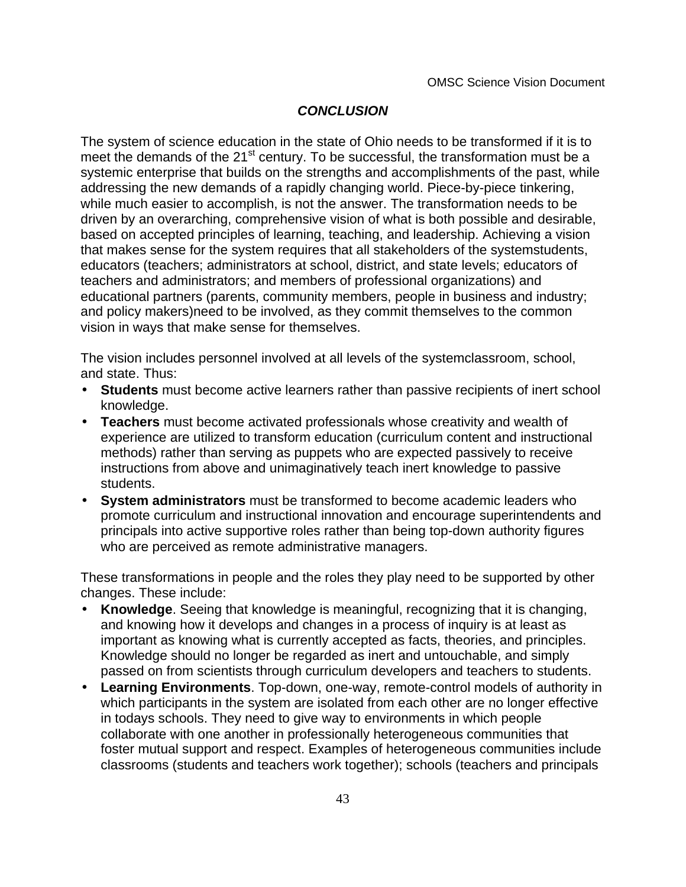## *CONCLUSION*

The system of science education in the state of Ohio needs to be transformed if it is to meet the demands of the 21st century. To be successful, the transformation must be a systemic enterprise that builds on the strengths and accomplishments of the past, while addressing the new demands of a rapidly changing world. Piece-by-piece tinkering, while much easier to accomplish, is not the answer. The transformation needs to be driven by an overarching, comprehensive vision of what is both possible and desirable, based on accepted principles of learning, teaching, and leadership. Achieving a vision that makes sense for the system requires that all stakeholders of the systemstudents, educators (teachers; administrators at school, district, and state levels; educators of teachers and administrators; and members of professional organizations) and educational partners (parents, community members, people in business and industry; and policy makers)need to be involved, as they commit themselves to the common vision in ways that make sense for themselves.

The vision includes personnel involved at all levels of the systemclassroom, school, and state. Thus:

- **Students** must become active learners rather than passive recipients of inert school knowledge.
- **Teachers** must become activated professionals whose creativity and wealth of experience are utilized to transform education (curriculum content and instructional methods) rather than serving as puppets who are expected passively to receive instructions from above and unimaginatively teach inert knowledge to passive students.
- **System administrators** must be transformed to become academic leaders who promote curriculum and instructional innovation and encourage superintendents and principals into active supportive roles rather than being top-down authority figures who are perceived as remote administrative managers.

These transformations in people and the roles they play need to be supported by other changes. These include:

- **Knowledge**. Seeing that knowledge is meaningful, recognizing that it is changing, and knowing how it develops and changes in a process of inquiry is at least as important as knowing what is currently accepted as facts, theories, and principles. Knowledge should no longer be regarded as inert and untouchable, and simply passed on from scientists through curriculum developers and teachers to students.
- **Learning Environments**. Top-down, one-way, remote-control models of authority in which participants in the system are isolated from each other are no longer effective in todays schools. They need to give way to environments in which people collaborate with one another in professionally heterogeneous communities that foster mutual support and respect. Examples of heterogeneous communities include classrooms (students and teachers work together); schools (teachers and principals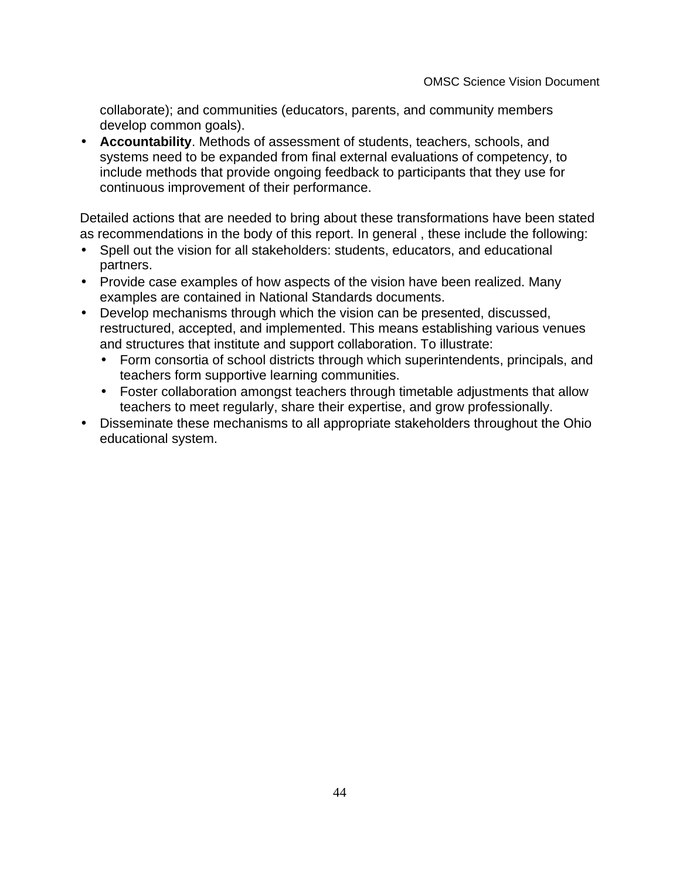collaborate); and communities (educators, parents, and community members develop common goals).

- **Accountability**. Methods of assessment of students, teachers, schools, and systems need to be expanded from final external evaluations of competency, to include methods that provide ongoing feedback to participants that they use for continuous improvement of their performance.

Detailed actions that are needed to bring about these transformations have been stated as recommendations in the body of this report. In general , these include the following:

- Spell out the vision for all stakeholders: students, educators, and educational partners.
- Provide case examples of how aspects of the vision have been realized. Many examples are contained in National Standards documents.
- Develop mechanisms through which the vision can be presented, discussed, restructured, accepted, and implemented. This means establishing various venues and structures that institute and support collaboration. To illustrate:
  - Form consortia of school districts through which superintendents, principals, and teachers form supportive learning communities.
  - Foster collaboration amongst teachers through timetable adjustments that allow teachers to meet regularly, share their expertise, and grow professionally.
- Disseminate these mechanisms to all appropriate stakeholders throughout the Ohio educational system.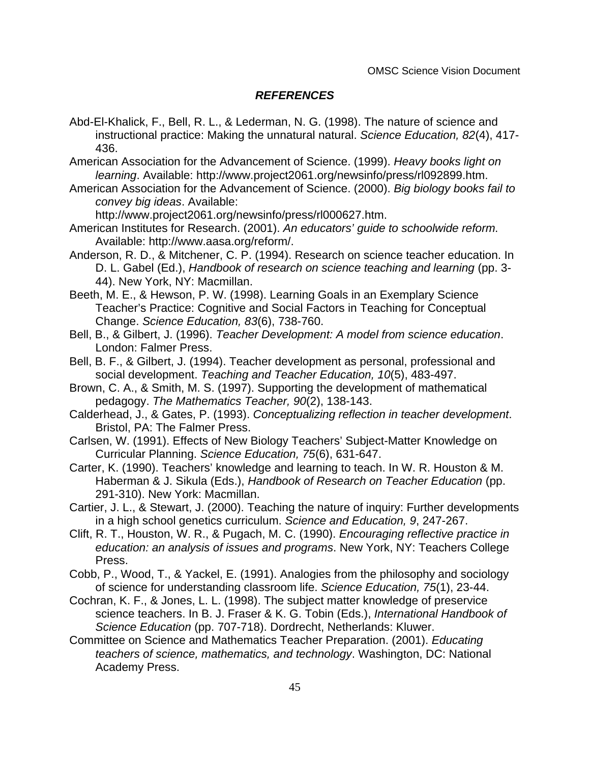## *REFERENCES*

Abd-El-Khalick, F., Bell, R. L., & Lederman, N. G. (1998). The nature of science and instructional practice: Making the unnatural natural. *Science Education, 82*(4), 417-436.

American Association for the Advancement of Science. (1999). *Heavy books light on learning*. Available: http://www.project2061.org/newsinfo/press/rl092899.htm.

American Association for the Advancement of Science. (2000). *Big biology books fail to convey big ideas*. Available: http://www.project2061.org/newsinfo/press/rl000627.htm.

American Institutes for Research. (2001). *An educators' guide to schoolwide reform*. Available: http://www.aasa.org/reform/.

Anderson, R. D., & Mitchener, C. P. (1994). Research on science teacher education. In D. L. Gabel (Ed.), *Handbook of research on science teaching and learning* (pp. 3-44). New York, NY: Macmillan.

Beeth, M. E., & Hewson, P. W. (1998). Learning Goals in an Exemplary Science Teacher's Practice: Cognitive and Social Factors in Teaching for Conceptual Change. *Science Education, 83*(6), 738-760.

Bell, B., & Gilbert, J. (1996). *Teacher Development: A model from science education*. London: Falmer Press.

Bell, B. F., & Gilbert, J. (1994). Teacher development as personal, professional and social development. *Teaching and Teacher Education, 10*(5), 483-497.

Brown, C. A., & Smith, M. S. (1997). Supporting the development of mathematical pedagogy. *The Mathematics Teacher, 90*(2), 138-143.

Calderhead, J., & Gates, P. (1993). *Conceptualizing reflection in teacher development*. Bristol, PA: The Falmer Press.

Carlsen, W. (1991). Effects of New Biology Teachers' Subject-Matter Knowledge on Curricular Planning. *Science Education, 75*(6), 631-647.

Carter, K. (1990). Teachers' knowledge and learning to teach. In W. R. Houston & M. Haberman & J. Sikula (Eds.), *Handbook of Research on Teacher Education* (pp. 291-310). New York: Macmillan.

Cartier, J. L., & Stewart, J. (2000). Teaching the nature of inquiry: Further developments in a high school genetics curriculum. *Science and Education, 9*, 247-267.

Clift, R. T., Houston, W. R., & Pugach, M. C. (1990). *Encouraging reflective practice in education: an analysis of issues and programs*. New York, NY: Teachers College Press.

Cobb, P., Wood, T., & Yackel, E. (1991). Analogies from the philosophy and sociology of science for understanding classroom life. *Science Education, 75*(1), 23-44.

Cochran, K. F., & Jones, L. L. (1998). The subject matter knowledge of preservice science teachers. In B. J. Fraser & K. G. Tobin (Eds.), *International Handbook of Science Education* (pp. 707-718). Dordrecht, Netherlands: Kluwer.

Committee on Science and Mathematics Teacher Preparation. (2001). *Educating teachers of science, mathematics, and technology*. Washington, DC: National Academy Press.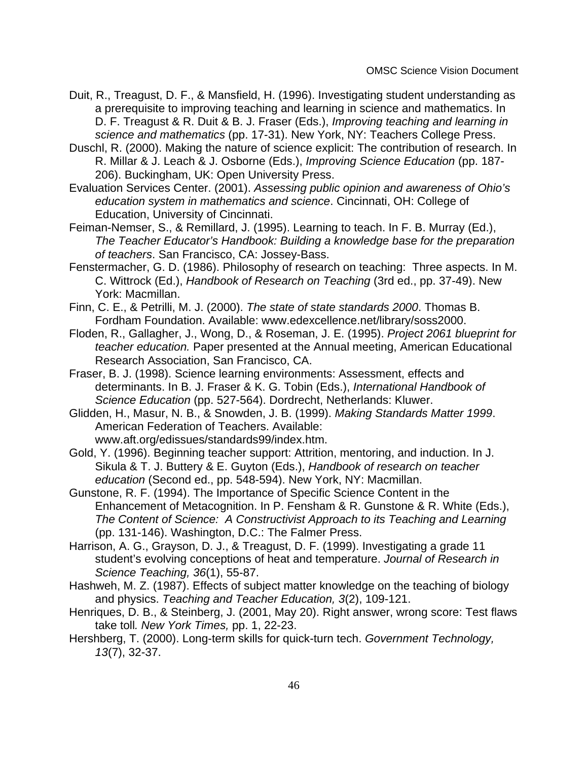Duit, R., Treagust, D. F., & Mansfield, H. (1996). Investigating student understanding as a prerequisite to improving teaching and learning in science and mathematics. In D. F. Treagust & R. Duit & B. J. Fraser (Eds.), *Improving teaching and learning in science and mathematics* (pp. 17-31). New York, NY: Teachers College Press.

Duschl, R. (2000). Making the nature of science explicit: The contribution of research. In R. Millar & J. Leach & J. Osborne (Eds.), *Improving Science Education* (pp. 187-206). Buckingham, UK: Open University Press.

Evaluation Services Center. (2001). *Assessing public opinion and awareness of Ohio's education system in mathematics and science*. Cincinnati, OH: College of Education, University of Cincinnati.

Feiman-Nemser, S., & Remillard, J. (1995). Learning to teach. In F. B. Murray (Ed.), *The Teacher Educator's Handbook: Building a knowledge base for the preparation of teachers*. San Francisco, CA: Jossey-Bass.

Fenstermacher, G. D. (1986). Philosophy of research on teaching: Three aspects. In M. C. Wittrock (Ed.), *Handbook of Research on Teaching* (3rd ed., pp. 37-49). New York: Macmillan.

Finn, C. E., & Petrilli, M. J. (2000). *The state of state standards 2000*. Thomas B. Fordham Foundation. Available: www.edexcellence.net/library/soss2000.

Floden, R., Gallagher, J., Wong, D., & Roseman, J. E. (1995). *Project 2061 blueprint for teacher education.* Paper presented at the Annual meeting, American Educational Research Association, San Francisco, CA.

Fraser, B. J. (1998). Science learning environments: Assessment, effects and determinants. In B. J. Fraser & K. G. Tobin (Eds.), *International Handbook of Science Education* (pp. 527-564). Dordrecht, Netherlands: Kluwer.

Glidden, H., Masur, N. B., & Snowden, J. B. (1999). *Making Standards Matter 1999*. American Federation of Teachers. Available: www.aft.org/edissues/standards99/index.htm.

Gold, Y. (1996). Beginning teacher support: Attrition, mentoring, and induction. In J. Sikula & T. J. Buttery & E. Guyton (Eds.), *Handbook of research on teacher education* (Second ed., pp. 548-594). New York, NY: Macmillan.

Gunstone, R. F. (1994). The Importance of Specific Science Content in the Enhancement of Metacognition. In P. Fensham & R. Gunstone & R. White (Eds.), *The Content of Science: A Constructivist Approach to its Teaching and Learning* (pp. 131-146). Washington, D.C.: The Falmer Press.

Harrison, A. G., Grayson, D. J., & Treagust, D. F. (1999). Investigating a grade 11 student's evolving conceptions of heat and temperature. *Journal of Research in Science Teaching, 36*(1), 55-87.

Hashweh, M. Z. (1987). Effects of subject matter knowledge on the teaching of biology and physics. *Teaching and Teacher Education, 3*(2), 109-121.

Henriques, D. B., & Steinberg, J. (2001, May 20). Right answer, wrong score: Test flaws take toll*. New York Times,* pp. 1, 22-23.

Hershberg, T. (2000). Long-term skills for quick-turn tech. *Government Technology, 13*(7), 32-37.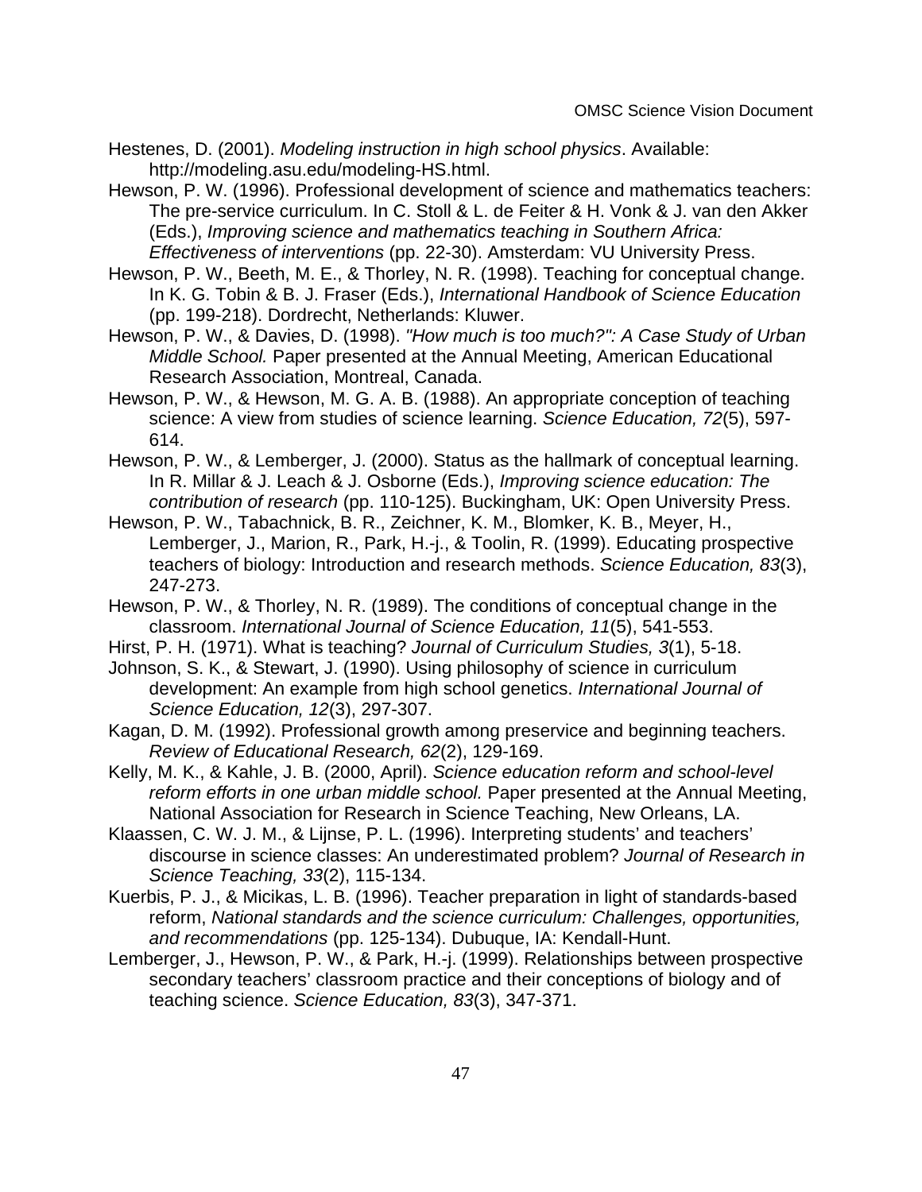Hestenes, D. (2001). *Modeling instruction in high school physics*. Available: http://modeling.asu.edu/modeling-HS.html.

Hewson, P. W. (1996). Professional development of science and mathematics teachers: The pre-service curriculum. In C. Stoll & L. de Feiter & H. Vonk & J. van den Akker (Eds.), *Improving science and mathematics teaching in Southern Africa: Effectiveness of interventions* (pp. 22-30). Amsterdam: VU University Press.

Hewson, P. W., Beeth, M. E., & Thorley, N. R. (1998). Teaching for conceptual change. In K. G. Tobin & B. J. Fraser (Eds.), *International Handbook of Science Education* (pp. 199-218). Dordrecht, Netherlands: Kluwer.

Hewson, P. W., & Davies, D. (1998). *"How much is too much?": A Case Study of Urban Middle School.* Paper presented at the Annual Meeting, American Educational Research Association, Montreal, Canada.

Hewson, P. W., & Hewson, M. G. A. B. (1988). An appropriate conception of teaching science: A view from studies of science learning. *Science Education, 72*(5), 597-614.

Hewson, P. W., & Lemberger, J. (2000). Status as the hallmark of conceptual learning. In R. Millar & J. Leach & J. Osborne (Eds.), *Improving science education: The contribution of research* (pp. 110-125). Buckingham, UK: Open University Press.

Hewson, P. W., Tabachnick, B. R., Zeichner, K. M., Blomker, K. B., Meyer, H., Lemberger, J., Marion, R., Park, H.-j., & Toolin, R. (1999). Educating prospective teachers of biology: Introduction and research methods. *Science Education, 83*(3), 247-273.

Hewson, P. W., & Thorley, N. R. (1989). The conditions of conceptual change in the classroom. *International Journal of Science Education, 11*(5), 541-553.

Hirst, P. H. (1971). What is teaching? *Journal of Curriculum Studies, 3*(1), 5-18.

Johnson, S. K., & Stewart, J. (1990). Using philosophy of science in curriculum development: An example from high school genetics. *International Journal of Science Education, 12*(3), 297-307.

Kagan, D. M. (1992). Professional growth among preservice and beginning teachers. *Review of Educational Research, 62*(2), 129-169.

Kelly, M. K., & Kahle, J. B. (2000, April). *Science education reform and school-level reform efforts in one urban middle school.* Paper presented at the Annual Meeting, National Association for Research in Science Teaching, New Orleans, LA.

Klaassen, C. W. J. M., & Lijnse, P. L. (1996). Interpreting students' and teachers' discourse in science classes: An underestimated problem? *Journal of Research in Science Teaching, 33*(2), 115-134.

Kuerbis, P. J., & Micikas, L. B. (1996). Teacher preparation in light of standards-based reform, *National standards and the science curriculum: Challenges, opportunities, and recommendations* (pp. 125-134). Dubuque, IA: Kendall-Hunt.

Lemberger, J., Hewson, P. W., & Park, H.-j. (1999). Relationships between prospective secondary teachers' classroom practice and their conceptions of biology and of teaching science. *Science Education, 83*(3), 347-371.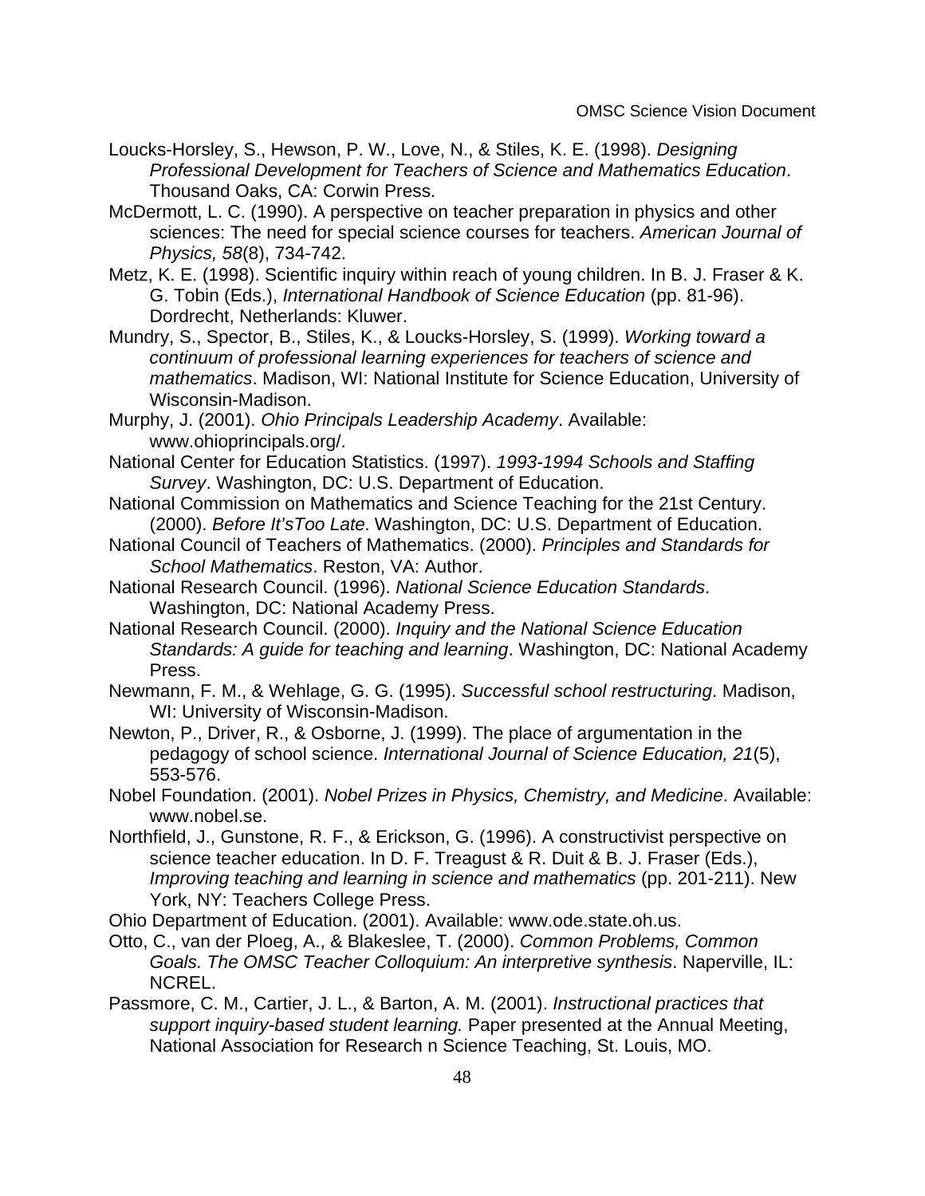Loucks-Horsley, S., Hewson, P. W., Love, N., & Stiles, K. E. (1998). *Designing Professional Development for Teachers of Science and Mathematics Education*. Thousand Oaks, CA: Corwin Press.

McDermott, L. C. (1990). A perspective on teacher preparation in physics and other sciences: The need for special science courses for teachers. *American Journal of Physics, 58*(8), 734-742.

Metz, K. E. (1998). Scientific inquiry within reach of young children. In B. J. Fraser & K. G. Tobin (Eds.), *International Handbook of Science Education* (pp. 81-96). Dordrecht, Netherlands: Kluwer.

Mundry, S., Spector, B., Stiles, K., & Loucks-Horsley, S. (1999). *Working toward a continuum of professional learning experiences for teachers of science and mathematics*. Madison, WI: National Institute for Science Education, University of Wisconsin-Madison.

Murphy, J. (2001). *Ohio Principals Leadership Academy*. Available: www.ohioprincipals.org/.

National Center for Education Statistics. (1997). *1993-1994 Schools and Staffing Survey*. Washington, DC: U.S. Department of Education.

National Commission on Mathematics and Science Teaching for the 21st Century. (2000). *Before It'sToo Late*. Washington, DC: U.S. Department of Education.

National Council of Teachers of Mathematics. (2000). *Principles and Standards for School Mathematics*. Reston, VA: Author.

National Research Council. (1996). *National Science Education Standards*. Washington, DC: National Academy Press.

National Research Council. (2000). *Inquiry and the National Science Education Standards: A guide for teaching and learning*. Washington, DC: National Academy Press.

Newmann, F. M., & Wehlage, G. G. (1995). *Successful school restructuring*. Madison, WI: University of Wisconsin-Madison.

Newton, P., Driver, R., & Osborne, J. (1999). The place of argumentation in the pedagogy of school science. *International Journal of Science Education, 21*(5), 553-576.

Nobel Foundation. (2001). *Nobel Prizes in Physics, Chemistry, and Medicine*. Available: www.nobel.se.

Northfield, J., Gunstone, R. F., & Erickson, G. (1996). A constructivist perspective on science teacher education. In D. F. Treagust & R. Duit & B. J. Fraser (Eds.), *Improving teaching and learning in science and mathematics* (pp. 201-211). New York, NY: Teachers College Press.

Ohio Department of Education. (2001). Available: www.ode.state.oh.us.

Otto, C., van der Ploeg, A., & Blakeslee, T. (2000). *Common Problems, Common Goals. The OMSC Teacher Colloquium: An interpretive synthesis*. Naperville, IL: NCREL.

Passmore, C. M., Cartier, J. L., & Barton, A. M. (2001). *Instructional practices that support inquiry-based student learning.* Paper presented at the Annual Meeting, National Association for Research n Science Teaching, St. Louis, MO.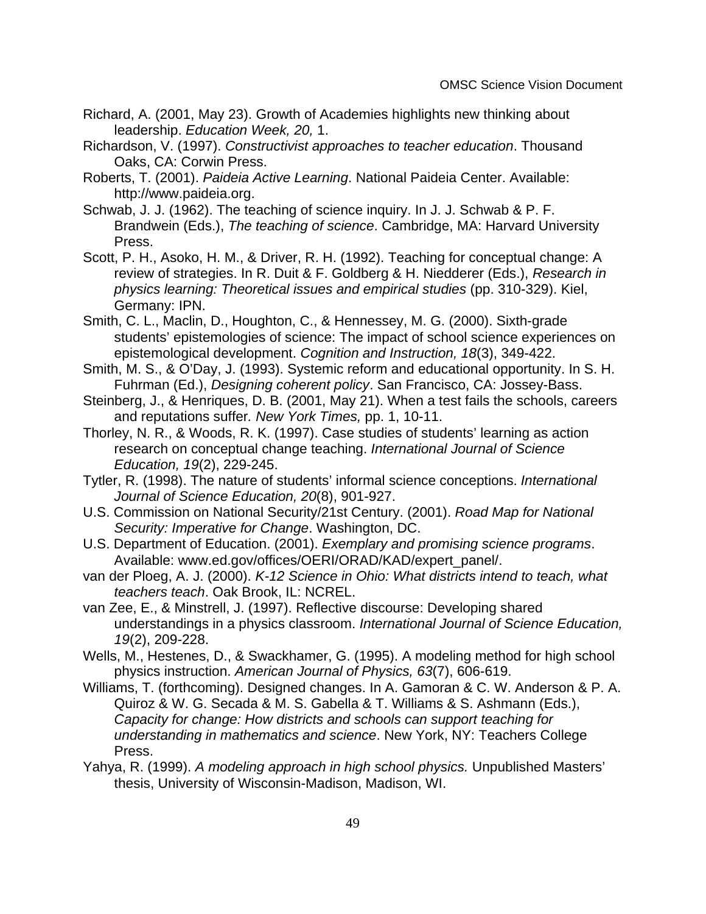Richard, A. (2001, May 23). Growth of Academies highlights new thinking about leadership. *Education Week, 20,* 1.

Richardson, V. (1997). *Constructivist approaches to teacher education*. Thousand Oaks, CA: Corwin Press.

Roberts, T. (2001). *Paideia Active Learning*. National Paideia Center. Available: http://www.paideia.org.

Schwab, J. J. (1962). The teaching of science inquiry. In J. J. Schwab & P. F. Brandwein (Eds.), *The teaching of science*. Cambridge, MA: Harvard University Press.

Scott, P. H., Asoko, H. M., & Driver, R. H. (1992). Teaching for conceptual change: A review of strategies. In R. Duit & F. Goldberg & H. Niedderer (Eds.), *Research in physics learning: Theoretical issues and empirical studies* (pp. 310-329). Kiel, Germany: IPN.

Smith, C. L., Maclin, D., Houghton, C., & Hennessey, M. G. (2000). Sixth-grade students' epistemologies of science: The impact of school science experiences on epistemological development. *Cognition and Instruction, 18*(3), 349-422.

Smith, M. S., & O'Day, J. (1993). Systemic reform and educational opportunity. In S. H. Fuhrman (Ed.), *Designing coherent policy*. San Francisco, CA: Jossey-Bass.

Steinberg, J., & Henriques, D. B. (2001, May 21). When a test fails the schools, careers and reputations suffer*. New York Times,* pp. 1, 10-11.

Thorley, N. R., & Woods, R. K. (1997). Case studies of students' learning as action research on conceptual change teaching. *International Journal of Science Education, 19*(2), 229-245.

Tytler, R. (1998). The nature of students' informal science conceptions. *International Journal of Science Education, 20*(8), 901-927.

U.S. Commission on National Security/21st Century. (2001). *Road Map for National Security: Imperative for Change*. Washington, DC.

U.S. Department of Education. (2001). *Exemplary and promising science programs*. Available: www.ed.gov/offices/OERI/ORAD/KAD/expert_panel/.

van der Ploeg, A. J. (2000). *K-12 Science in Ohio: What districts intend to teach, what teachers teach*. Oak Brook, IL: NCREL.

van Zee, E., & Minstrell, J. (1997). Reflective discourse: Developing shared understandings in a physics classroom. *International Journal of Science Education, 19*(2), 209-228.

Wells, M., Hestenes, D., & Swackhamer, G. (1995). A modeling method for high school physics instruction. *American Journal of Physics, 63*(7), 606-619.

Williams, T. (forthcoming). Designed changes. In A. Gamoran & C. W. Anderson & P. A. Quiroz & W. G. Secada & M. S. Gabella & T. Williams & S. Ashmann (Eds.), *Capacity for change: How districts and schools can support teaching for understanding in mathematics and science*. New York, NY: Teachers College Press.

Yahya, R. (1999). *A modeling approach in high school physics.* Unpublished Masters' thesis, University of Wisconsin-Madison, Madison, WI.